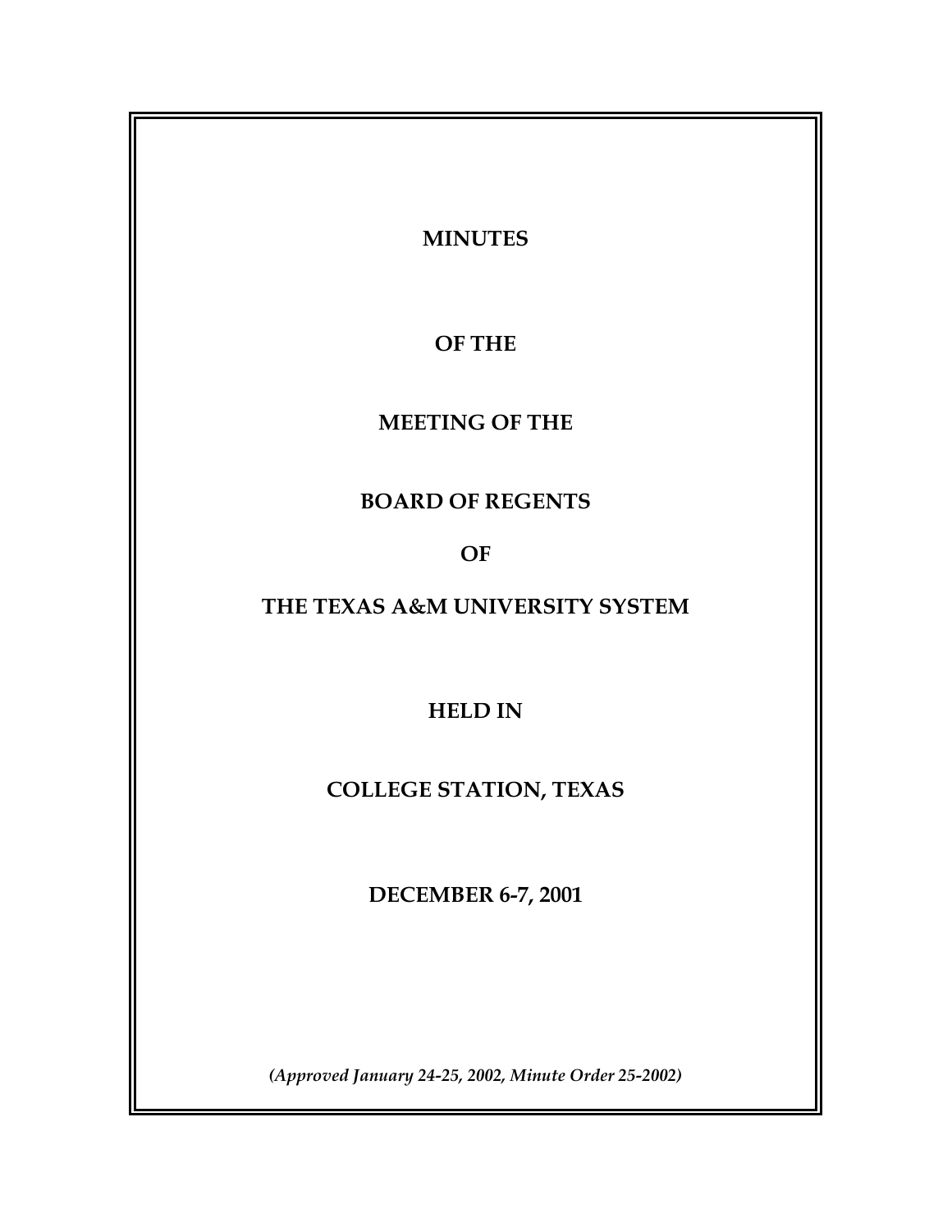# MINUTES

# OF THE

# MEETING OF THE

# BOARD OF REGENTS

# OF

# THE TEXAS A&M UNIVERSITY SYSTEM

# HELD IN

# COLLEGE STATION, TEXAS

# DECEMBER 6-7, 2001

***(Approved January 24-25, 2002, Minute Order 25-2002)***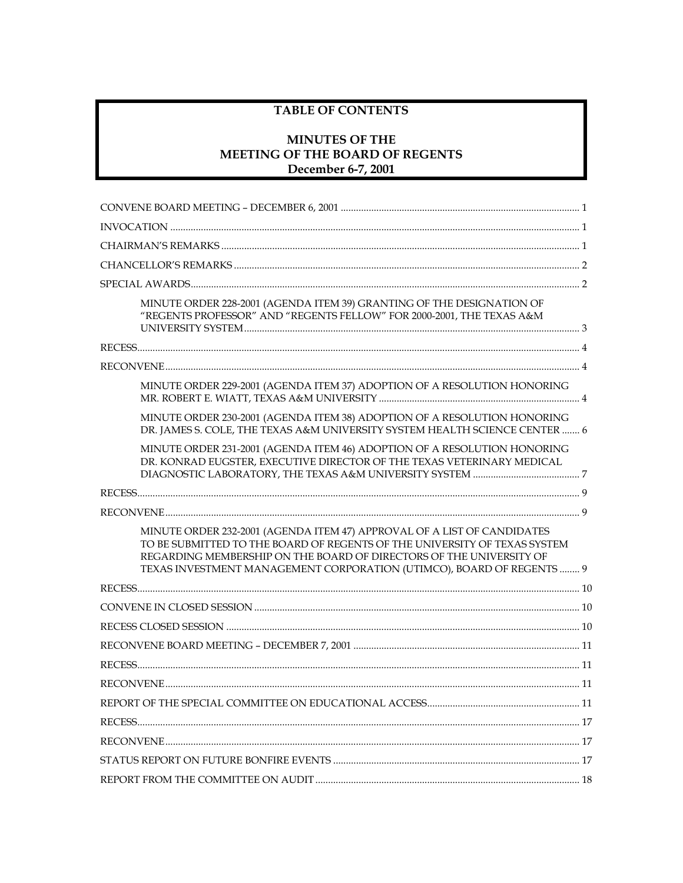# TABLE OF CONTENTS

## MINUTES OF THE MEETING OF THE BOARD OF REGENTS December 6-7, 2001

CONVENE BOARD MEETING – DECEMBER 6, 2001 ..... 1

INVOCATION ..... 1

CHAIRMAN'S REMARKS ..... 1

CHANCELLOR'S REMARKS ..... 2

SPECIAL AWARDS ..... 2

- MINUTE ORDER 228-2001 (AGENDA ITEM 39) GRANTING OF THE DESIGNATION OF "REGENTS PROFESSOR" AND "REGENTS FELLOW" FOR 2000-2001, THE TEXAS A&M UNIVERSITY SYSTEM ..... 3

RECESS ..... 4

RECONVENE ..... 4

- MINUTE ORDER 229-2001 (AGENDA ITEM 37) ADOPTION OF A RESOLUTION HONORING MR. ROBERT E. WIATT, TEXAS A&M UNIVERSITY ..... 4
- MINUTE ORDER 230-2001 (AGENDA ITEM 38) ADOPTION OF A RESOLUTION HONORING DR. JAMES S. COLE, THE TEXAS A&M UNIVERSITY SYSTEM HEALTH SCIENCE CENTER ..... 6
- MINUTE ORDER 231-2001 (AGENDA ITEM 46) ADOPTION OF A RESOLUTION HONORING DR. KONRAD EUGSTER, EXECUTIVE DIRECTOR OF THE TEXAS VETERINARY MEDICAL DIAGNOSTIC LABORATORY, THE TEXAS A&M UNIVERSITY SYSTEM ..... 7

RECESS ..... 9

RECONVENE ..... 9

- MINUTE ORDER 232-2001 (AGENDA ITEM 47) APPROVAL OF A LIST OF CANDIDATES TO BE SUBMITTED TO THE BOARD OF REGENTS OF THE UNIVERSITY OF TEXAS SYSTEM REGARDING MEMBERSHIP ON THE BOARD OF DIRECTORS OF THE UNIVERSITY OF TEXAS INVESTMENT MANAGEMENT CORPORATION (UTIMCO), BOARD OF REGENTS ..... 9

RECESS ..... 10

CONVENE IN CLOSED SESSION ..... 10

RECESS CLOSED SESSION ..... 10

RECONVENE BOARD MEETING – DECEMBER 7, 2001 ..... 11

RECESS ..... 11

RECONVENE ..... 11

REPORT OF THE SPECIAL COMMITTEE ON EDUCATIONAL ACCESS ..... 11

RECESS ..... 17

RECONVENE ..... 17

STATUS REPORT ON FUTURE BONFIRE EVENTS ..... 17

REPORT FROM THE COMMITTEE ON AUDIT ..... 18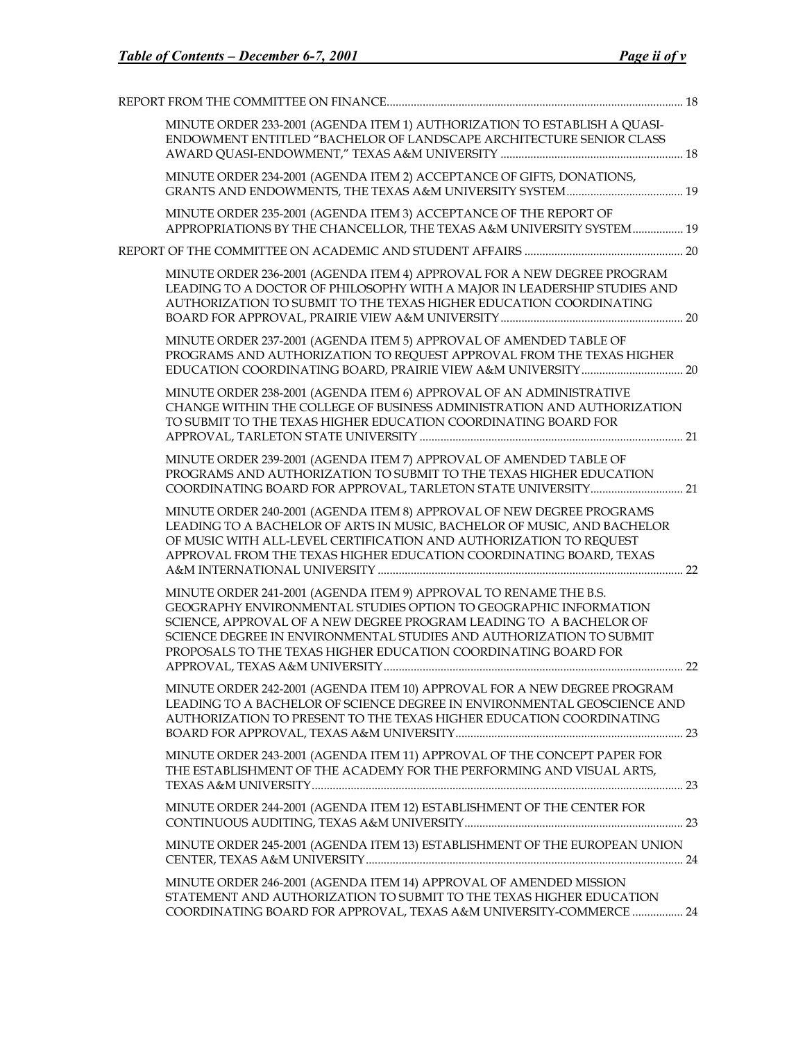REPORT FROM THE COMMITTEE ON FINANCE ... 18

- MINUTE ORDER 233-2001 (AGENDA ITEM 1) AUTHORIZATION TO ESTABLISH A QUASI-ENDOWMENT ENTITLED "BACHELOR OF LANDSCAPE ARCHITECTURE SENIOR CLASS AWARD QUASI-ENDOWMENT," TEXAS A&M UNIVERSITY ... 18
- MINUTE ORDER 234-2001 (AGENDA ITEM 2) ACCEPTANCE OF GIFTS, DONATIONS, GRANTS AND ENDOWMENTS, THE TEXAS A&M UNIVERSITY SYSTEM ... 19
- MINUTE ORDER 235-2001 (AGENDA ITEM 3) ACCEPTANCE OF THE REPORT OF APPROPRIATIONS BY THE CHANCELLOR, THE TEXAS A&M UNIVERSITY SYSTEM ... 19

REPORT OF THE COMMITTEE ON ACADEMIC AND STUDENT AFFAIRS ... 20

- MINUTE ORDER 236-2001 (AGENDA ITEM 4) APPROVAL FOR A NEW DEGREE PROGRAM LEADING TO A DOCTOR OF PHILOSOPHY WITH A MAJOR IN LEADERSHIP STUDIES AND AUTHORIZATION TO SUBMIT TO THE TEXAS HIGHER EDUCATION COORDINATING BOARD FOR APPROVAL, PRAIRIE VIEW A&M UNIVERSITY ... 20
- MINUTE ORDER 237-2001 (AGENDA ITEM 5) APPROVAL OF AMENDED TABLE OF PROGRAMS AND AUTHORIZATION TO REQUEST APPROVAL FROM THE TEXAS HIGHER EDUCATION COORDINATING BOARD, PRAIRIE VIEW A&M UNIVERSITY ... 20
- MINUTE ORDER 238-2001 (AGENDA ITEM 6) APPROVAL OF AN ADMINISTRATIVE CHANGE WITHIN THE COLLEGE OF BUSINESS ADMINISTRATION AND AUTHORIZATION TO SUBMIT TO THE TEXAS HIGHER EDUCATION COORDINATING BOARD FOR APPROVAL, TARLETON STATE UNIVERSITY ... 21
- MINUTE ORDER 239-2001 (AGENDA ITEM 7) APPROVAL OF AMENDED TABLE OF PROGRAMS AND AUTHORIZATION TO SUBMIT TO THE TEXAS HIGHER EDUCATION COORDINATING BOARD FOR APPROVAL, TARLETON STATE UNIVERSITY ... 21
- MINUTE ORDER 240-2001 (AGENDA ITEM 8) APPROVAL OF NEW DEGREE PROGRAMS LEADING TO A BACHELOR OF ARTS IN MUSIC, BACHELOR OF MUSIC, AND BACHELOR OF MUSIC WITH ALL-LEVEL CERTIFICATION AND AUTHORIZATION TO REQUEST APPROVAL FROM THE TEXAS HIGHER EDUCATION COORDINATING BOARD, TEXAS A&M INTERNATIONAL UNIVERSITY ... 22
- MINUTE ORDER 241-2001 (AGENDA ITEM 9) APPROVAL TO RENAME THE B.S. GEOGRAPHY ENVIRONMENTAL STUDIES OPTION TO GEOGRAPHIC INFORMATION SCIENCE, APPROVAL OF A NEW DEGREE PROGRAM LEADING TO A BACHELOR OF SCIENCE DEGREE IN ENVIRONMENTAL STUDIES AND AUTHORIZATION TO SUBMIT PROPOSALS TO THE TEXAS HIGHER EDUCATION COORDINATING BOARD FOR APPROVAL, TEXAS A&M UNIVERSITY ... 22
- MINUTE ORDER 242-2001 (AGENDA ITEM 10) APPROVAL FOR A NEW DEGREE PROGRAM LEADING TO A BACHELOR OF SCIENCE DEGREE IN ENVIRONMENTAL GEOSCIENCE AND AUTHORIZATION TO PRESENT TO THE TEXAS HIGHER EDUCATION COORDINATING BOARD FOR APPROVAL, TEXAS A&M UNIVERSITY ... 23
- MINUTE ORDER 243-2001 (AGENDA ITEM 11) APPROVAL OF THE CONCEPT PAPER FOR THE ESTABLISHMENT OF THE ACADEMY FOR THE PERFORMING AND VISUAL ARTS, TEXAS A&M UNIVERSITY ... 23
- MINUTE ORDER 244-2001 (AGENDA ITEM 12) ESTABLISHMENT OF THE CENTER FOR CONTINUOUS AUDITING, TEXAS A&M UNIVERSITY ... 23
- MINUTE ORDER 245-2001 (AGENDA ITEM 13) ESTABLISHMENT OF THE EUROPEAN UNION CENTER, TEXAS A&M UNIVERSITY ... 24
- MINUTE ORDER 246-2001 (AGENDA ITEM 14) APPROVAL OF AMENDED MISSION STATEMENT AND AUTHORIZATION TO SUBMIT TO THE TEXAS HIGHER EDUCATION COORDINATING BOARD FOR APPROVAL, TEXAS A&M UNIVERSITY-COMMERCE ... 24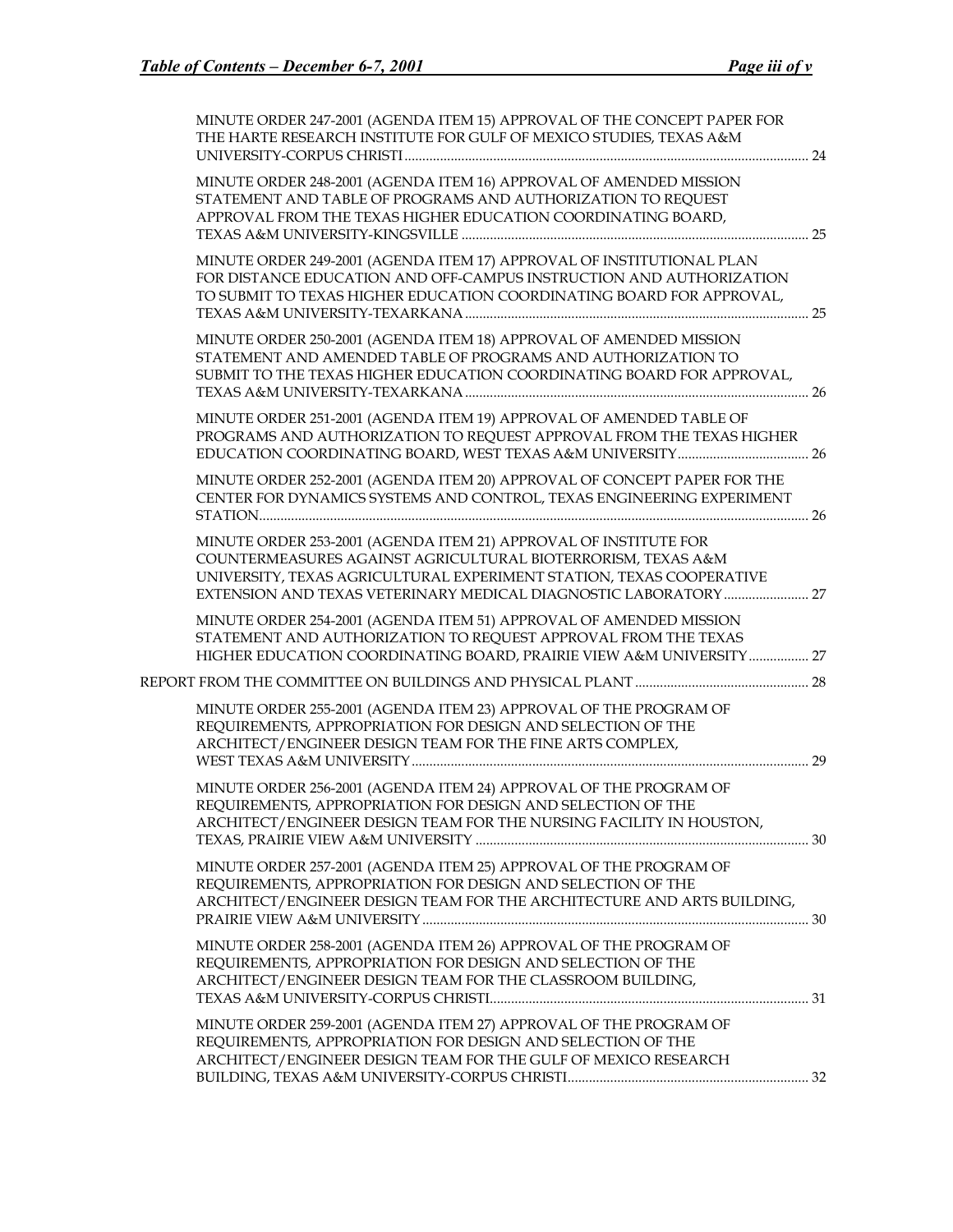MINUTE ORDER 247-2001 (AGENDA ITEM 15) APPROVAL OF THE CONCEPT PAPER FOR THE HARTE RESEARCH INSTITUTE FOR GULF OF MEXICO STUDIES, TEXAS A&M UNIVERSITY-CORPUS CHRISTI ........ 24

MINUTE ORDER 248-2001 (AGENDA ITEM 16) APPROVAL OF AMENDED MISSION STATEMENT AND TABLE OF PROGRAMS AND AUTHORIZATION TO REQUEST APPROVAL FROM THE TEXAS HIGHER EDUCATION COORDINATING BOARD, TEXAS A&M UNIVERSITY-KINGSVILLE ........ 25

MINUTE ORDER 249-2001 (AGENDA ITEM 17) APPROVAL OF INSTITUTIONAL PLAN FOR DISTANCE EDUCATION AND OFF-CAMPUS INSTRUCTION AND AUTHORIZATION TO SUBMIT TO TEXAS HIGHER EDUCATION COORDINATING BOARD FOR APPROVAL, TEXAS A&M UNIVERSITY-TEXARKANA ........ 25

MINUTE ORDER 250-2001 (AGENDA ITEM 18) APPROVAL OF AMENDED MISSION STATEMENT AND AMENDED TABLE OF PROGRAMS AND AUTHORIZATION TO SUBMIT TO THE TEXAS HIGHER EDUCATION COORDINATING BOARD FOR APPROVAL, TEXAS A&M UNIVERSITY-TEXARKANA ........ 26

MINUTE ORDER 251-2001 (AGENDA ITEM 19) APPROVAL OF AMENDED TABLE OF PROGRAMS AND AUTHORIZATION TO REQUEST APPROVAL FROM THE TEXAS HIGHER EDUCATION COORDINATING BOARD, WEST TEXAS A&M UNIVERSITY ........ 26

MINUTE ORDER 252-2001 (AGENDA ITEM 20) APPROVAL OF CONCEPT PAPER FOR THE CENTER FOR DYNAMICS SYSTEMS AND CONTROL, TEXAS ENGINEERING EXPERIMENT STATION ........ 26

MINUTE ORDER 253-2001 (AGENDA ITEM 21) APPROVAL OF INSTITUTE FOR COUNTERMEASURES AGAINST AGRICULTURAL BIOTERRORISM, TEXAS A&M UNIVERSITY, TEXAS AGRICULTURAL EXPERIMENT STATION, TEXAS COOPERATIVE EXTENSION AND TEXAS VETERINARY MEDICAL DIAGNOSTIC LABORATORY ........ 27

MINUTE ORDER 254-2001 (AGENDA ITEM 51) APPROVAL OF AMENDED MISSION STATEMENT AND AUTHORIZATION TO REQUEST APPROVAL FROM THE TEXAS HIGHER EDUCATION COORDINATING BOARD, PRAIRIE VIEW A&M UNIVERSITY ........ 27

REPORT FROM THE COMMITTEE ON BUILDINGS AND PHYSICAL PLANT ........ 28

MINUTE ORDER 255-2001 (AGENDA ITEM 23) APPROVAL OF THE PROGRAM OF REQUIREMENTS, APPROPRIATION FOR DESIGN AND SELECTION OF THE ARCHITECT/ENGINEER DESIGN TEAM FOR THE FINE ARTS COMPLEX, WEST TEXAS A&M UNIVERSITY ........ 29

MINUTE ORDER 256-2001 (AGENDA ITEM 24) APPROVAL OF THE PROGRAM OF REQUIREMENTS, APPROPRIATION FOR DESIGN AND SELECTION OF THE ARCHITECT/ENGINEER DESIGN TEAM FOR THE NURSING FACILITY IN HOUSTON, TEXAS, PRAIRIE VIEW A&M UNIVERSITY ........ 30

MINUTE ORDER 257-2001 (AGENDA ITEM 25) APPROVAL OF THE PROGRAM OF REQUIREMENTS, APPROPRIATION FOR DESIGN AND SELECTION OF THE ARCHITECT/ENGINEER DESIGN TEAM FOR THE ARCHITECTURE AND ARTS BUILDING, PRAIRIE VIEW A&M UNIVERSITY ........ 30

MINUTE ORDER 258-2001 (AGENDA ITEM 26) APPROVAL OF THE PROGRAM OF REQUIREMENTS, APPROPRIATION FOR DESIGN AND SELECTION OF THE ARCHITECT/ENGINEER DESIGN TEAM FOR THE CLASSROOM BUILDING, TEXAS A&M UNIVERSITY-CORPUS CHRISTI ........ 31

MINUTE ORDER 259-2001 (AGENDA ITEM 27) APPROVAL OF THE PROGRAM OF REQUIREMENTS, APPROPRIATION FOR DESIGN AND SELECTION OF THE ARCHITECT/ENGINEER DESIGN TEAM FOR THE GULF OF MEXICO RESEARCH BUILDING, TEXAS A&M UNIVERSITY-CORPUS CHRISTI ........ 32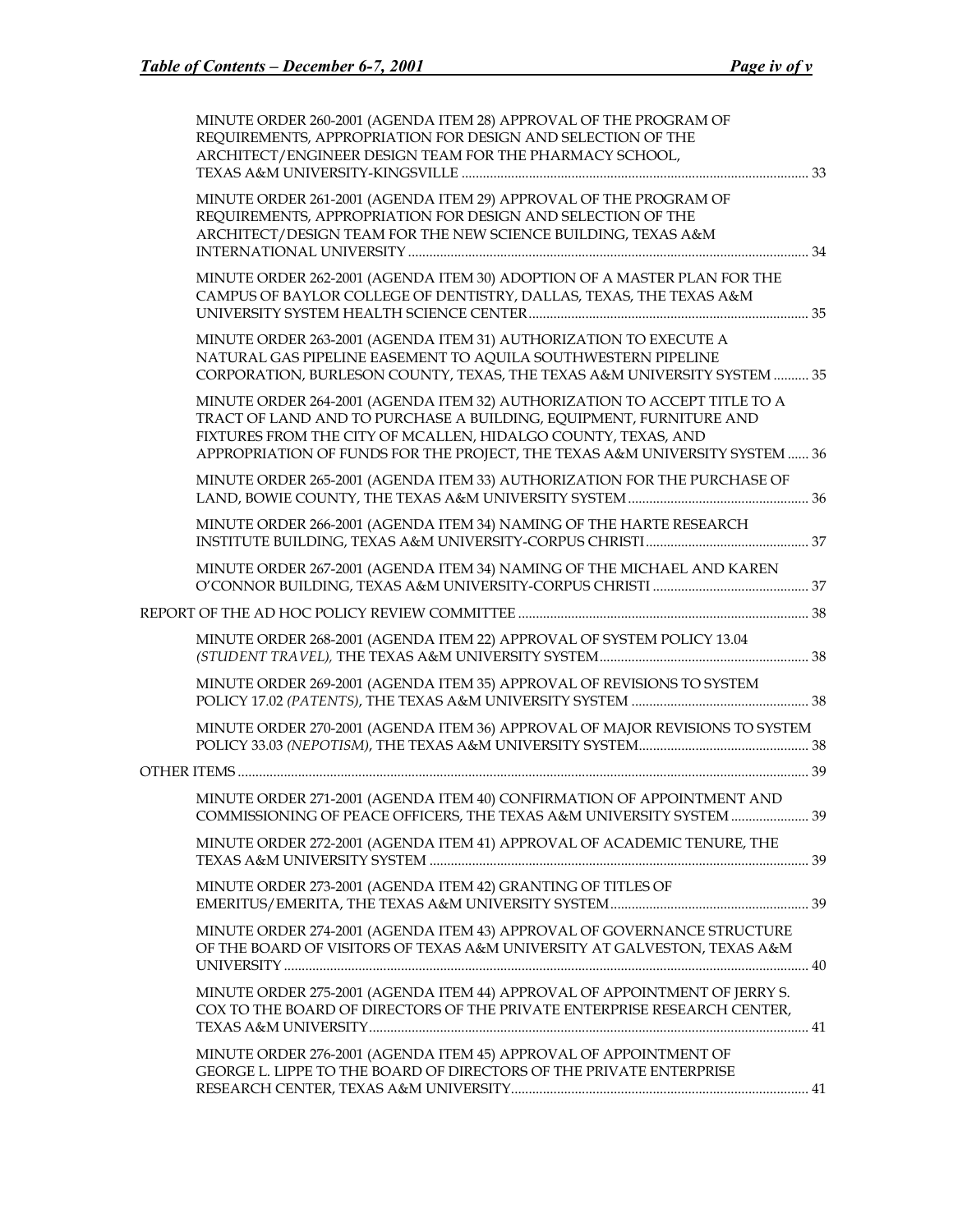MINUTE ORDER 260-2001 (AGENDA ITEM 28) APPROVAL OF THE PROGRAM OF REQUIREMENTS, APPROPRIATION FOR DESIGN AND SELECTION OF THE ARCHITECT/ENGINEER DESIGN TEAM FOR THE PHARMACY SCHOOL, TEXAS A&M UNIVERSITY-KINGSVILLE ..... 33

MINUTE ORDER 261-2001 (AGENDA ITEM 29) APPROVAL OF THE PROGRAM OF REQUIREMENTS, APPROPRIATION FOR DESIGN AND SELECTION OF THE ARCHITECT/DESIGN TEAM FOR THE NEW SCIENCE BUILDING, TEXAS A&M INTERNATIONAL UNIVERSITY ..... 34

MINUTE ORDER 262-2001 (AGENDA ITEM 30) ADOPTION OF A MASTER PLAN FOR THE CAMPUS OF BAYLOR COLLEGE OF DENTISTRY, DALLAS, TEXAS, THE TEXAS A&M UNIVERSITY SYSTEM HEALTH SCIENCE CENTER ..... 35

MINUTE ORDER 263-2001 (AGENDA ITEM 31) AUTHORIZATION TO EXECUTE A NATURAL GAS PIPELINE EASEMENT TO AQUILA SOUTHWESTERN PIPELINE CORPORATION, BURLESON COUNTY, TEXAS, THE TEXAS A&M UNIVERSITY SYSTEM ..... 35

MINUTE ORDER 264-2001 (AGENDA ITEM 32) AUTHORIZATION TO ACCEPT TITLE TO A TRACT OF LAND AND TO PURCHASE A BUILDING, EQUIPMENT, FURNITURE AND FIXTURES FROM THE CITY OF MCALLEN, HIDALGO COUNTY, TEXAS, AND APPROPRIATION OF FUNDS FOR THE PROJECT, THE TEXAS A&M UNIVERSITY SYSTEM ..... 36

MINUTE ORDER 265-2001 (AGENDA ITEM 33) AUTHORIZATION FOR THE PURCHASE OF LAND, BOWIE COUNTY, THE TEXAS A&M UNIVERSITY SYSTEM ..... 36

MINUTE ORDER 266-2001 (AGENDA ITEM 34) NAMING OF THE HARTE RESEARCH INSTITUTE BUILDING, TEXAS A&M UNIVERSITY-CORPUS CHRISTI ..... 37

MINUTE ORDER 267-2001 (AGENDA ITEM 34) NAMING OF THE MICHAEL AND KAREN O'CONNOR BUILDING, TEXAS A&M UNIVERSITY-CORPUS CHRISTI ..... 37

REPORT OF THE AD HOC POLICY REVIEW COMMITTEE ..... 38

MINUTE ORDER 268-2001 (AGENDA ITEM 22) APPROVAL OF SYSTEM POLICY 13.04 *(STUDENT TRAVEL)*, THE TEXAS A&M UNIVERSITY SYSTEM ..... 38

MINUTE ORDER 269-2001 (AGENDA ITEM 35) APPROVAL OF REVISIONS TO SYSTEM POLICY 17.02 *(PATENTS)*, THE TEXAS A&M UNIVERSITY SYSTEM ..... 38

MINUTE ORDER 270-2001 (AGENDA ITEM 36) APPROVAL OF MAJOR REVISIONS TO SYSTEM POLICY 33.03 *(NEPOTISM)*, THE TEXAS A&M UNIVERSITY SYSTEM ..... 38

OTHER ITEMS ..... 39

MINUTE ORDER 271-2001 (AGENDA ITEM 40) CONFIRMATION OF APPOINTMENT AND COMMISSIONING OF PEACE OFFICERS, THE TEXAS A&M UNIVERSITY SYSTEM ..... 39

MINUTE ORDER 272-2001 (AGENDA ITEM 41) APPROVAL OF ACADEMIC TENURE, THE TEXAS A&M UNIVERSITY SYSTEM ..... 39

MINUTE ORDER 273-2001 (AGENDA ITEM 42) GRANTING OF TITLES OF EMERITUS/EMERITA, THE TEXAS A&M UNIVERSITY SYSTEM ..... 39

MINUTE ORDER 274-2001 (AGENDA ITEM 43) APPROVAL OF GOVERNANCE STRUCTURE OF THE BOARD OF VISITORS OF TEXAS A&M UNIVERSITY AT GALVESTON, TEXAS A&M UNIVERSITY ..... 40

MINUTE ORDER 275-2001 (AGENDA ITEM 44) APPROVAL OF APPOINTMENT OF JERRY S. COX TO THE BOARD OF DIRECTORS OF THE PRIVATE ENTERPRISE RESEARCH CENTER, TEXAS A&M UNIVERSITY ..... 41

MINUTE ORDER 276-2001 (AGENDA ITEM 45) APPROVAL OF APPOINTMENT OF GEORGE L. LIPPE TO THE BOARD OF DIRECTORS OF THE PRIVATE ENTERPRISE RESEARCH CENTER, TEXAS A&M UNIVERSITY ..... 41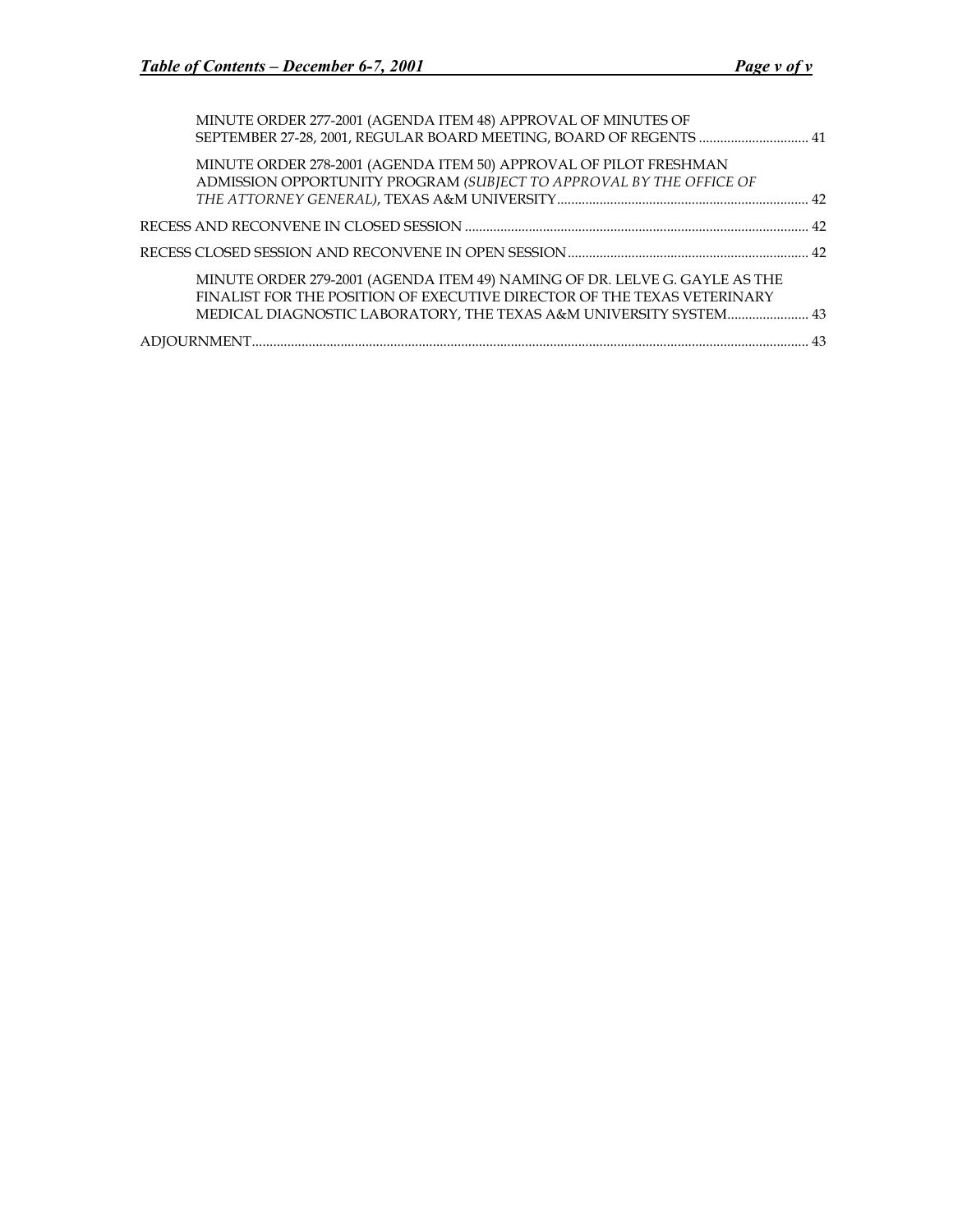MINUTE ORDER 277-2001 (AGENDA ITEM 48) APPROVAL OF MINUTES OF SEPTEMBER 27-28, 2001, REGULAR BOARD MEETING, BOARD OF REGENTS ............................... 41

MINUTE ORDER 278-2001 (AGENDA ITEM 50) APPROVAL OF PILOT FRESHMAN ADMISSION OPPORTUNITY PROGRAM *(SUBJECT TO APPROVAL BY THE OFFICE OF THE ATTORNEY GENERAL)*, TEXAS A&M UNIVERSITY....................................................................... 42

RECESS AND RECONVENE IN CLOSED SESSION ................................................................................................ 42

RECESS CLOSED SESSION AND RECONVENE IN OPEN SESSION.................................................................... 42

MINUTE ORDER 279-2001 (AGENDA ITEM 49) NAMING OF DR. LELVE G. GAYLE AS THE FINALIST FOR THE POSITION OF EXECUTIVE DIRECTOR OF THE TEXAS VETERINARY MEDICAL DIAGNOSTIC LABORATORY, THE TEXAS A&M UNIVERSITY SYSTEM....................... 43

ADJOURNMENT.......................................................................................................................................... 43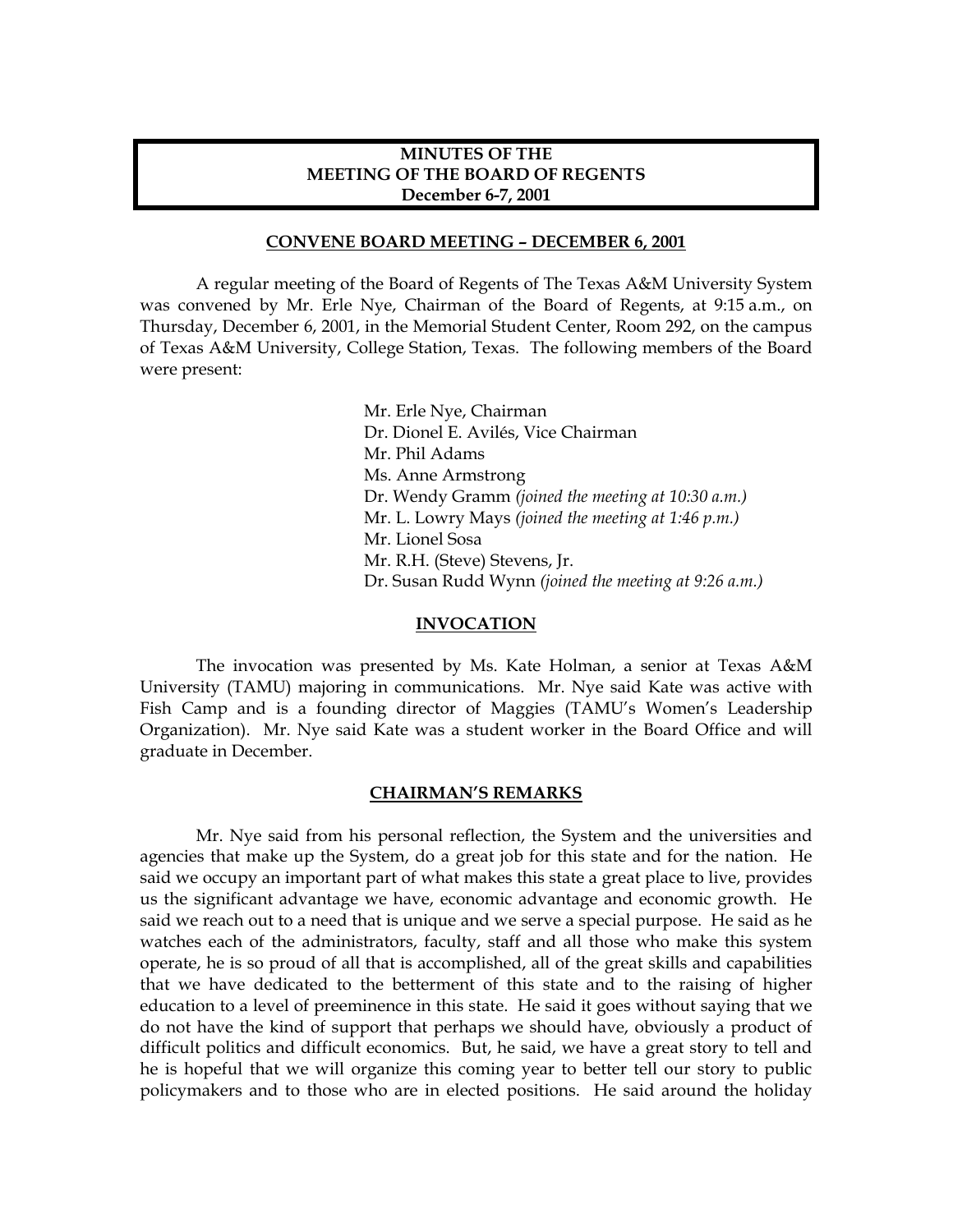# MINUTES OF THE MEETING OF THE BOARD OF REGENTS
## December 6-7, 2001

### CONVENE BOARD MEETING – DECEMBER 6, 2001

A regular meeting of the Board of Regents of The Texas A&M University System was convened by Mr. Erle Nye, Chairman of the Board of Regents, at 9:15 a.m., on Thursday, December 6, 2001, in the Memorial Student Center, Room 292, on the campus of Texas A&M University, College Station, Texas. The following members of the Board were present:

Mr. Erle Nye, Chairman
Dr. Dionel E. Avilés, Vice Chairman
Mr. Phil Adams
Ms. Anne Armstrong
Dr. Wendy Gramm *(joined the meeting at 10:30 a.m.)*
Mr. L. Lowry Mays *(joined the meeting at 1:46 p.m.)*
Mr. Lionel Sosa
Mr. R.H. (Steve) Stevens, Jr.
Dr. Susan Rudd Wynn *(joined the meeting at 9:26 a.m.)*

### INVOCATION

The invocation was presented by Ms. Kate Holman, a senior at Texas A&M University (TAMU) majoring in communications. Mr. Nye said Kate was active with Fish Camp and is a founding director of Maggies (TAMU's Women's Leadership Organization). Mr. Nye said Kate was a student worker in the Board Office and will graduate in December.

### CHAIRMAN'S REMARKS

Mr. Nye said from his personal reflection, the System and the universities and agencies that make up the System, do a great job for this state and for the nation. He said we occupy an important part of what makes this state a great place to live, provides us the significant advantage we have, economic advantage and economic growth. He said we reach out to a need that is unique and we serve a special purpose. He said as he watches each of the administrators, faculty, staff and all those who make this system operate, he is so proud of all that is accomplished, all of the great skills and capabilities that we have dedicated to the betterment of this state and to the raising of higher education to a level of preeminence in this state. He said it goes without saying that we do not have the kind of support that perhaps we should have, obviously a product of difficult politics and difficult economics. But, he said, we have a great story to tell and he is hopeful that we will organize this coming year to better tell our story to public policymakers and to those who are in elected positions. He said around the holiday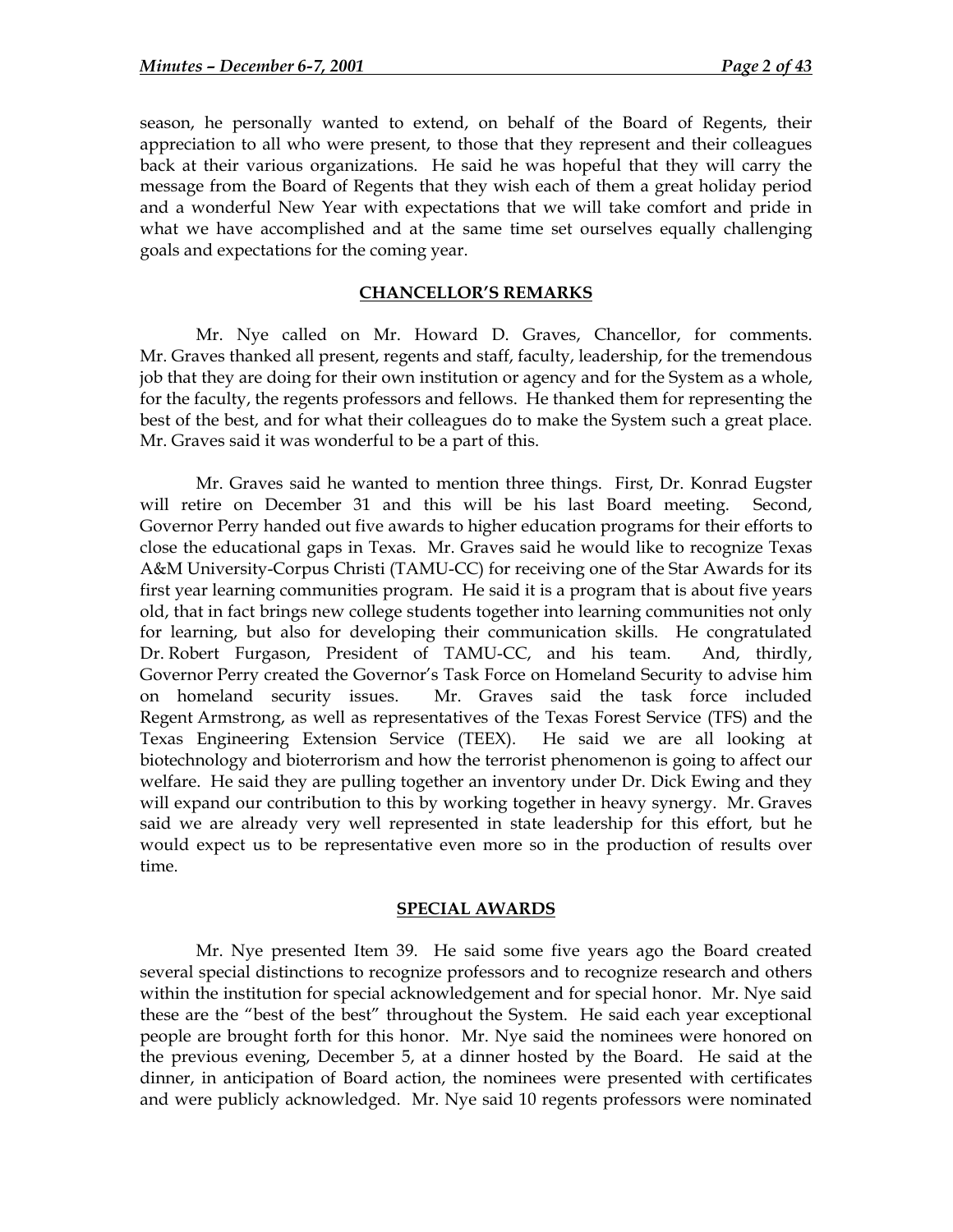season, he personally wanted to extend, on behalf of the Board of Regents, their appreciation to all who were present, to those that they represent and their colleagues back at their various organizations. He said he was hopeful that they will carry the message from the Board of Regents that they wish each of them a great holiday period and a wonderful New Year with expectations that we will take comfort and pride in what we have accomplished and at the same time set ourselves equally challenging goals and expectations for the coming year.

## CHANCELLOR'S REMARKS

Mr. Nye called on Mr. Howard D. Graves, Chancellor, for comments. Mr. Graves thanked all present, regents and staff, faculty, leadership, for the tremendous job that they are doing for their own institution or agency and for the System as a whole, for the faculty, the regents professors and fellows. He thanked them for representing the best of the best, and for what their colleagues do to make the System such a great place. Mr. Graves said it was wonderful to be a part of this.

Mr. Graves said he wanted to mention three things. First, Dr. Konrad Eugster will retire on December 31 and this will be his last Board meeting. Second, Governor Perry handed out five awards to higher education programs for their efforts to close the educational gaps in Texas. Mr. Graves said he would like to recognize Texas A&M University-Corpus Christi (TAMU-CC) for receiving one of the Star Awards for its first year learning communities program. He said it is a program that is about five years old, that in fact brings new college students together into learning communities not only for learning, but also for developing their communication skills. He congratulated Dr. Robert Furgason, President of TAMU-CC, and his team. And, thirdly, Governor Perry created the Governor's Task Force on Homeland Security to advise him on homeland security issues. Mr. Graves said the task force included Regent Armstrong, as well as representatives of the Texas Forest Service (TFS) and the Texas Engineering Extension Service (TEEX). He said we are all looking at biotechnology and bioterrorism and how the terrorist phenomenon is going to affect our welfare. He said they are pulling together an inventory under Dr. Dick Ewing and they will expand our contribution to this by working together in heavy synergy. Mr. Graves said we are already very well represented in state leadership for this effort, but he would expect us to be representative even more so in the production of results over time.

## SPECIAL AWARDS

Mr. Nye presented Item 39. He said some five years ago the Board created several special distinctions to recognize professors and to recognize research and others within the institution for special acknowledgement and for special honor. Mr. Nye said these are the "best of the best" throughout the System. He said each year exceptional people are brought forth for this honor. Mr. Nye said the nominees were honored on the previous evening, December 5, at a dinner hosted by the Board. He said at the dinner, in anticipation of Board action, the nominees were presented with certificates and were publicly acknowledged. Mr. Nye said 10 regents professors were nominated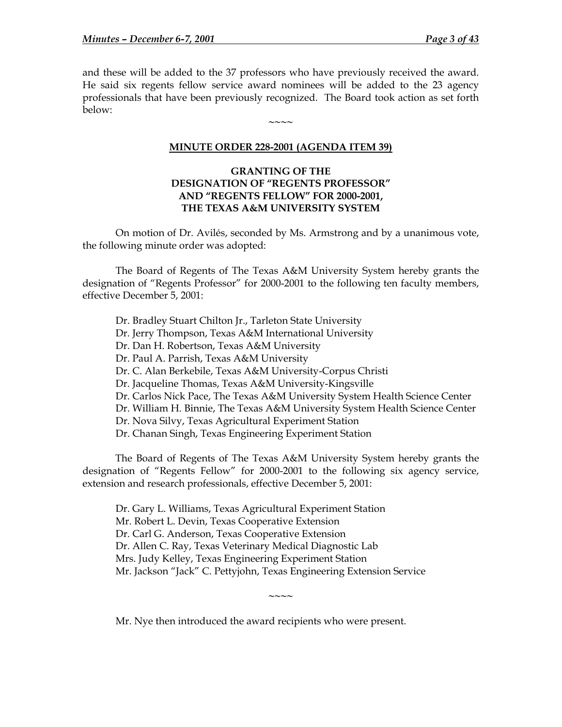and these will be added to the 37 professors who have previously received the award. He said six regents fellow service award nominees will be added to the 23 agency professionals that have been previously recognized. The Board took action as set forth below:

~~~~

**MINUTE ORDER 228-2001 (AGENDA ITEM 39)**

**GRANTING OF THE DESIGNATION OF "REGENTS PROFESSOR" AND "REGENTS FELLOW" FOR 2000-2001, THE TEXAS A&M UNIVERSITY SYSTEM**

On motion of Dr. Avilés, seconded by Ms. Armstrong and by a unanimous vote, the following minute order was adopted:

The Board of Regents of The Texas A&M University System hereby grants the designation of "Regents Professor" for 2000-2001 to the following ten faculty members, effective December 5, 2001:

Dr. Bradley Stuart Chilton Jr., Tarleton State University
Dr. Jerry Thompson, Texas A&M International University
Dr. Dan H. Robertson, Texas A&M University
Dr. Paul A. Parrish, Texas A&M University
Dr. C. Alan Berkebile, Texas A&M University-Corpus Christi
Dr. Jacqueline Thomas, Texas A&M University-Kingsville
Dr. Carlos Nick Pace, The Texas A&M University System Health Science Center
Dr. William H. Binnie, The Texas A&M University System Health Science Center
Dr. Nova Silvy, Texas Agricultural Experiment Station
Dr. Chanan Singh, Texas Engineering Experiment Station

The Board of Regents of The Texas A&M University System hereby grants the designation of "Regents Fellow" for 2000-2001 to the following six agency service, extension and research professionals, effective December 5, 2001:

Dr. Gary L. Williams, Texas Agricultural Experiment Station
Mr. Robert L. Devin, Texas Cooperative Extension
Dr. Carl G. Anderson, Texas Cooperative Extension
Dr. Allen C. Ray, Texas Veterinary Medical Diagnostic Lab
Mrs. Judy Kelley, Texas Engineering Experiment Station
Mr. Jackson "Jack" C. Pettyjohn, Texas Engineering Extension Service

~~~~

Mr. Nye then introduced the award recipients who were present.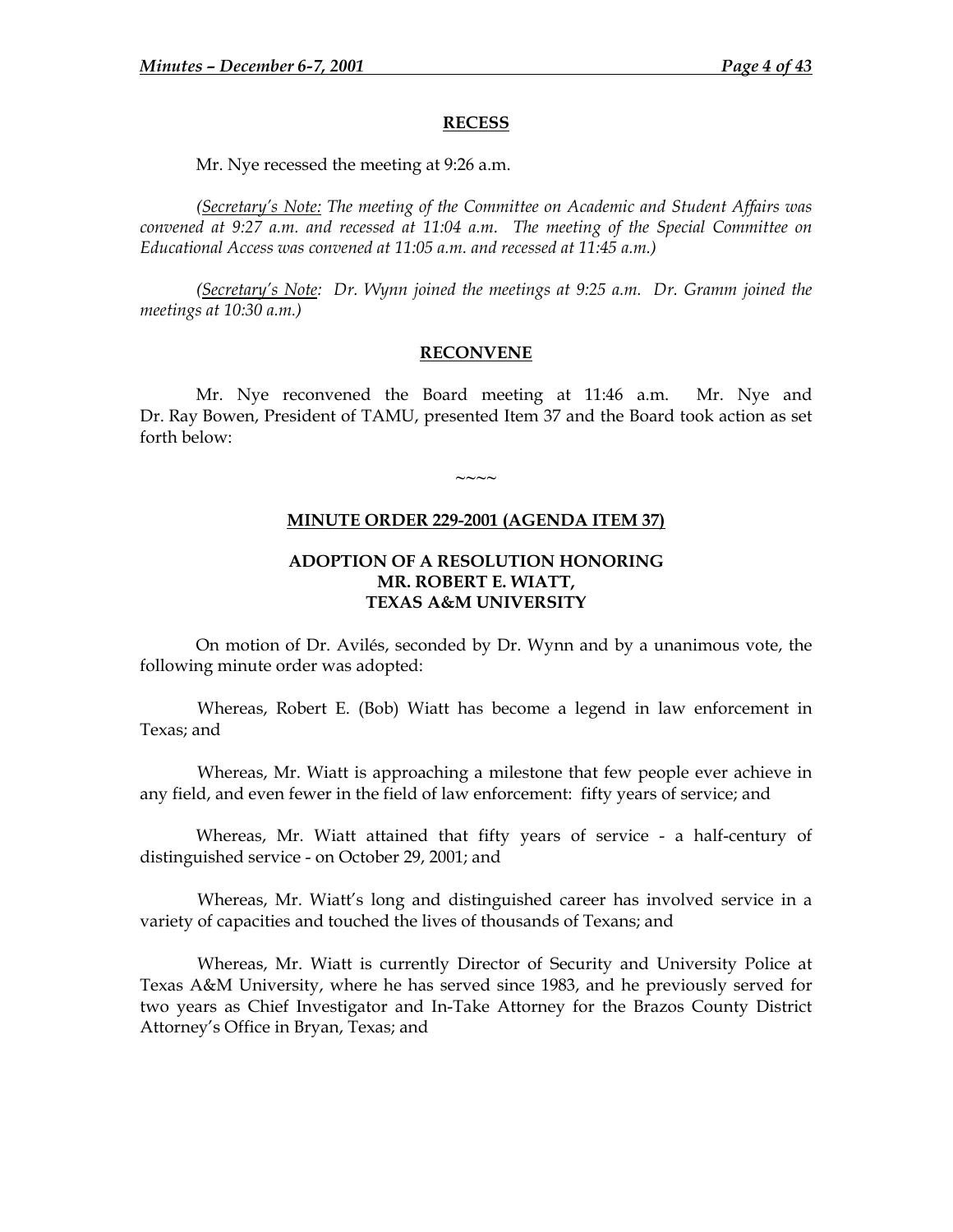**RECESS**

Mr. Nye recessed the meeting at 9:26 a.m.

*(Secretary's Note: The meeting of the Committee on Academic and Student Affairs was convened at 9:27 a.m. and recessed at 11:04 a.m. The meeting of the Special Committee on Educational Access was convened at 11:05 a.m. and recessed at 11:45 a.m.)*

*(Secretary's Note: Dr. Wynn joined the meetings at 9:25 a.m. Dr. Gramm joined the meetings at 10:30 a.m.)*

**RECONVENE**

Mr. Nye reconvened the Board meeting at 11:46 a.m. Mr. Nye and Dr. Ray Bowen, President of TAMU, presented Item 37 and the Board took action as set forth below:

~~~~

**MINUTE ORDER 229-2001 (AGENDA ITEM 37)**

**ADOPTION OF A RESOLUTION HONORING MR. ROBERT E. WIATT, TEXAS A&M UNIVERSITY**

On motion of Dr. Avilés, seconded by Dr. Wynn and by a unanimous vote, the following minute order was adopted:

Whereas, Robert E. (Bob) Wiatt has become a legend in law enforcement in Texas; and

Whereas, Mr. Wiatt is approaching a milestone that few people ever achieve in any field, and even fewer in the field of law enforcement: fifty years of service; and

Whereas, Mr. Wiatt attained that fifty years of service - a half-century of distinguished service - on October 29, 2001; and

Whereas, Mr. Wiatt's long and distinguished career has involved service in a variety of capacities and touched the lives of thousands of Texans; and

Whereas, Mr. Wiatt is currently Director of Security and University Police at Texas A&M University, where he has served since 1983, and he previously served for two years as Chief Investigator and In-Take Attorney for the Brazos County District Attorney's Office in Bryan, Texas; and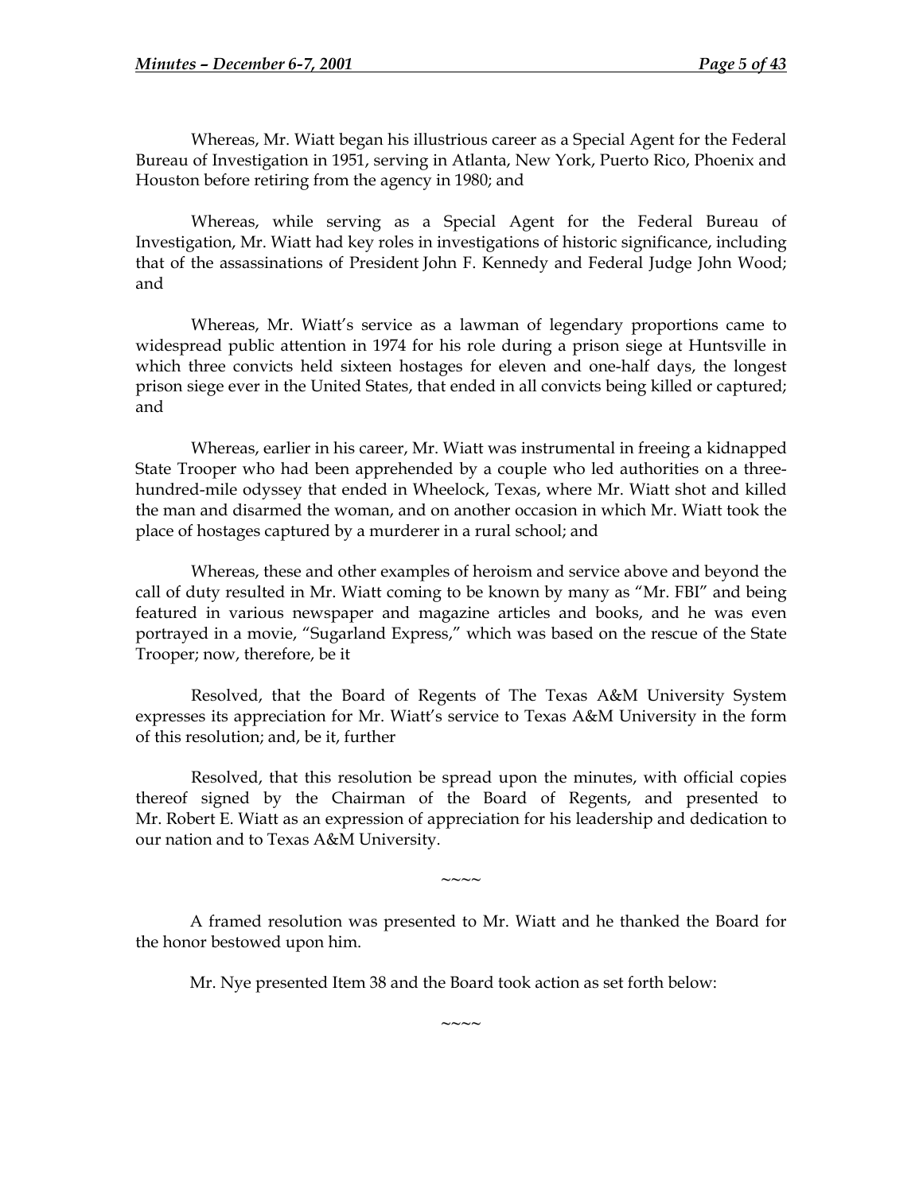Whereas, Mr. Wiatt began his illustrious career as a Special Agent for the Federal Bureau of Investigation in 1951, serving in Atlanta, New York, Puerto Rico, Phoenix and Houston before retiring from the agency in 1980; and

Whereas, while serving as a Special Agent for the Federal Bureau of Investigation, Mr. Wiatt had key roles in investigations of historic significance, including that of the assassinations of President John F. Kennedy and Federal Judge John Wood; and

Whereas, Mr. Wiatt's service as a lawman of legendary proportions came to widespread public attention in 1974 for his role during a prison siege at Huntsville in which three convicts held sixteen hostages for eleven and one-half days, the longest prison siege ever in the United States, that ended in all convicts being killed or captured; and

Whereas, earlier in his career, Mr. Wiatt was instrumental in freeing a kidnapped State Trooper who had been apprehended by a couple who led authorities on a three-hundred-mile odyssey that ended in Wheelock, Texas, where Mr. Wiatt shot and killed the man and disarmed the woman, and on another occasion in which Mr. Wiatt took the place of hostages captured by a murderer in a rural school; and

Whereas, these and other examples of heroism and service above and beyond the call of duty resulted in Mr. Wiatt coming to be known by many as "Mr. FBI" and being featured in various newspaper and magazine articles and books, and he was even portrayed in a movie, "Sugarland Express," which was based on the rescue of the State Trooper; now, therefore, be it

Resolved, that the Board of Regents of The Texas A&M University System expresses its appreciation for Mr. Wiatt's service to Texas A&M University in the form of this resolution; and, be it, further

Resolved, that this resolution be spread upon the minutes, with official copies thereof signed by the Chairman of the Board of Regents, and presented to Mr. Robert E. Wiatt as an expression of appreciation for his leadership and dedication to our nation and to Texas A&M University.

~~~~

A framed resolution was presented to Mr. Wiatt and he thanked the Board for the honor bestowed upon him.

Mr. Nye presented Item 38 and the Board took action as set forth below:

~~~~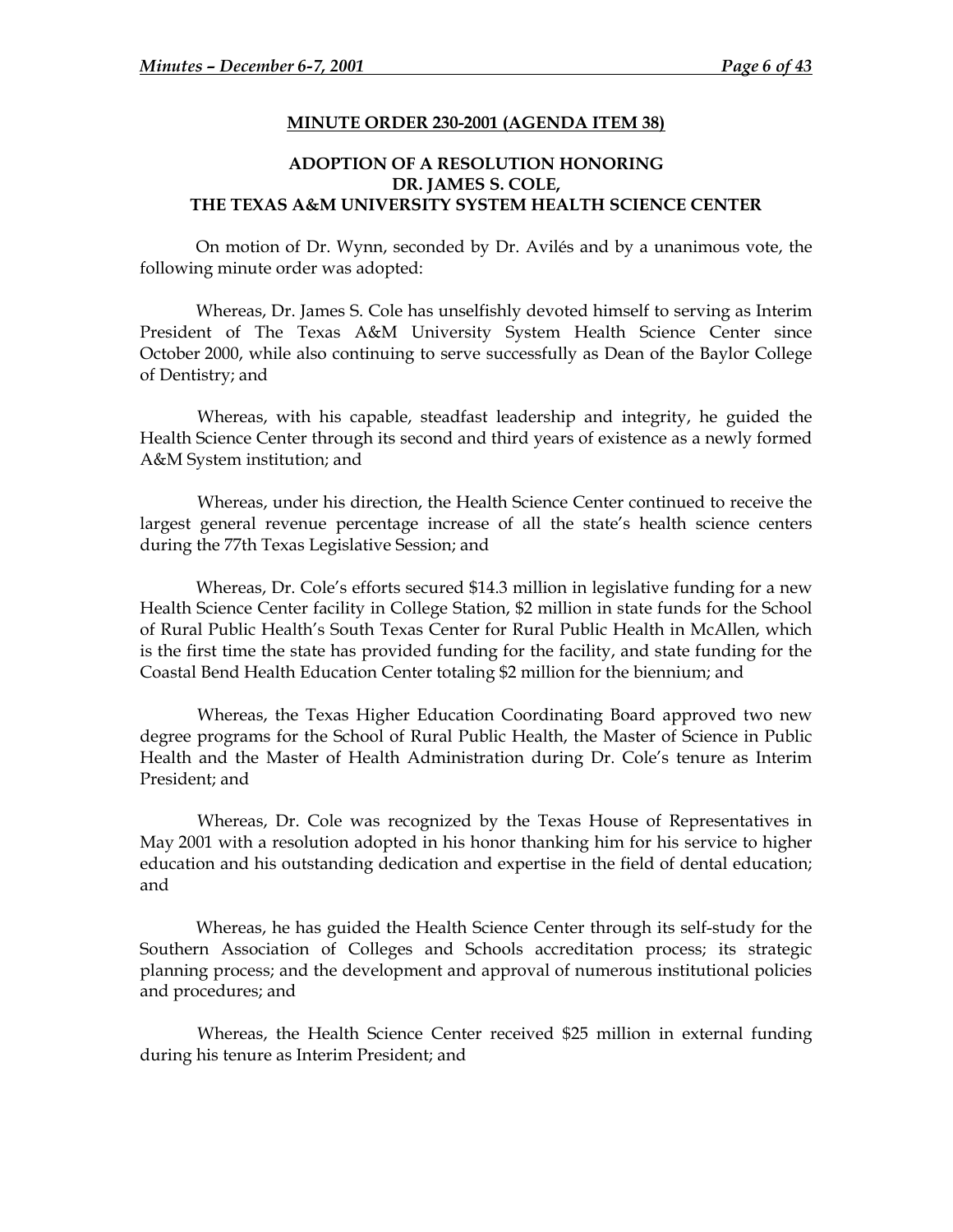**MINUTE ORDER 230-2001 (AGENDA ITEM 38)**

**ADOPTION OF A RESOLUTION HONORING**
**DR. JAMES S. COLE,**
**THE TEXAS A&M UNIVERSITY SYSTEM HEALTH SCIENCE CENTER**

On motion of Dr. Wynn, seconded by Dr. Avilés and by a unanimous vote, the following minute order was adopted:

Whereas, Dr. James S. Cole has unselfishly devoted himself to serving as Interim President of The Texas A&M University System Health Science Center since October 2000, while also continuing to serve successfully as Dean of the Baylor College of Dentistry; and

Whereas, with his capable, steadfast leadership and integrity, he guided the Health Science Center through its second and third years of existence as a newly formed A&M System institution; and

Whereas, under his direction, the Health Science Center continued to receive the largest general revenue percentage increase of all the state's health science centers during the 77th Texas Legislative Session; and

Whereas, Dr. Cole's efforts secured $14.3 million in legislative funding for a new Health Science Center facility in College Station, $2 million in state funds for the School of Rural Public Health's South Texas Center for Rural Public Health in McAllen, which is the first time the state has provided funding for the facility, and state funding for the Coastal Bend Health Education Center totaling $2 million for the biennium; and

Whereas, the Texas Higher Education Coordinating Board approved two new degree programs for the School of Rural Public Health, the Master of Science in Public Health and the Master of Health Administration during Dr. Cole's tenure as Interim President; and

Whereas, Dr. Cole was recognized by the Texas House of Representatives in May 2001 with a resolution adopted in his honor thanking him for his service to higher education and his outstanding dedication and expertise in the field of dental education; and

Whereas, he has guided the Health Science Center through its self-study for the Southern Association of Colleges and Schools accreditation process; its strategic planning process; and the development and approval of numerous institutional policies and procedures; and

Whereas, the Health Science Center received $25 million in external funding during his tenure as Interim President; and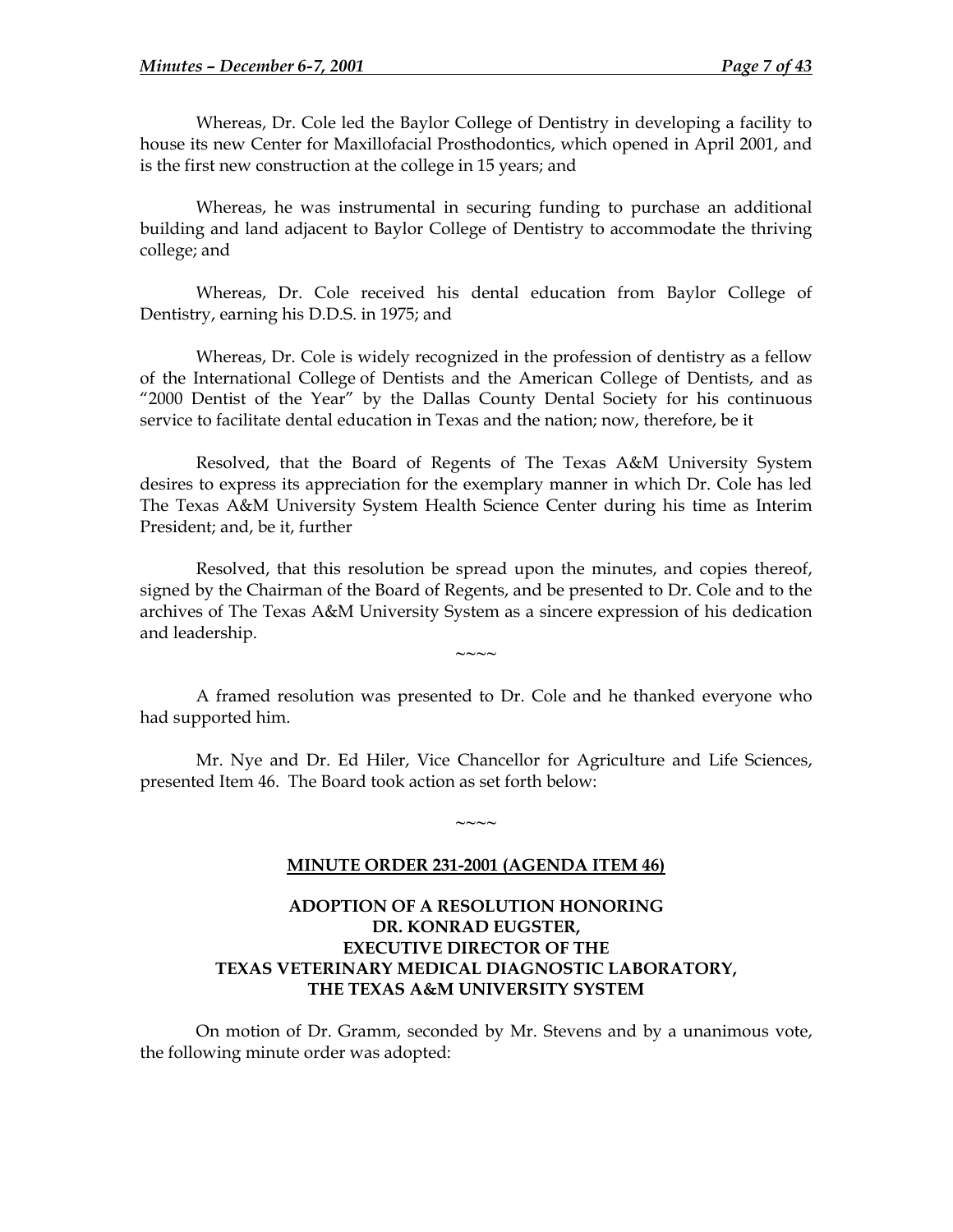Whereas, Dr. Cole led the Baylor College of Dentistry in developing a facility to house its new Center for Maxillofacial Prosthodontics, which opened in April 2001, and is the first new construction at the college in 15 years; and

Whereas, he was instrumental in securing funding to purchase an additional building and land adjacent to Baylor College of Dentistry to accommodate the thriving college; and

Whereas, Dr. Cole received his dental education from Baylor College of Dentistry, earning his D.D.S. in 1975; and

Whereas, Dr. Cole is widely recognized in the profession of dentistry as a fellow of the International College of Dentists and the American College of Dentists, and as "2000 Dentist of the Year" by the Dallas County Dental Society for his continuous service to facilitate dental education in Texas and the nation; now, therefore, be it

Resolved, that the Board of Regents of The Texas A&M University System desires to express its appreciation for the exemplary manner in which Dr. Cole has led The Texas A&M University System Health Science Center during his time as Interim President; and, be it, further

Resolved, that this resolution be spread upon the minutes, and copies thereof, signed by the Chairman of the Board of Regents, and be presented to Dr. Cole and to the archives of The Texas A&M University System as a sincere expression of his dedication and leadership.

~~~~

A framed resolution was presented to Dr. Cole and he thanked everyone who had supported him.

Mr. Nye and Dr. Ed Hiler, Vice Chancellor for Agriculture and Life Sciences, presented Item 46. The Board took action as set forth below:

~~~~

**MINUTE ORDER 231-2001 (AGENDA ITEM 46)**

**ADOPTION OF A RESOLUTION HONORING DR. KONRAD EUGSTER, EXECUTIVE DIRECTOR OF THE TEXAS VETERINARY MEDICAL DIAGNOSTIC LABORATORY, THE TEXAS A&M UNIVERSITY SYSTEM**

On motion of Dr. Gramm, seconded by Mr. Stevens and by a unanimous vote, the following minute order was adopted: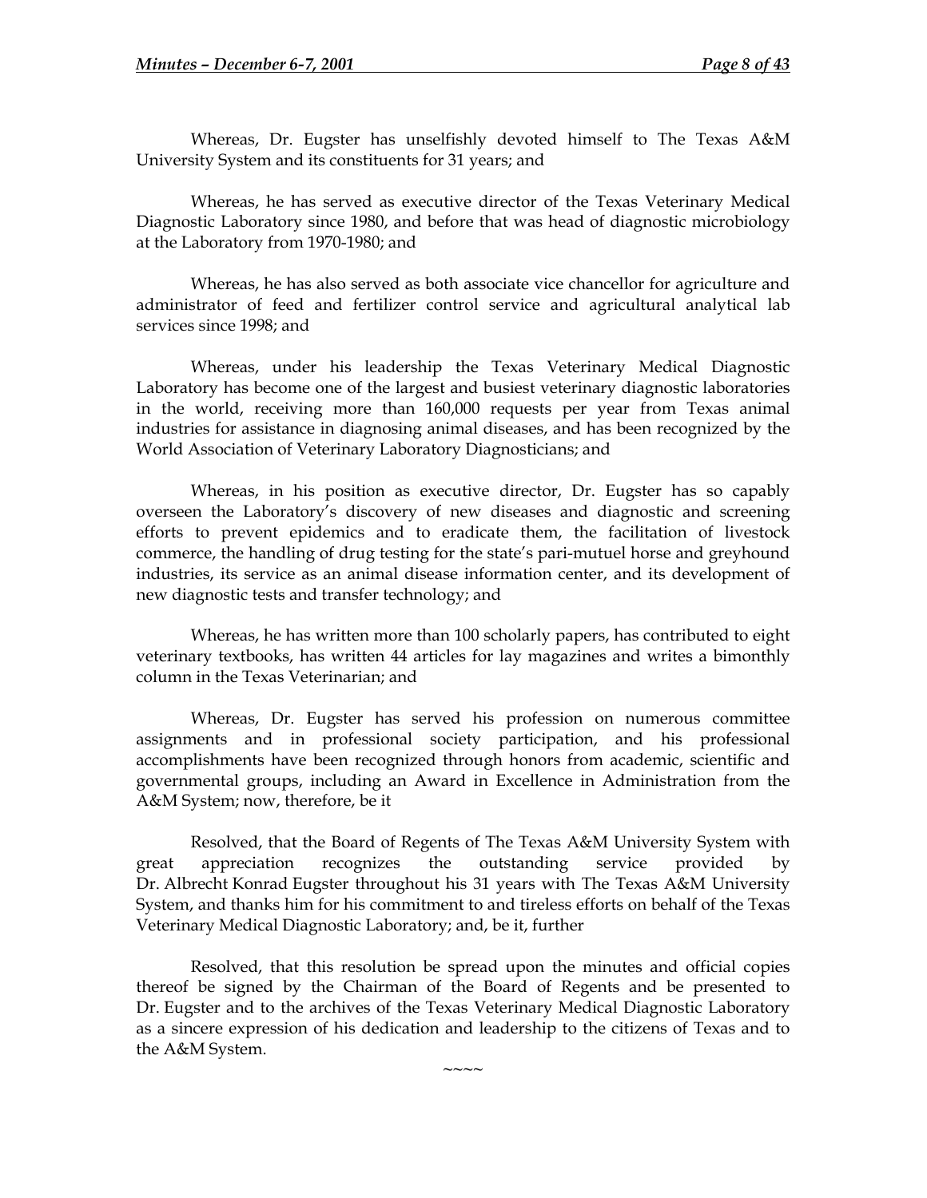Whereas, Dr. Eugster has unselfishly devoted himself to The Texas A&M University System and its constituents for 31 years; and

Whereas, he has served as executive director of the Texas Veterinary Medical Diagnostic Laboratory since 1980, and before that was head of diagnostic microbiology at the Laboratory from 1970-1980; and

Whereas, he has also served as both associate vice chancellor for agriculture and administrator of feed and fertilizer control service and agricultural analytical lab services since 1998; and

Whereas, under his leadership the Texas Veterinary Medical Diagnostic Laboratory has become one of the largest and busiest veterinary diagnostic laboratories in the world, receiving more than 160,000 requests per year from Texas animal industries for assistance in diagnosing animal diseases, and has been recognized by the World Association of Veterinary Laboratory Diagnosticians; and

Whereas, in his position as executive director, Dr. Eugster has so capably overseen the Laboratory's discovery of new diseases and diagnostic and screening efforts to prevent epidemics and to eradicate them, the facilitation of livestock commerce, the handling of drug testing for the state's pari-mutuel horse and greyhound industries, its service as an animal disease information center, and its development of new diagnostic tests and transfer technology; and

Whereas, he has written more than 100 scholarly papers, has contributed to eight veterinary textbooks, has written 44 articles for lay magazines and writes a bimonthly column in the Texas Veterinarian; and

Whereas, Dr. Eugster has served his profession on numerous committee assignments and in professional society participation, and his professional accomplishments have been recognized through honors from academic, scientific and governmental groups, including an Award in Excellence in Administration from the A&M System; now, therefore, be it

Resolved, that the Board of Regents of The Texas A&M University System with great appreciation recognizes the outstanding service provided by Dr. Albrecht Konrad Eugster throughout his 31 years with The Texas A&M University System, and thanks him for his commitment to and tireless efforts on behalf of the Texas Veterinary Medical Diagnostic Laboratory; and, be it, further

Resolved, that this resolution be spread upon the minutes and official copies thereof be signed by the Chairman of the Board of Regents and be presented to Dr. Eugster and to the archives of the Texas Veterinary Medical Diagnostic Laboratory as a sincere expression of his dedication and leadership to the citizens of Texas and to the A&M System.

~~~~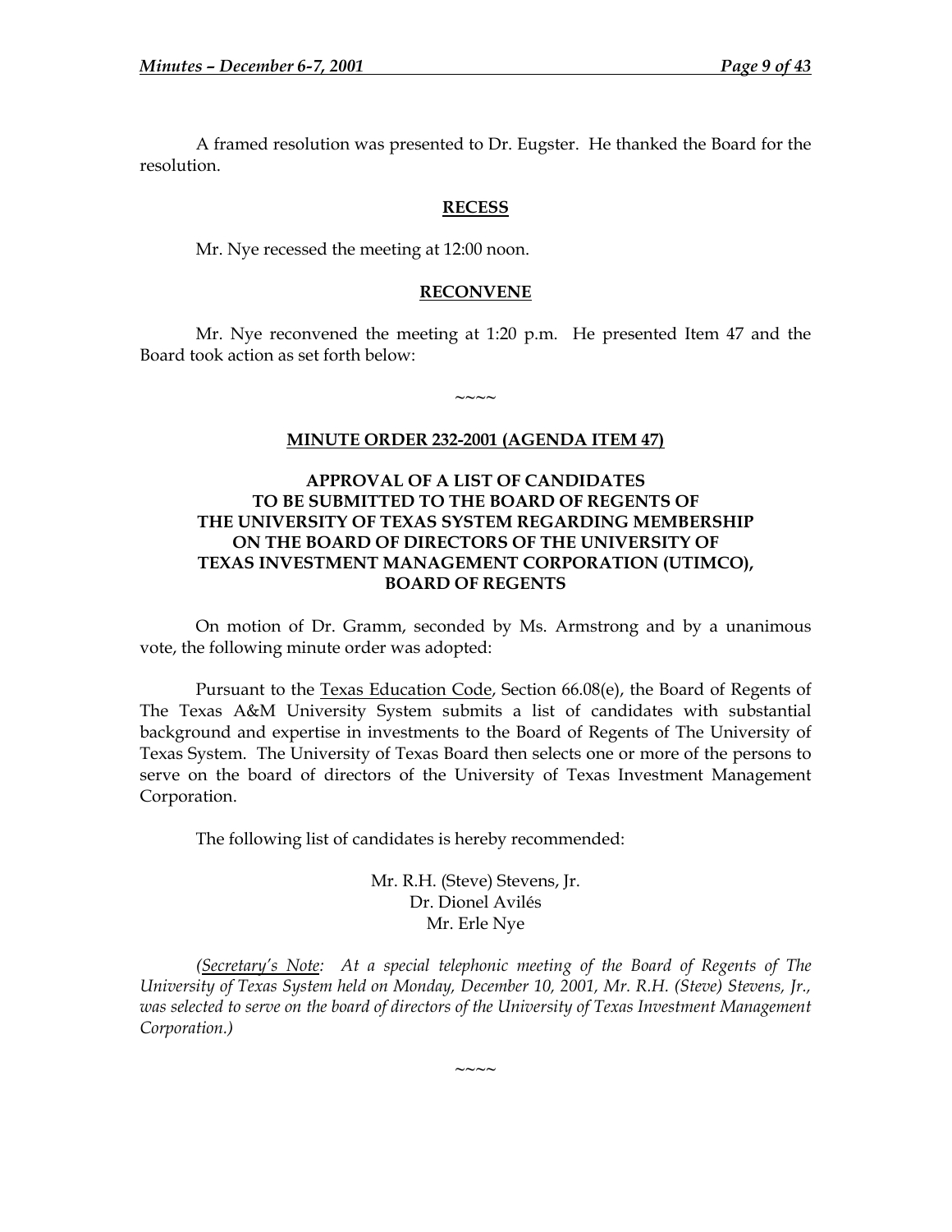A framed resolution was presented to Dr. Eugster. He thanked the Board for the resolution.

**RECESS**

Mr. Nye recessed the meeting at 12:00 noon.

**RECONVENE**

Mr. Nye reconvened the meeting at 1:20 p.m. He presented Item 47 and the Board took action as set forth below:

~~~~

**MINUTE ORDER 232-2001 (AGENDA ITEM 47)**

**APPROVAL OF A LIST OF CANDIDATES TO BE SUBMITTED TO THE BOARD OF REGENTS OF THE UNIVERSITY OF TEXAS SYSTEM REGARDING MEMBERSHIP ON THE BOARD OF DIRECTORS OF THE UNIVERSITY OF TEXAS INVESTMENT MANAGEMENT CORPORATION (UTIMCO), BOARD OF REGENTS**

On motion of Dr. Gramm, seconded by Ms. Armstrong and by a unanimous vote, the following minute order was adopted:

Pursuant to the Texas Education Code, Section 66.08(e), the Board of Regents of The Texas A&M University System submits a list of candidates with substantial background and expertise in investments to the Board of Regents of The University of Texas System. The University of Texas Board then selects one or more of the persons to serve on the board of directors of the University of Texas Investment Management Corporation.

The following list of candidates is hereby recommended:

Mr. R.H. (Steve) Stevens, Jr.
Dr. Dionel Avilés
Mr. Erle Nye

*(Secretary's Note: At a special telephonic meeting of the Board of Regents of The University of Texas System held on Monday, December 10, 2001, Mr. R.H. (Steve) Stevens, Jr., was selected to serve on the board of directors of the University of Texas Investment Management Corporation.)*

~~~~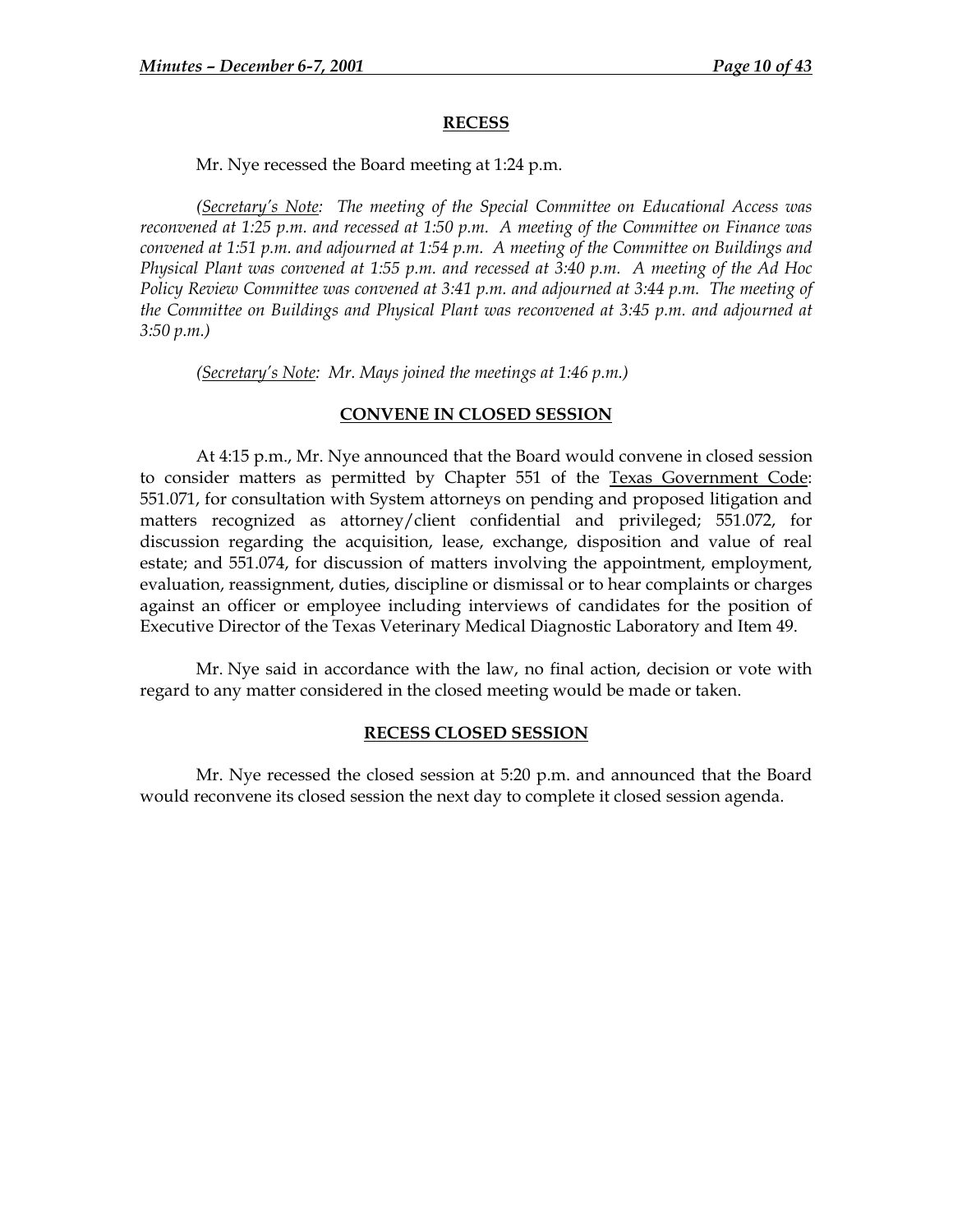**RECESS**

Mr. Nye recessed the Board meeting at 1:24 p.m.

*(Secretary's Note: The meeting of the Special Committee on Educational Access was reconvened at 1:25 p.m. and recessed at 1:50 p.m. A meeting of the Committee on Finance was convened at 1:51 p.m. and adjourned at 1:54 p.m. A meeting of the Committee on Buildings and Physical Plant was convened at 1:55 p.m. and recessed at 3:40 p.m. A meeting of the Ad Hoc Policy Review Committee was convened at 3:41 p.m. and adjourned at 3:44 p.m. The meeting of the Committee on Buildings and Physical Plant was reconvened at 3:45 p.m. and adjourned at 3:50 p.m.)*

*(Secretary's Note: Mr. Mays joined the meetings at 1:46 p.m.)*

**CONVENE IN CLOSED SESSION**

At 4:15 p.m., Mr. Nye announced that the Board would convene in closed session to consider matters as permitted by Chapter 551 of the Texas Government Code: 551.071, for consultation with System attorneys on pending and proposed litigation and matters recognized as attorney/client confidential and privileged; 551.072, for discussion regarding the acquisition, lease, exchange, disposition and value of real estate; and 551.074, for discussion of matters involving the appointment, employment, evaluation, reassignment, duties, discipline or dismissal or to hear complaints or charges against an officer or employee including interviews of candidates for the position of Executive Director of the Texas Veterinary Medical Diagnostic Laboratory and Item 49.

Mr. Nye said in accordance with the law, no final action, decision or vote with regard to any matter considered in the closed meeting would be made or taken.

**RECESS CLOSED SESSION**

Mr. Nye recessed the closed session at 5:20 p.m. and announced that the Board would reconvene its closed session the next day to complete it closed session agenda.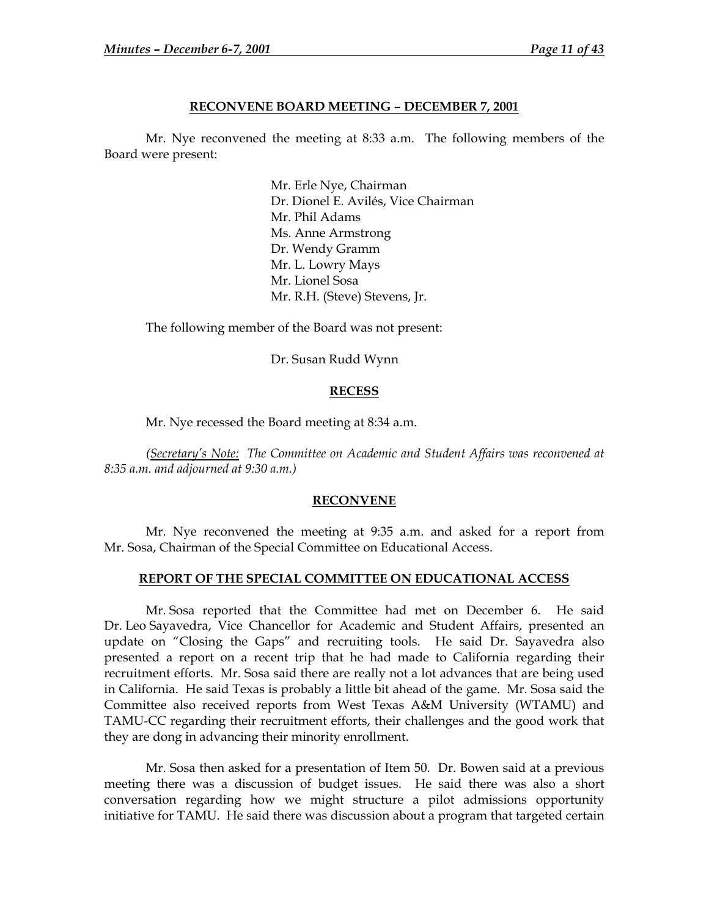## RECONVENE BOARD MEETING – DECEMBER 7, 2001

Mr. Nye reconvened the meeting at 8:33 a.m. The following members of the Board were present:

Mr. Erle Nye, Chairman
Dr. Dionel E. Avilés, Vice Chairman
Mr. Phil Adams
Ms. Anne Armstrong
Dr. Wendy Gramm
Mr. L. Lowry Mays
Mr. Lionel Sosa
Mr. R.H. (Steve) Stevens, Jr.

The following member of the Board was not present:

Dr. Susan Rudd Wynn

## RECESS

Mr. Nye recessed the Board meeting at 8:34 a.m.

*(Secretary's Note: The Committee on Academic and Student Affairs was reconvened at 8:35 a.m. and adjourned at 9:30 a.m.)*

## RECONVENE

Mr. Nye reconvened the meeting at 9:35 a.m. and asked for a report from Mr. Sosa, Chairman of the Special Committee on Educational Access.

## REPORT OF THE SPECIAL COMMITTEE ON EDUCATIONAL ACCESS

Mr. Sosa reported that the Committee had met on December 6. He said Dr. Leo Sayavedra, Vice Chancellor for Academic and Student Affairs, presented an update on "Closing the Gaps" and recruiting tools. He said Dr. Sayavedra also presented a report on a recent trip that he had made to California regarding their recruitment efforts. Mr. Sosa said there are really not a lot advances that are being used in California. He said Texas is probably a little bit ahead of the game. Mr. Sosa said the Committee also received reports from West Texas A&M University (WTAMU) and TAMU-CC regarding their recruitment efforts, their challenges and the good work that they are dong in advancing their minority enrollment.

Mr. Sosa then asked for a presentation of Item 50. Dr. Bowen said at a previous meeting there was a discussion of budget issues. He said there was also a short conversation regarding how we might structure a pilot admissions opportunity initiative for TAMU. He said there was discussion about a program that targeted certain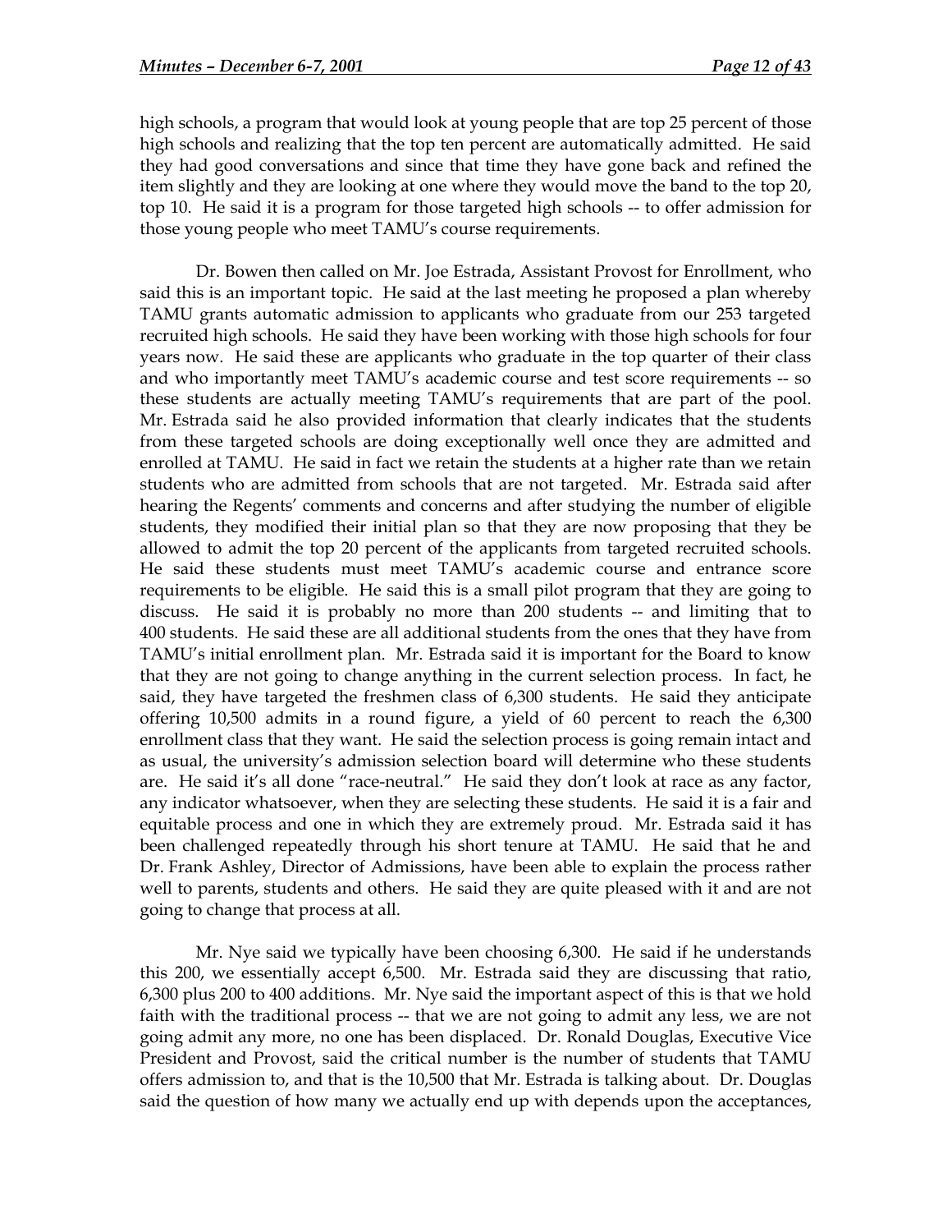high schools, a program that would look at young people that are top 25 percent of those high schools and realizing that the top ten percent are automatically admitted. He said they had good conversations and since that time they have gone back and refined the item slightly and they are looking at one where they would move the band to the top 20, top 10. He said it is a program for those targeted high schools -- to offer admission for those young people who meet TAMU's course requirements.

Dr. Bowen then called on Mr. Joe Estrada, Assistant Provost for Enrollment, who said this is an important topic. He said at the last meeting he proposed a plan whereby TAMU grants automatic admission to applicants who graduate from our 253 targeted recruited high schools. He said they have been working with those high schools for four years now. He said these are applicants who graduate in the top quarter of their class and who importantly meet TAMU's academic course and test score requirements -- so these students are actually meeting TAMU's requirements that are part of the pool. Mr. Estrada said he also provided information that clearly indicates that the students from these targeted schools are doing exceptionally well once they are admitted and enrolled at TAMU. He said in fact we retain the students at a higher rate than we retain students who are admitted from schools that are not targeted. Mr. Estrada said after hearing the Regents' comments and concerns and after studying the number of eligible students, they modified their initial plan so that they are now proposing that they be allowed to admit the top 20 percent of the applicants from targeted recruited schools. He said these students must meet TAMU's academic course and entrance score requirements to be eligible. He said this is a small pilot program that they are going to discuss. He said it is probably no more than 200 students -- and limiting that to 400 students. He said these are all additional students from the ones that they have from TAMU's initial enrollment plan. Mr. Estrada said it is important for the Board to know that they are not going to change anything in the current selection process. In fact, he said, they have targeted the freshmen class of 6,300 students. He said they anticipate offering 10,500 admits in a round figure, a yield of 60 percent to reach the 6,300 enrollment class that they want. He said the selection process is going remain intact and as usual, the university's admission selection board will determine who these students are. He said it's all done "race-neutral." He said they don't look at race as any factor, any indicator whatsoever, when they are selecting these students. He said it is a fair and equitable process and one in which they are extremely proud. Mr. Estrada said it has been challenged repeatedly through his short tenure at TAMU. He said that he and Dr. Frank Ashley, Director of Admissions, have been able to explain the process rather well to parents, students and others. He said they are quite pleased with it and are not going to change that process at all.

Mr. Nye said we typically have been choosing 6,300. He said if he understands this 200, we essentially accept 6,500. Mr. Estrada said they are discussing that ratio, 6,300 plus 200 to 400 additions. Mr. Nye said the important aspect of this is that we hold faith with the traditional process -- that we are not going to admit any less, we are not going admit any more, no one has been displaced. Dr. Ronald Douglas, Executive Vice President and Provost, said the critical number is the number of students that TAMU offers admission to, and that is the 10,500 that Mr. Estrada is talking about. Dr. Douglas said the question of how many we actually end up with depends upon the acceptances,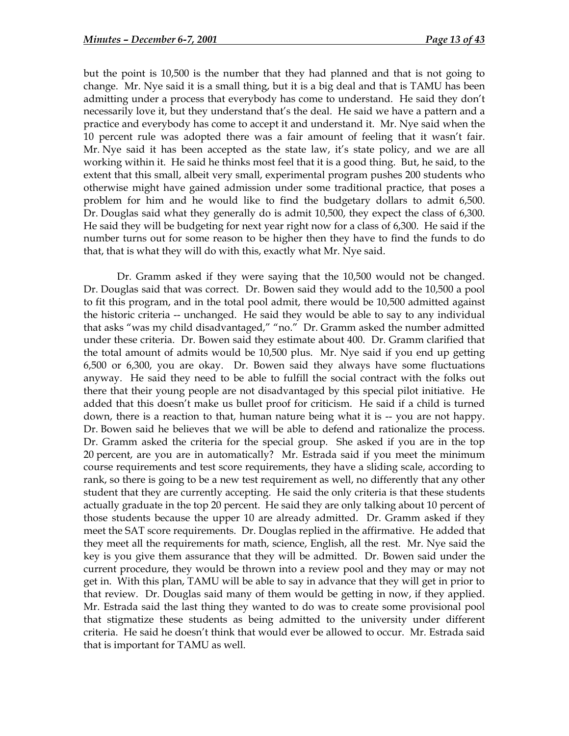but the point is 10,500 is the number that they had planned and that is not going to change. Mr. Nye said it is a small thing, but it is a big deal and that is TAMU has been admitting under a process that everybody has come to understand. He said they don't necessarily love it, but they understand that's the deal. He said we have a pattern and a practice and everybody has come to accept it and understand it. Mr. Nye said when the 10 percent rule was adopted there was a fair amount of feeling that it wasn't fair. Mr. Nye said it has been accepted as the state law, it's state policy, and we are all working within it. He said he thinks most feel that it is a good thing. But, he said, to the extent that this small, albeit very small, experimental program pushes 200 students who otherwise might have gained admission under some traditional practice, that poses a problem for him and he would like to find the budgetary dollars to admit 6,500. Dr. Douglas said what they generally do is admit 10,500, they expect the class of 6,300. He said they will be budgeting for next year right now for a class of 6,300. He said if the number turns out for some reason to be higher then they have to find the funds to do that, that is what they will do with this, exactly what Mr. Nye said.

Dr. Gramm asked if they were saying that the 10,500 would not be changed. Dr. Douglas said that was correct. Dr. Bowen said they would add to the 10,500 a pool to fit this program, and in the total pool admit, there would be 10,500 admitted against the historic criteria -- unchanged. He said they would be able to say to any individual that asks "was my child disadvantaged," "no." Dr. Gramm asked the number admitted under these criteria. Dr. Bowen said they estimate about 400. Dr. Gramm clarified that the total amount of admits would be 10,500 plus. Mr. Nye said if you end up getting 6,500 or 6,300, you are okay. Dr. Bowen said they always have some fluctuations anyway. He said they need to be able to fulfill the social contract with the folks out there that their young people are not disadvantaged by this special pilot initiative. He added that this doesn't make us bullet proof for criticism. He said if a child is turned down, there is a reaction to that, human nature being what it is -- you are not happy. Dr. Bowen said he believes that we will be able to defend and rationalize the process. Dr. Gramm asked the criteria for the special group. She asked if you are in the top 20 percent, are you are in automatically? Mr. Estrada said if you meet the minimum course requirements and test score requirements, they have a sliding scale, according to rank, so there is going to be a new test requirement as well, no differently that any other student that they are currently accepting. He said the only criteria is that these students actually graduate in the top 20 percent. He said they are only talking about 10 percent of those students because the upper 10 are already admitted. Dr. Gramm asked if they meet the SAT score requirements. Dr. Douglas replied in the affirmative. He added that they meet all the requirements for math, science, English, all the rest. Mr. Nye said the key is you give them assurance that they will be admitted. Dr. Bowen said under the current procedure, they would be thrown into a review pool and they may or may not get in. With this plan, TAMU will be able to say in advance that they will get in prior to that review. Dr. Douglas said many of them would be getting in now, if they applied. Mr. Estrada said the last thing they wanted to do was to create some provisional pool that stigmatize these students as being admitted to the university under different criteria. He said he doesn't think that would ever be allowed to occur. Mr. Estrada said that is important for TAMU as well.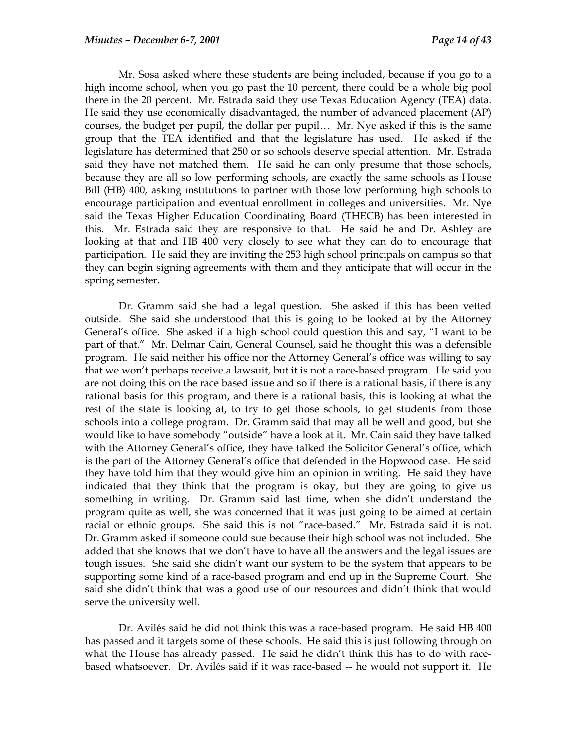Mr. Sosa asked where these students are being included, because if you go to a high income school, when you go past the 10 percent, there could be a whole big pool there in the 20 percent. Mr. Estrada said they use Texas Education Agency (TEA) data. He said they use economically disadvantaged, the number of advanced placement (AP) courses, the budget per pupil, the dollar per pupil… Mr. Nye asked if this is the same group that the TEA identified and that the legislature has used. He asked if the legislature has determined that 250 or so schools deserve special attention. Mr. Estrada said they have not matched them. He said he can only presume that those schools, because they are all so low performing schools, are exactly the same schools as House Bill (HB) 400, asking institutions to partner with those low performing high schools to encourage participation and eventual enrollment in colleges and universities. Mr. Nye said the Texas Higher Education Coordinating Board (THECB) has been interested in this. Mr. Estrada said they are responsive to that. He said he and Dr. Ashley are looking at that and HB 400 very closely to see what they can do to encourage that participation. He said they are inviting the 253 high school principals on campus so that they can begin signing agreements with them and they anticipate that will occur in the spring semester.

Dr. Gramm said she had a legal question. She asked if this has been vetted outside. She said she understood that this is going to be looked at by the Attorney General's office. She asked if a high school could question this and say, "I want to be part of that." Mr. Delmar Cain, General Counsel, said he thought this was a defensible program. He said neither his office nor the Attorney General's office was willing to say that we won't perhaps receive a lawsuit, but it is not a race-based program. He said you are not doing this on the race based issue and so if there is a rational basis, if there is any rational basis for this program, and there is a rational basis, this is looking at what the rest of the state is looking at, to try to get those schools, to get students from those schools into a college program. Dr. Gramm said that may all be well and good, but she would like to have somebody "outside" have a look at it. Mr. Cain said they have talked with the Attorney General's office, they have talked the Solicitor General's office, which is the part of the Attorney General's office that defended in the Hopwood case. He said they have told him that they would give him an opinion in writing. He said they have indicated that they think that the program is okay, but they are going to give us something in writing. Dr. Gramm said last time, when she didn't understand the program quite as well, she was concerned that it was just going to be aimed at certain racial or ethnic groups. She said this is not "race-based." Mr. Estrada said it is not. Dr. Gramm asked if someone could sue because their high school was not included. She added that she knows that we don't have to have all the answers and the legal issues are tough issues. She said she didn't want our system to be the system that appears to be supporting some kind of a race-based program and end up in the Supreme Court. She said she didn't think that was a good use of our resources and didn't think that would serve the university well.

Dr. Avilés said he did not think this was a race-based program. He said HB 400 has passed and it targets some of these schools. He said this is just following through on what the House has already passed. He said he didn't think this has to do with race-based whatsoever. Dr. Avilés said if it was race-based -- he would not support it. He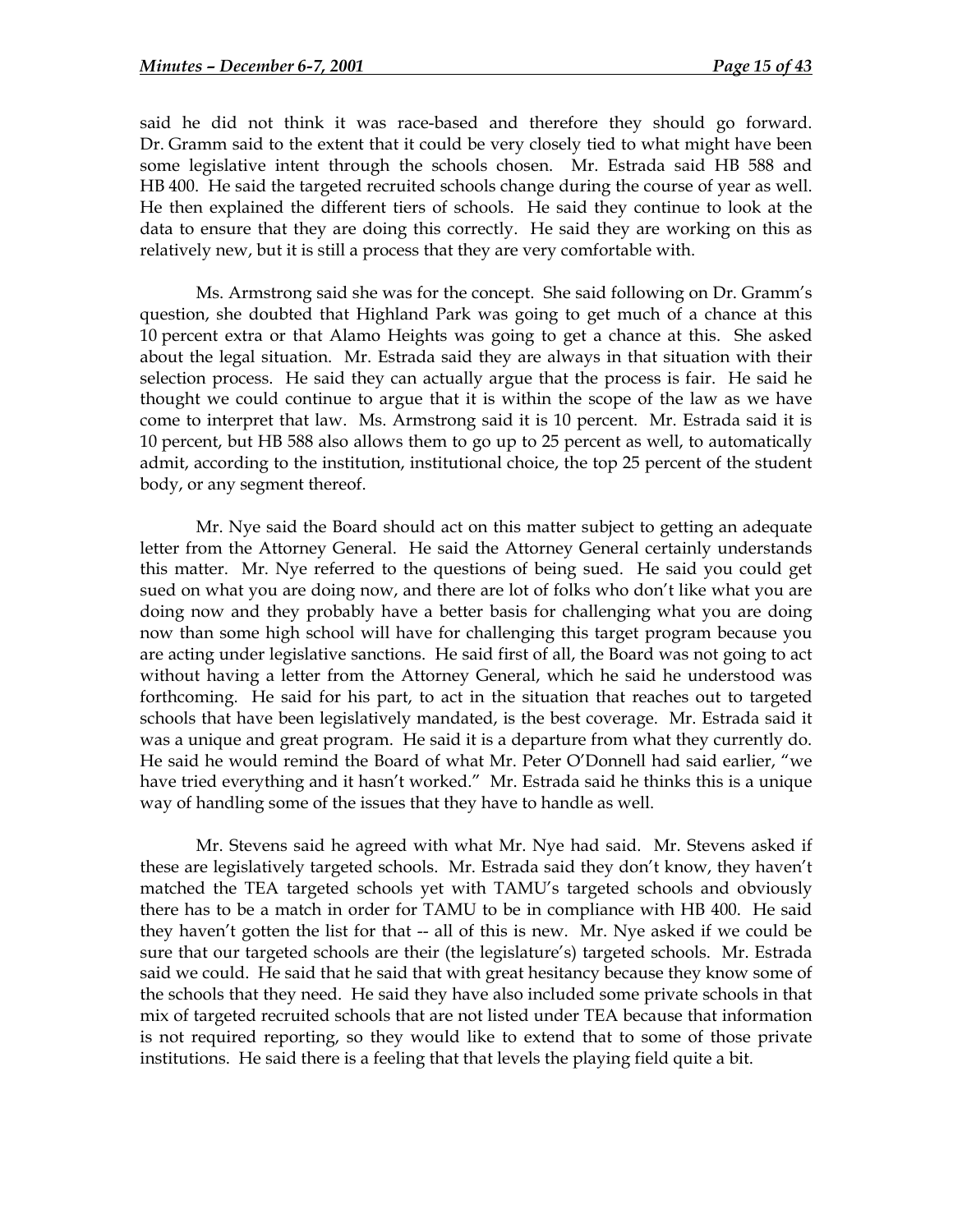said he did not think it was race-based and therefore they should go forward. Dr. Gramm said to the extent that it could be very closely tied to what might have been some legislative intent through the schools chosen. Mr. Estrada said HB 588 and HB 400. He said the targeted recruited schools change during the course of year as well. He then explained the different tiers of schools. He said they continue to look at the data to ensure that they are doing this correctly. He said they are working on this as relatively new, but it is still a process that they are very comfortable with.

Ms. Armstrong said she was for the concept. She said following on Dr. Gramm's question, she doubted that Highland Park was going to get much of a chance at this 10 percent extra or that Alamo Heights was going to get a chance at this. She asked about the legal situation. Mr. Estrada said they are always in that situation with their selection process. He said they can actually argue that the process is fair. He said he thought we could continue to argue that it is within the scope of the law as we have come to interpret that law. Ms. Armstrong said it is 10 percent. Mr. Estrada said it is 10 percent, but HB 588 also allows them to go up to 25 percent as well, to automatically admit, according to the institution, institutional choice, the top 25 percent of the student body, or any segment thereof.

Mr. Nye said the Board should act on this matter subject to getting an adequate letter from the Attorney General. He said the Attorney General certainly understands this matter. Mr. Nye referred to the questions of being sued. He said you could get sued on what you are doing now, and there are lot of folks who don't like what you are doing now and they probably have a better basis for challenging what you are doing now than some high school will have for challenging this target program because you are acting under legislative sanctions. He said first of all, the Board was not going to act without having a letter from the Attorney General, which he said he understood was forthcoming. He said for his part, to act in the situation that reaches out to targeted schools that have been legislatively mandated, is the best coverage. Mr. Estrada said it was a unique and great program. He said it is a departure from what they currently do. He said he would remind the Board of what Mr. Peter O'Donnell had said earlier, "we have tried everything and it hasn't worked." Mr. Estrada said he thinks this is a unique way of handling some of the issues that they have to handle as well.

Mr. Stevens said he agreed with what Mr. Nye had said. Mr. Stevens asked if these are legislatively targeted schools. Mr. Estrada said they don't know, they haven't matched the TEA targeted schools yet with TAMU's targeted schools and obviously there has to be a match in order for TAMU to be in compliance with HB 400. He said they haven't gotten the list for that -- all of this is new. Mr. Nye asked if we could be sure that our targeted schools are their (the legislature's) targeted schools. Mr. Estrada said we could. He said that he said that with great hesitancy because they know some of the schools that they need. He said they have also included some private schools in that mix of targeted recruited schools that are not listed under TEA because that information is not required reporting, so they would like to extend that to some of those private institutions. He said there is a feeling that that levels the playing field quite a bit.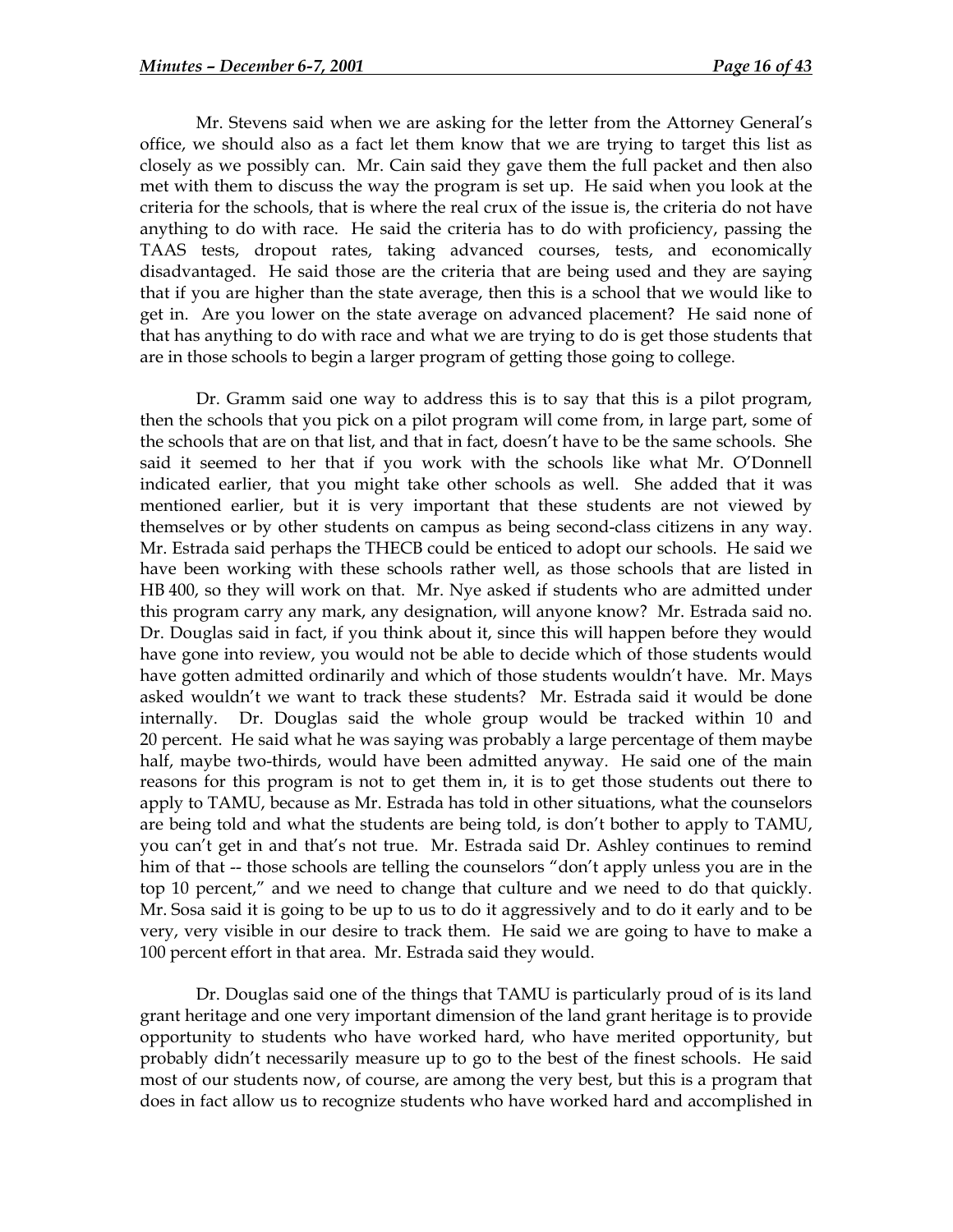Mr. Stevens said when we are asking for the letter from the Attorney General's office, we should also as a fact let them know that we are trying to target this list as closely as we possibly can. Mr. Cain said they gave them the full packet and then also met with them to discuss the way the program is set up. He said when you look at the criteria for the schools, that is where the real crux of the issue is, the criteria do not have anything to do with race. He said the criteria has to do with proficiency, passing the TAAS tests, dropout rates, taking advanced courses, tests, and economically disadvantaged. He said those are the criteria that are being used and they are saying that if you are higher than the state average, then this is a school that we would like to get in. Are you lower on the state average on advanced placement? He said none of that has anything to do with race and what we are trying to do is get those students that are in those schools to begin a larger program of getting those going to college.

Dr. Gramm said one way to address this is to say that this is a pilot program, then the schools that you pick on a pilot program will come from, in large part, some of the schools that are on that list, and that in fact, doesn't have to be the same schools. She said it seemed to her that if you work with the schools like what Mr. O'Donnell indicated earlier, that you might take other schools as well. She added that it was mentioned earlier, but it is very important that these students are not viewed by themselves or by other students on campus as being second-class citizens in any way. Mr. Estrada said perhaps the THECB could be enticed to adopt our schools. He said we have been working with these schools rather well, as those schools that are listed in HB 400, so they will work on that. Mr. Nye asked if students who are admitted under this program carry any mark, any designation, will anyone know? Mr. Estrada said no. Dr. Douglas said in fact, if you think about it, since this will happen before they would have gone into review, you would not be able to decide which of those students would have gotten admitted ordinarily and which of those students wouldn't have. Mr. Mays asked wouldn't we want to track these students? Mr. Estrada said it would be done internally. Dr. Douglas said the whole group would be tracked within 10 and 20 percent. He said what he was saying was probably a large percentage of them maybe half, maybe two-thirds, would have been admitted anyway. He said one of the main reasons for this program is not to get them in, it is to get those students out there to apply to TAMU, because as Mr. Estrada has told in other situations, what the counselors are being told and what the students are being told, is don't bother to apply to TAMU, you can't get in and that's not true. Mr. Estrada said Dr. Ashley continues to remind him of that -- those schools are telling the counselors "don't apply unless you are in the top 10 percent," and we need to change that culture and we need to do that quickly. Mr. Sosa said it is going to be up to us to do it aggressively and to do it early and to be very, very visible in our desire to track them. He said we are going to have to make a 100 percent effort in that area. Mr. Estrada said they would.

Dr. Douglas said one of the things that TAMU is particularly proud of is its land grant heritage and one very important dimension of the land grant heritage is to provide opportunity to students who have worked hard, who have merited opportunity, but probably didn't necessarily measure up to go to the best of the finest schools. He said most of our students now, of course, are among the very best, but this is a program that does in fact allow us to recognize students who have worked hard and accomplished in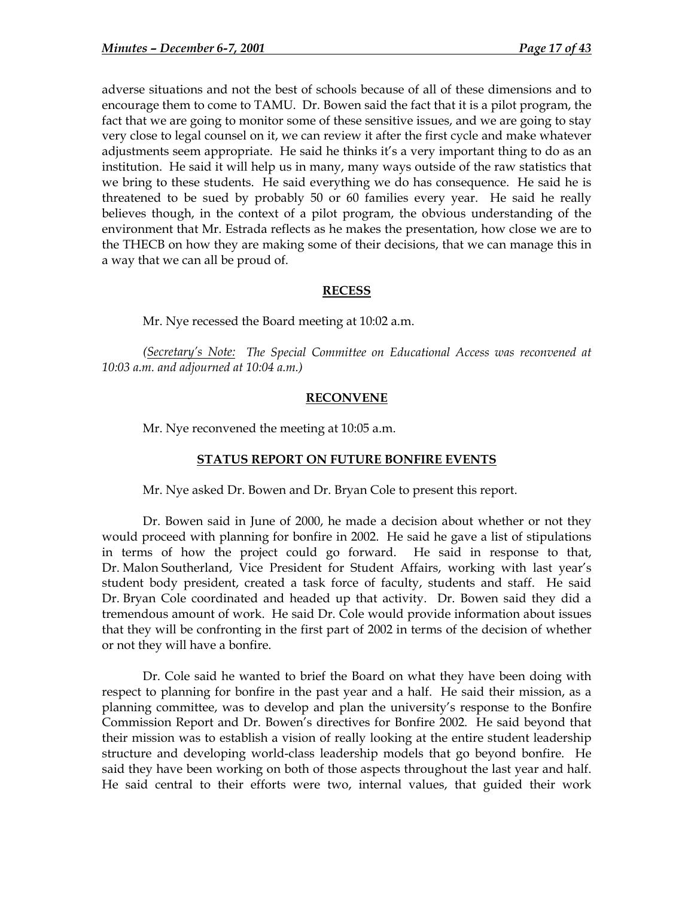adverse situations and not the best of schools because of all of these dimensions and to encourage them to come to TAMU. Dr. Bowen said the fact that it is a pilot program, the fact that we are going to monitor some of these sensitive issues, and we are going to stay very close to legal counsel on it, we can review it after the first cycle and make whatever adjustments seem appropriate. He said he thinks it's a very important thing to do as an institution. He said it will help us in many, many ways outside of the raw statistics that we bring to these students. He said everything we do has consequence. He said he is threatened to be sued by probably 50 or 60 families every year. He said he really believes though, in the context of a pilot program, the obvious understanding of the environment that Mr. Estrada reflects as he makes the presentation, how close we are to the THECB on how they are making some of their decisions, that we can manage this in a way that we can all be proud of.

**RECESS**

Mr. Nye recessed the Board meeting at 10:02 a.m.

*(Secretary's Note: The Special Committee on Educational Access was reconvened at 10:03 a.m. and adjourned at 10:04 a.m.)*

**RECONVENE**

Mr. Nye reconvened the meeting at 10:05 a.m.

**STATUS REPORT ON FUTURE BONFIRE EVENTS**

Mr. Nye asked Dr. Bowen and Dr. Bryan Cole to present this report.

Dr. Bowen said in June of 2000, he made a decision about whether or not they would proceed with planning for bonfire in 2002. He said he gave a list of stipulations in terms of how the project could go forward. He said in response to that, Dr. Malon Southerland, Vice President for Student Affairs, working with last year's student body president, created a task force of faculty, students and staff. He said Dr. Bryan Cole coordinated and headed up that activity. Dr. Bowen said they did a tremendous amount of work. He said Dr. Cole would provide information about issues that they will be confronting in the first part of 2002 in terms of the decision of whether or not they will have a bonfire.

Dr. Cole said he wanted to brief the Board on what they have been doing with respect to planning for bonfire in the past year and a half. He said their mission, as a planning committee, was to develop and plan the university's response to the Bonfire Commission Report and Dr. Bowen's directives for Bonfire 2002. He said beyond that their mission was to establish a vision of really looking at the entire student leadership structure and developing world-class leadership models that go beyond bonfire. He said they have been working on both of those aspects throughout the last year and half. He said central to their efforts were two, internal values, that guided their work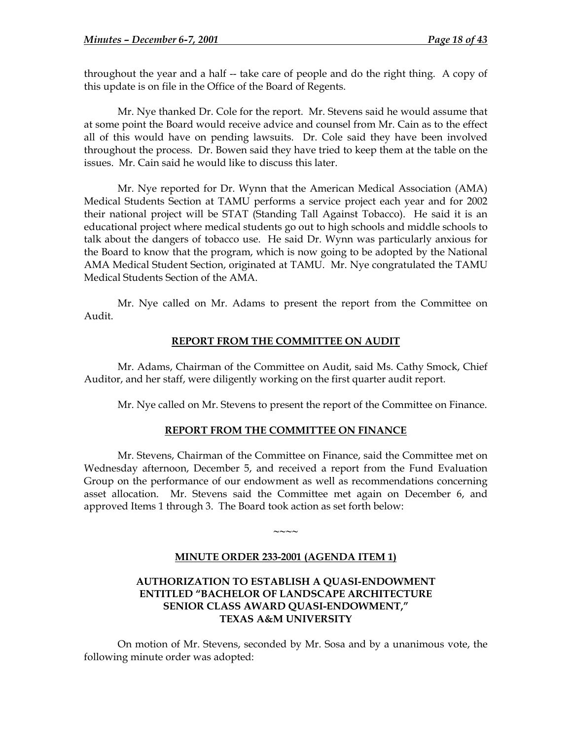throughout the year and a half -- take care of people and do the right thing. A copy of this update is on file in the Office of the Board of Regents.

Mr. Nye thanked Dr. Cole for the report. Mr. Stevens said he would assume that at some point the Board would receive advice and counsel from Mr. Cain as to the effect all of this would have on pending lawsuits. Dr. Cole said they have been involved throughout the process. Dr. Bowen said they have tried to keep them at the table on the issues. Mr. Cain said he would like to discuss this later.

Mr. Nye reported for Dr. Wynn that the American Medical Association (AMA) Medical Students Section at TAMU performs a service project each year and for 2002 their national project will be STAT (Standing Tall Against Tobacco). He said it is an educational project where medical students go out to high schools and middle schools to talk about the dangers of tobacco use. He said Dr. Wynn was particularly anxious for the Board to know that the program, which is now going to be adopted by the National AMA Medical Student Section, originated at TAMU. Mr. Nye congratulated the TAMU Medical Students Section of the AMA.

Mr. Nye called on Mr. Adams to present the report from the Committee on Audit.

## REPORT FROM THE COMMITTEE ON AUDIT

Mr. Adams, Chairman of the Committee on Audit, said Ms. Cathy Smock, Chief Auditor, and her staff, were diligently working on the first quarter audit report.

Mr. Nye called on Mr. Stevens to present the report of the Committee on Finance.

## REPORT FROM THE COMMITTEE ON FINANCE

Mr. Stevens, Chairman of the Committee on Finance, said the Committee met on Wednesday afternoon, December 5, and received a report from the Fund Evaluation Group on the performance of our endowment as well as recommendations concerning asset allocation. Mr. Stevens said the Committee met again on December 6, and approved Items 1 through 3. The Board took action as set forth below:

~~~~

## MINUTE ORDER 233-2001 (AGENDA ITEM 1)

### AUTHORIZATION TO ESTABLISH A QUASI-ENDOWMENT ENTITLED "BACHELOR OF LANDSCAPE ARCHITECTURE SENIOR CLASS AWARD QUASI-ENDOWMENT," TEXAS A&M UNIVERSITY

On motion of Mr. Stevens, seconded by Mr. Sosa and by a unanimous vote, the following minute order was adopted: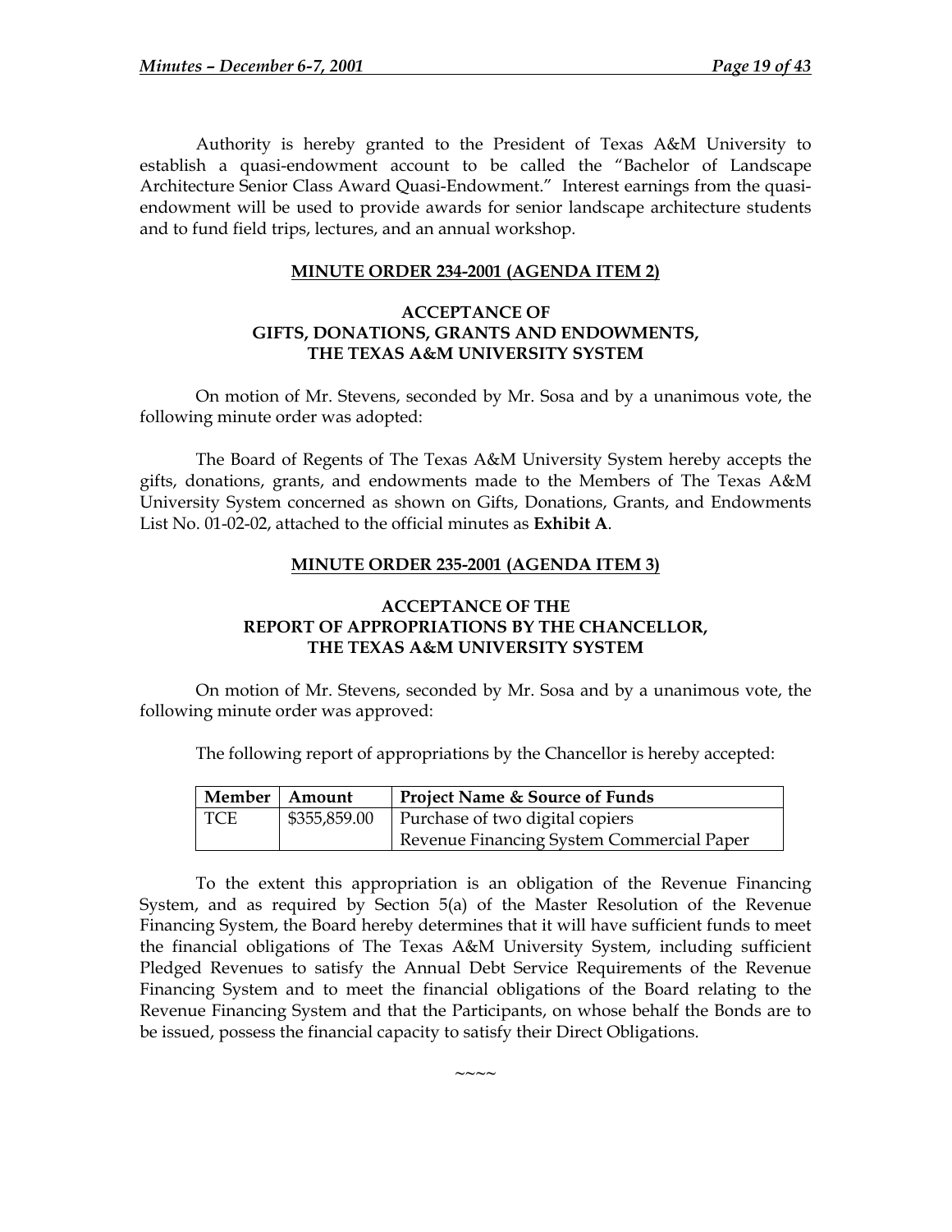Authority is hereby granted to the President of Texas A&M University to establish a quasi-endowment account to be called the "Bachelor of Landscape Architecture Senior Class Award Quasi-Endowment." Interest earnings from the quasi-endowment will be used to provide awards for senior landscape architecture students and to fund field trips, lectures, and an annual workshop.

**MINUTE ORDER 234-2001 (AGENDA ITEM 2)**

**ACCEPTANCE OF**
**GIFTS, DONATIONS, GRANTS AND ENDOWMENTS,**
**THE TEXAS A&M UNIVERSITY SYSTEM**

On motion of Mr. Stevens, seconded by Mr. Sosa and by a unanimous vote, the following minute order was adopted:

The Board of Regents of The Texas A&M University System hereby accepts the gifts, donations, grants, and endowments made to the Members of The Texas A&M University System concerned as shown on Gifts, Donations, Grants, and Endowments List No. 01-02-02, attached to the official minutes as **Exhibit A**.

**MINUTE ORDER 235-2001 (AGENDA ITEM 3)**

**ACCEPTANCE OF THE**
**REPORT OF APPROPRIATIONS BY THE CHANCELLOR,**
**THE TEXAS A&M UNIVERSITY SYSTEM**

On motion of Mr. Stevens, seconded by Mr. Sosa and by a unanimous vote, the following minute order was approved:

The following report of appropriations by the Chancellor is hereby accepted:

| Member | Amount | Project Name & Source of Funds |
|---|---|---|
| TCE | $355,859.00 | Purchase of two digital copiers<br>Revenue Financing System Commercial Paper |

To the extent this appropriation is an obligation of the Revenue Financing System, and as required by Section 5(a) of the Master Resolution of the Revenue Financing System, the Board hereby determines that it will have sufficient funds to meet the financial obligations of The Texas A&M University System, including sufficient Pledged Revenues to satisfy the Annual Debt Service Requirements of the Revenue Financing System and to meet the financial obligations of the Board relating to the Revenue Financing System and that the Participants, on whose behalf the Bonds are to be issued, possess the financial capacity to satisfy their Direct Obligations.

~~~~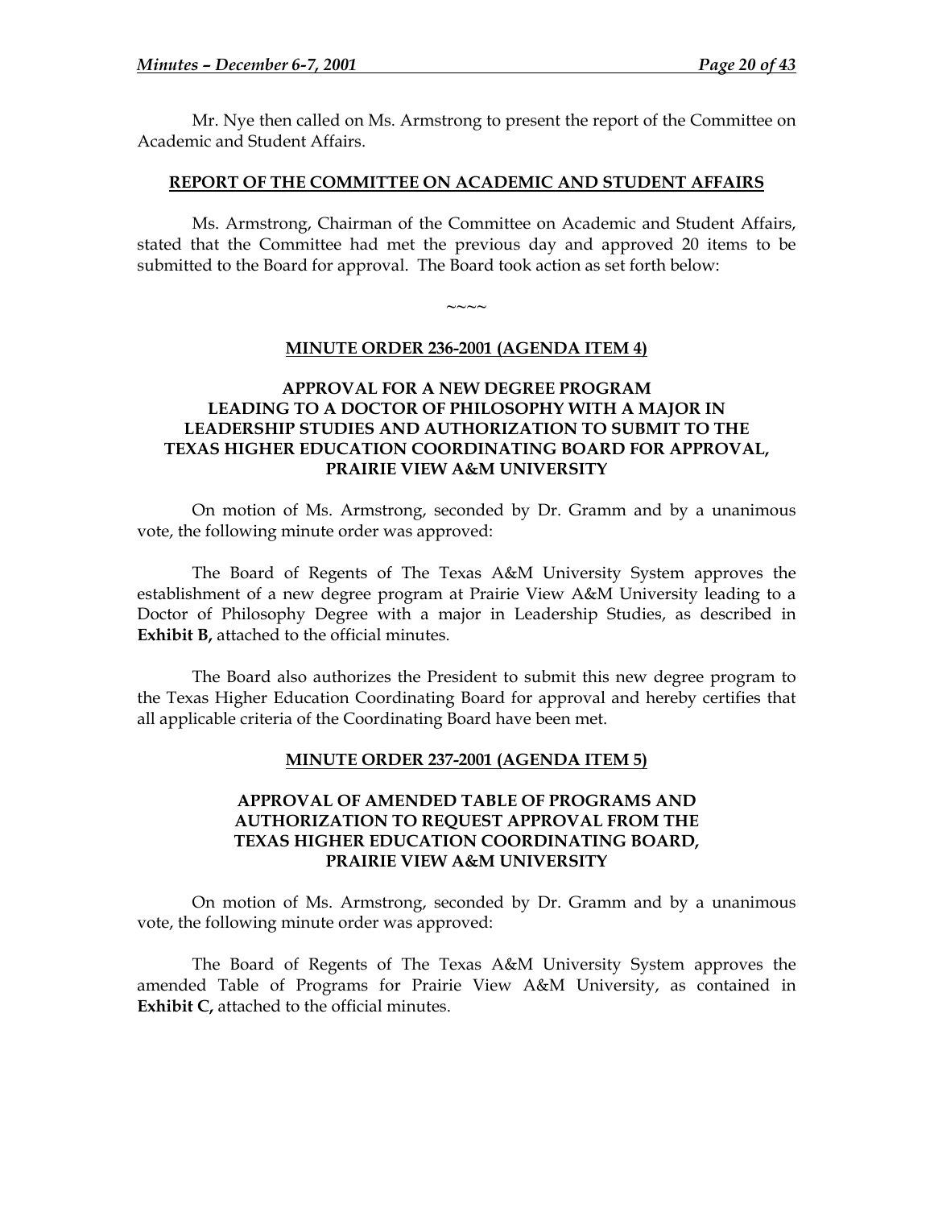Mr. Nye then called on Ms. Armstrong to present the report of the Committee on Academic and Student Affairs.

## REPORT OF THE COMMITTEE ON ACADEMIC AND STUDENT AFFAIRS

Ms. Armstrong, Chairman of the Committee on Academic and Student Affairs, stated that the Committee had met the previous day and approved 20 items to be submitted to the Board for approval. The Board took action as set forth below:

~~~~

### MINUTE ORDER 236-2001 (AGENDA ITEM 4)

### APPROVAL FOR A NEW DEGREE PROGRAM LEADING TO A DOCTOR OF PHILOSOPHY WITH A MAJOR IN LEADERSHIP STUDIES AND AUTHORIZATION TO SUBMIT TO THE TEXAS HIGHER EDUCATION COORDINATING BOARD FOR APPROVAL, PRAIRIE VIEW A&M UNIVERSITY

On motion of Ms. Armstrong, seconded by Dr. Gramm and by a unanimous vote, the following minute order was approved:

The Board of Regents of The Texas A&M University System approves the establishment of a new degree program at Prairie View A&M University leading to a Doctor of Philosophy Degree with a major in Leadership Studies, as described in **Exhibit B,** attached to the official minutes.

The Board also authorizes the President to submit this new degree program to the Texas Higher Education Coordinating Board for approval and hereby certifies that all applicable criteria of the Coordinating Board have been met.

### MINUTE ORDER 237-2001 (AGENDA ITEM 5)

### APPROVAL OF AMENDED TABLE OF PROGRAMS AND AUTHORIZATION TO REQUEST APPROVAL FROM THE TEXAS HIGHER EDUCATION COORDINATING BOARD, PRAIRIE VIEW A&M UNIVERSITY

On motion of Ms. Armstrong, seconded by Dr. Gramm and by a unanimous vote, the following minute order was approved:

The Board of Regents of The Texas A&M University System approves the amended Table of Programs for Prairie View A&M University, as contained in **Exhibit C,** attached to the official minutes.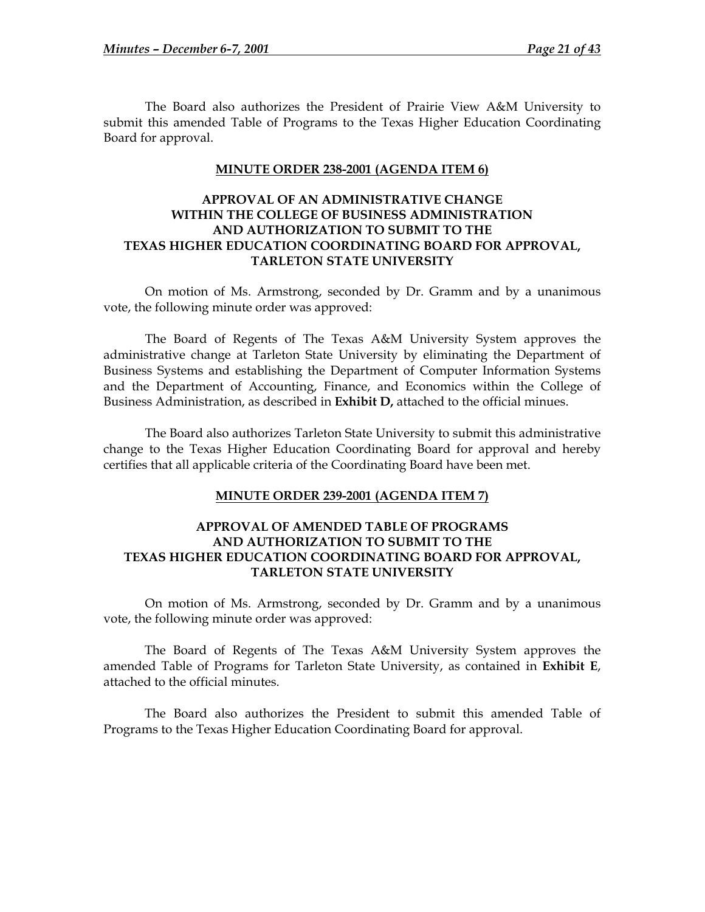The Board also authorizes the President of Prairie View A&M University to submit this amended Table of Programs to the Texas Higher Education Coordinating Board for approval.

**MINUTE ORDER 238-2001 (AGENDA ITEM 6)**

**APPROVAL OF AN ADMINISTRATIVE CHANGE WITHIN THE COLLEGE OF BUSINESS ADMINISTRATION AND AUTHORIZATION TO SUBMIT TO THE TEXAS HIGHER EDUCATION COORDINATING BOARD FOR APPROVAL, TARLETON STATE UNIVERSITY**

On motion of Ms. Armstrong, seconded by Dr. Gramm and by a unanimous vote, the following minute order was approved:

The Board of Regents of The Texas A&M University System approves the administrative change at Tarleton State University by eliminating the Department of Business Systems and establishing the Department of Computer Information Systems and the Department of Accounting, Finance, and Economics within the College of Business Administration, as described in **Exhibit D,** attached to the official minues.

The Board also authorizes Tarleton State University to submit this administrative change to the Texas Higher Education Coordinating Board for approval and hereby certifies that all applicable criteria of the Coordinating Board have been met.

**MINUTE ORDER 239-2001 (AGENDA ITEM 7)**

**APPROVAL OF AMENDED TABLE OF PROGRAMS AND AUTHORIZATION TO SUBMIT TO THE TEXAS HIGHER EDUCATION COORDINATING BOARD FOR APPROVAL, TARLETON STATE UNIVERSITY**

On motion of Ms. Armstrong, seconded by Dr. Gramm and by a unanimous vote, the following minute order was approved:

The Board of Regents of The Texas A&M University System approves the amended Table of Programs for Tarleton State University, as contained in **Exhibit E**, attached to the official minutes.

The Board also authorizes the President to submit this amended Table of Programs to the Texas Higher Education Coordinating Board for approval.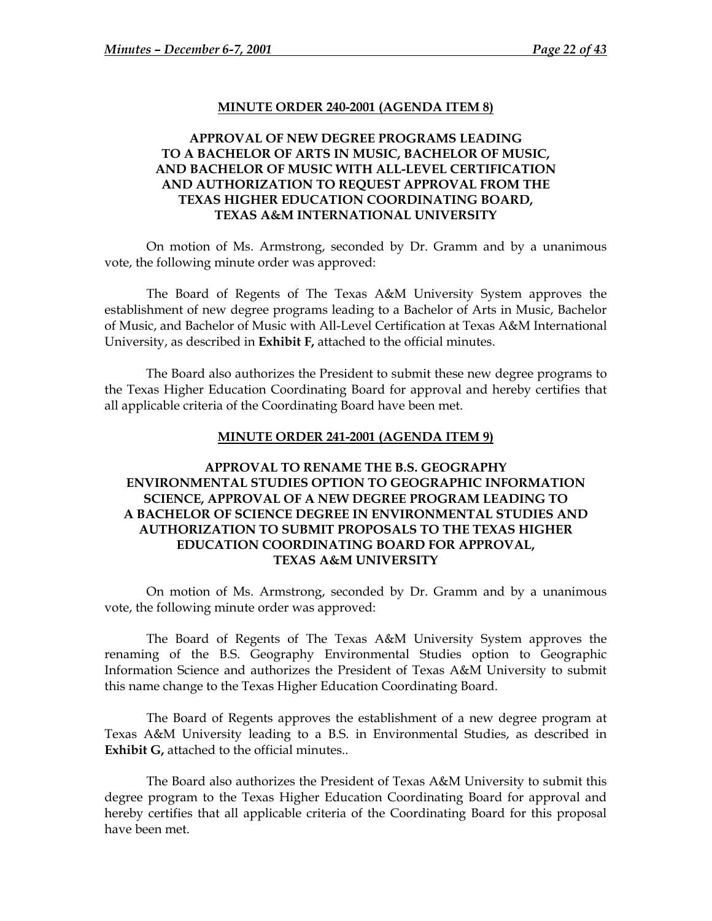## MINUTE ORDER 240-2001 (AGENDA ITEM 8)

### APPROVAL OF NEW DEGREE PROGRAMS LEADING TO A BACHELOR OF ARTS IN MUSIC, BACHELOR OF MUSIC, AND BACHELOR OF MUSIC WITH ALL-LEVEL CERTIFICATION AND AUTHORIZATION TO REQUEST APPROVAL FROM THE TEXAS HIGHER EDUCATION COORDINATING BOARD, TEXAS A&M INTERNATIONAL UNIVERSITY

On motion of Ms. Armstrong, seconded by Dr. Gramm and by a unanimous vote, the following minute order was approved:

The Board of Regents of The Texas A&M University System approves the establishment of new degree programs leading to a Bachelor of Arts in Music, Bachelor of Music, and Bachelor of Music with All-Level Certification at Texas A&M International University, as described in **Exhibit F,** attached to the official minutes.

The Board also authorizes the President to submit these new degree programs to the Texas Higher Education Coordinating Board for approval and hereby certifies that all applicable criteria of the Coordinating Board have been met.

## MINUTE ORDER 241-2001 (AGENDA ITEM 9)

### APPROVAL TO RENAME THE B.S. GEOGRAPHY ENVIRONMENTAL STUDIES OPTION TO GEOGRAPHIC INFORMATION SCIENCE, APPROVAL OF A NEW DEGREE PROGRAM LEADING TO A BACHELOR OF SCIENCE DEGREE IN ENVIRONMENTAL STUDIES AND AUTHORIZATION TO SUBMIT PROPOSALS TO THE TEXAS HIGHER EDUCATION COORDINATING BOARD FOR APPROVAL, TEXAS A&M UNIVERSITY

On motion of Ms. Armstrong, seconded by Dr. Gramm and by a unanimous vote, the following minute order was approved:

The Board of Regents of The Texas A&M University System approves the renaming of the B.S. Geography Environmental Studies option to Geographic Information Science and authorizes the President of Texas A&M University to submit this name change to the Texas Higher Education Coordinating Board.

The Board of Regents approves the establishment of a new degree program at Texas A&M University leading to a B.S. in Environmental Studies, as described in **Exhibit G,** attached to the official minutes..

The Board also authorizes the President of Texas A&M University to submit this degree program to the Texas Higher Education Coordinating Board for approval and hereby certifies that all applicable criteria of the Coordinating Board for this proposal have been met.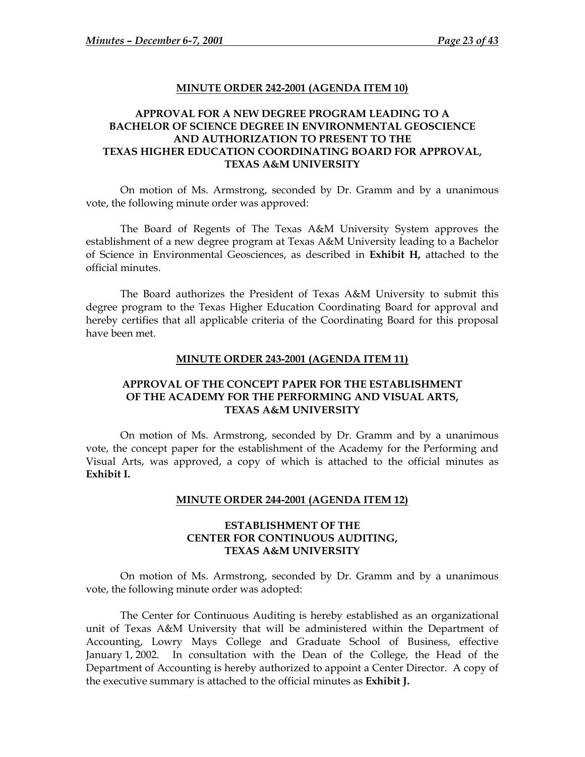**MINUTE ORDER 242-2001 (AGENDA ITEM 10)**

**APPROVAL FOR A NEW DEGREE PROGRAM LEADING TO A BACHELOR OF SCIENCE DEGREE IN ENVIRONMENTAL GEOSCIENCE AND AUTHORIZATION TO PRESENT TO THE TEXAS HIGHER EDUCATION COORDINATING BOARD FOR APPROVAL, TEXAS A&M UNIVERSITY**

On motion of Ms. Armstrong, seconded by Dr. Gramm and by a unanimous vote, the following minute order was approved:

The Board of Regents of The Texas A&M University System approves the establishment of a new degree program at Texas A&M University leading to a Bachelor of Science in Environmental Geosciences, as described in **Exhibit H,** attached to the official minutes.

The Board authorizes the President of Texas A&M University to submit this degree program to the Texas Higher Education Coordinating Board for approval and hereby certifies that all applicable criteria of the Coordinating Board for this proposal have been met.

**MINUTE ORDER 243-2001 (AGENDA ITEM 11)**

**APPROVAL OF THE CONCEPT PAPER FOR THE ESTABLISHMENT OF THE ACADEMY FOR THE PERFORMING AND VISUAL ARTS, TEXAS A&M UNIVERSITY**

On motion of Ms. Armstrong, seconded by Dr. Gramm and by a unanimous vote, the concept paper for the establishment of the Academy for the Performing and Visual Arts, was approved, a copy of which is attached to the official minutes as **Exhibit I.**

**MINUTE ORDER 244-2001 (AGENDA ITEM 12)**

**ESTABLISHMENT OF THE CENTER FOR CONTINUOUS AUDITING, TEXAS A&M UNIVERSITY**

On motion of Ms. Armstrong, seconded by Dr. Gramm and by a unanimous vote, the following minute order was adopted:

The Center for Continuous Auditing is hereby established as an organizational unit of Texas A&M University that will be administered within the Department of Accounting, Lowry Mays College and Graduate School of Business, effective January 1, 2002. In consultation with the Dean of the College, the Head of the Department of Accounting is hereby authorized to appoint a Center Director. A copy of the executive summary is attached to the official minutes as **Exhibit J.**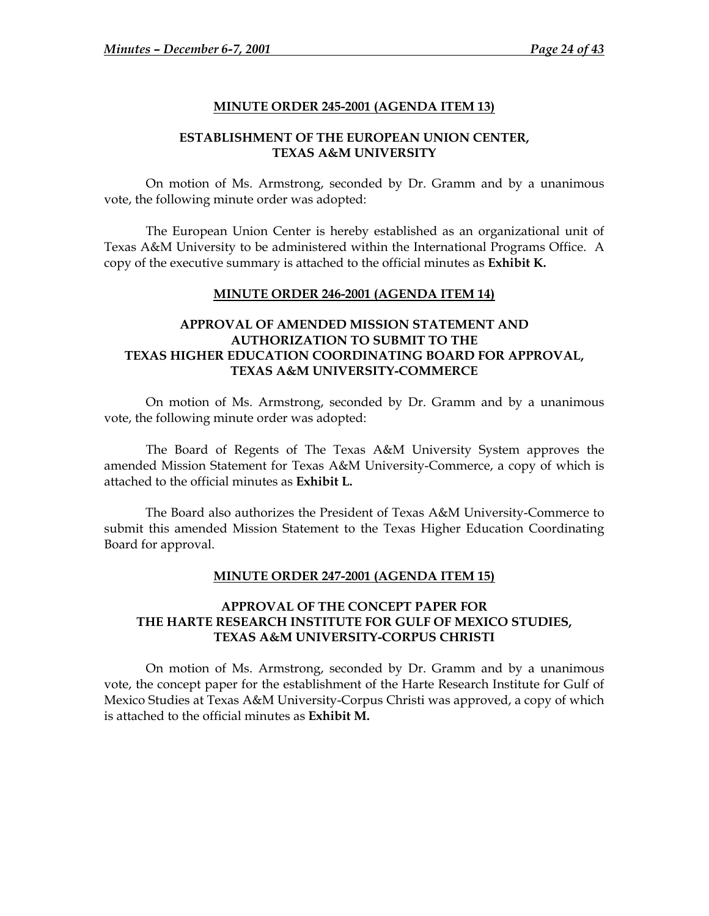**MINUTE ORDER 245-2001 (AGENDA ITEM 13)**

**ESTABLISHMENT OF THE EUROPEAN UNION CENTER,**
**TEXAS A&M UNIVERSITY**

On motion of Ms. Armstrong, seconded by Dr. Gramm and by a unanimous vote, the following minute order was adopted:

The European Union Center is hereby established as an organizational unit of Texas A&M University to be administered within the International Programs Office. A copy of the executive summary is attached to the official minutes as **Exhibit K.**

**MINUTE ORDER 246-2001 (AGENDA ITEM 14)**

**APPROVAL OF AMENDED MISSION STATEMENT AND**
**AUTHORIZATION TO SUBMIT TO THE**
**TEXAS HIGHER EDUCATION COORDINATING BOARD FOR APPROVAL,**
**TEXAS A&M UNIVERSITY-COMMERCE**

On motion of Ms. Armstrong, seconded by Dr. Gramm and by a unanimous vote, the following minute order was adopted:

The Board of Regents of The Texas A&M University System approves the amended Mission Statement for Texas A&M University-Commerce, a copy of which is attached to the official minutes as **Exhibit L.**

The Board also authorizes the President of Texas A&M University-Commerce to submit this amended Mission Statement to the Texas Higher Education Coordinating Board for approval.

**MINUTE ORDER 247-2001 (AGENDA ITEM 15)**

**APPROVAL OF THE CONCEPT PAPER FOR**
**THE HARTE RESEARCH INSTITUTE FOR GULF OF MEXICO STUDIES,**
**TEXAS A&M UNIVERSITY-CORPUS CHRISTI**

On motion of Ms. Armstrong, seconded by Dr. Gramm and by a unanimous vote, the concept paper for the establishment of the Harte Research Institute for Gulf of Mexico Studies at Texas A&M University-Corpus Christi was approved, a copy of which is attached to the official minutes as **Exhibit M.**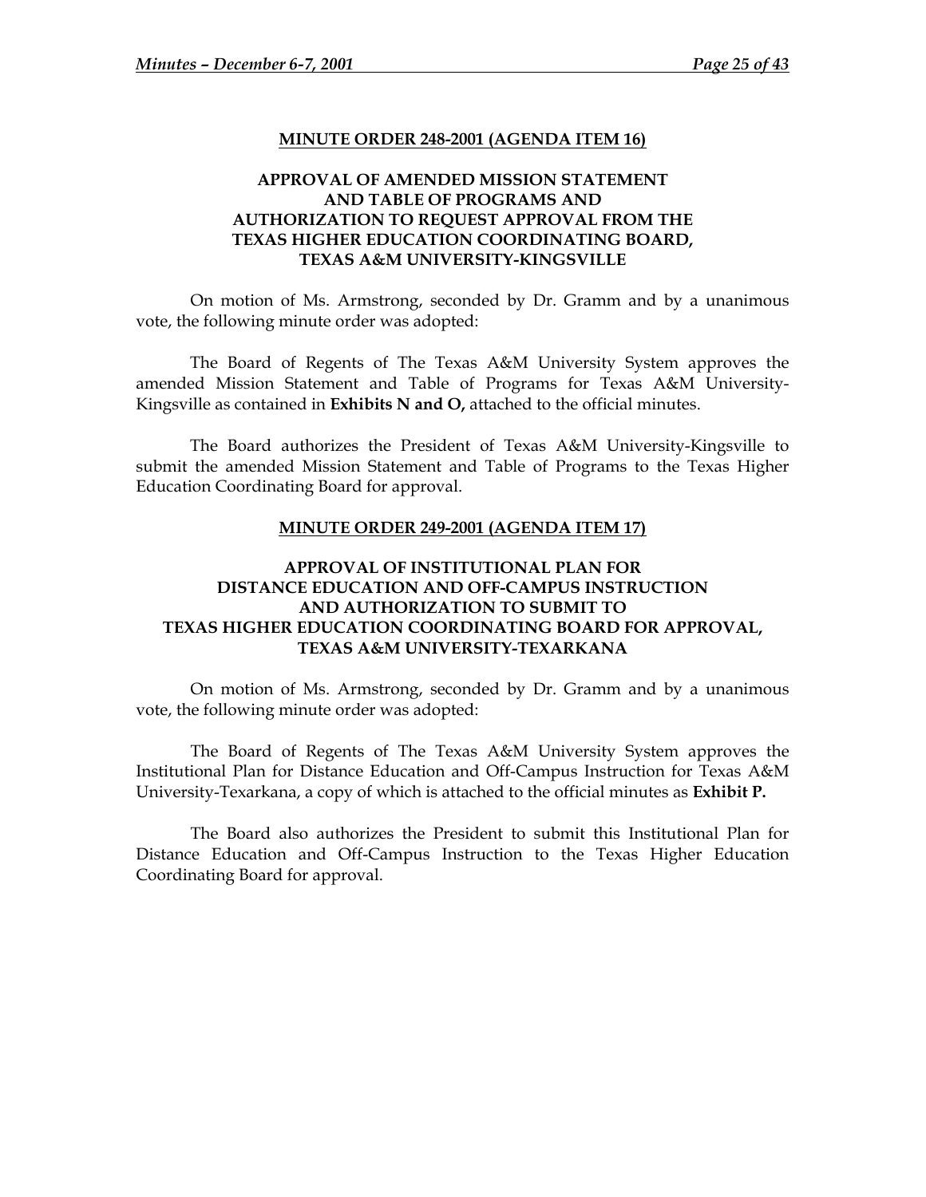**MINUTE ORDER 248-2001 (AGENDA ITEM 16)**

**APPROVAL OF AMENDED MISSION STATEMENT AND TABLE OF PROGRAMS AND AUTHORIZATION TO REQUEST APPROVAL FROM THE TEXAS HIGHER EDUCATION COORDINATING BOARD, TEXAS A&M UNIVERSITY-KINGSVILLE**

On motion of Ms. Armstrong, seconded by Dr. Gramm and by a unanimous vote, the following minute order was adopted:

The Board of Regents of The Texas A&M University System approves the amended Mission Statement and Table of Programs for Texas A&M University-Kingsville as contained in **Exhibits N and O,** attached to the official minutes.

The Board authorizes the President of Texas A&M University-Kingsville to submit the amended Mission Statement and Table of Programs to the Texas Higher Education Coordinating Board for approval.

**MINUTE ORDER 249-2001 (AGENDA ITEM 17)**

**APPROVAL OF INSTITUTIONAL PLAN FOR DISTANCE EDUCATION AND OFF-CAMPUS INSTRUCTION AND AUTHORIZATION TO SUBMIT TO TEXAS HIGHER EDUCATION COORDINATING BOARD FOR APPROVAL, TEXAS A&M UNIVERSITY-TEXARKANA**

On motion of Ms. Armstrong, seconded by Dr. Gramm and by a unanimous vote, the following minute order was adopted:

The Board of Regents of The Texas A&M University System approves the Institutional Plan for Distance Education and Off-Campus Instruction for Texas A&M University-Texarkana, a copy of which is attached to the official minutes as **Exhibit P.**

The Board also authorizes the President to submit this Institutional Plan for Distance Education and Off-Campus Instruction to the Texas Higher Education Coordinating Board for approval.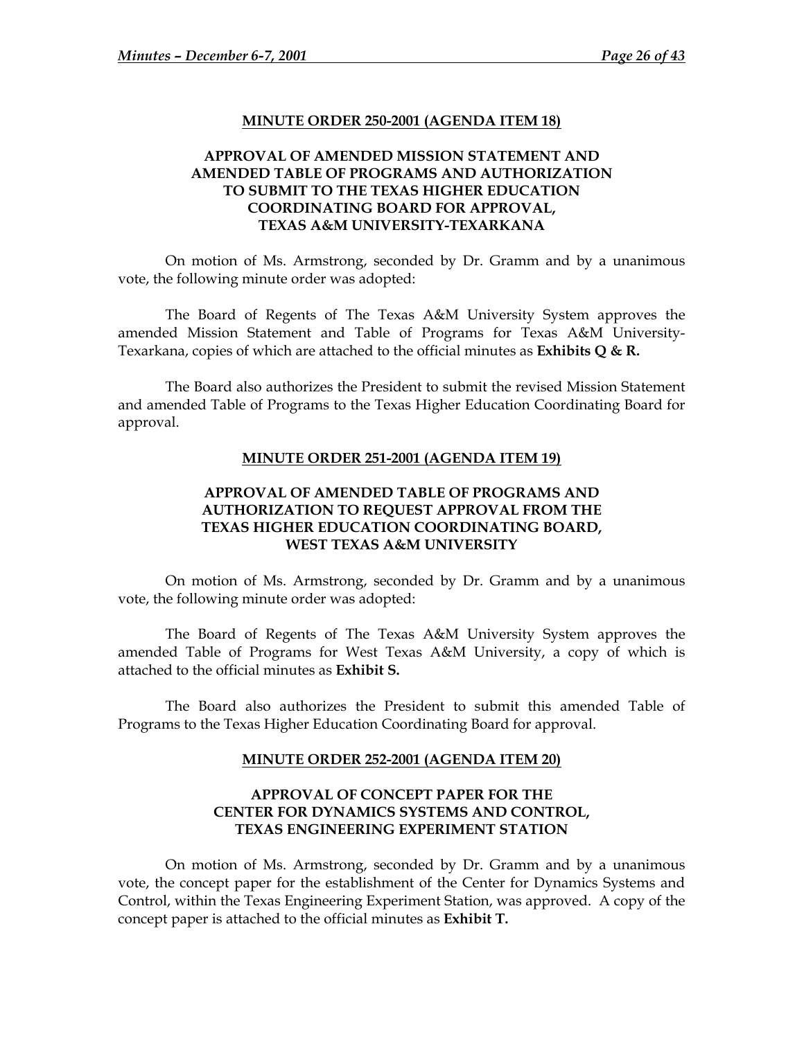**MINUTE ORDER 250-2001 (AGENDA ITEM 18)**

**APPROVAL OF AMENDED MISSION STATEMENT AND AMENDED TABLE OF PROGRAMS AND AUTHORIZATION TO SUBMIT TO THE TEXAS HIGHER EDUCATION COORDINATING BOARD FOR APPROVAL, TEXAS A&M UNIVERSITY-TEXARKANA**

On motion of Ms. Armstrong, seconded by Dr. Gramm and by a unanimous vote, the following minute order was adopted:

The Board of Regents of The Texas A&M University System approves the amended Mission Statement and Table of Programs for Texas A&M University-Texarkana, copies of which are attached to the official minutes as **Exhibits Q & R.**

The Board also authorizes the President to submit the revised Mission Statement and amended Table of Programs to the Texas Higher Education Coordinating Board for approval.

**MINUTE ORDER 251-2001 (AGENDA ITEM 19)**

**APPROVAL OF AMENDED TABLE OF PROGRAMS AND AUTHORIZATION TO REQUEST APPROVAL FROM THE TEXAS HIGHER EDUCATION COORDINATING BOARD, WEST TEXAS A&M UNIVERSITY**

On motion of Ms. Armstrong, seconded by Dr. Gramm and by a unanimous vote, the following minute order was adopted:

The Board of Regents of The Texas A&M University System approves the amended Table of Programs for West Texas A&M University, a copy of which is attached to the official minutes as **Exhibit S.**

The Board also authorizes the President to submit this amended Table of Programs to the Texas Higher Education Coordinating Board for approval.

**MINUTE ORDER 252-2001 (AGENDA ITEM 20)**

**APPROVAL OF CONCEPT PAPER FOR THE CENTER FOR DYNAMICS SYSTEMS AND CONTROL, TEXAS ENGINEERING EXPERIMENT STATION**

On motion of Ms. Armstrong, seconded by Dr. Gramm and by a unanimous vote, the concept paper for the establishment of the Center for Dynamics Systems and Control, within the Texas Engineering Experiment Station, was approved. A copy of the concept paper is attached to the official minutes as **Exhibit T.**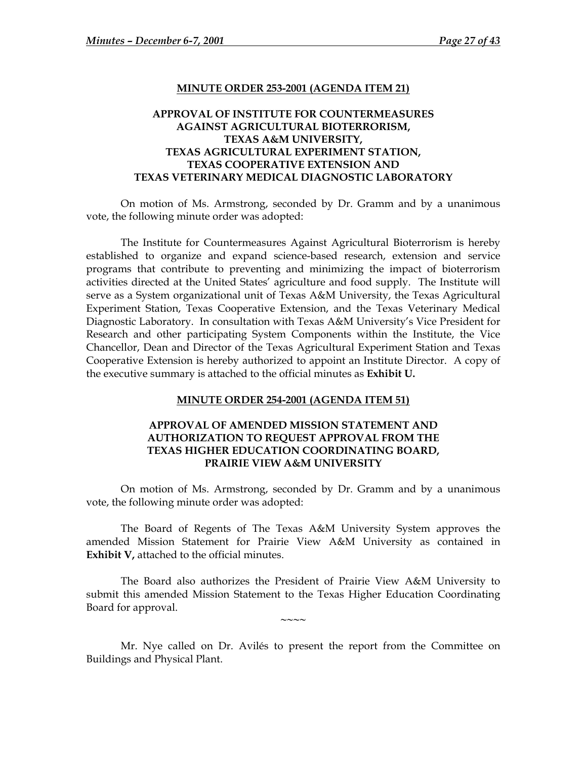**MINUTE ORDER 253-2001 (AGENDA ITEM 21)**

**APPROVAL OF INSTITUTE FOR COUNTERMEASURES AGAINST AGRICULTURAL BIOTERRORISM, TEXAS A&M UNIVERSITY, TEXAS AGRICULTURAL EXPERIMENT STATION, TEXAS COOPERATIVE EXTENSION AND TEXAS VETERINARY MEDICAL DIAGNOSTIC LABORATORY**

On motion of Ms. Armstrong, seconded by Dr. Gramm and by a unanimous vote, the following minute order was adopted:

The Institute for Countermeasures Against Agricultural Bioterrorism is hereby established to organize and expand science-based research, extension and service programs that contribute to preventing and minimizing the impact of bioterrorism activities directed at the United States' agriculture and food supply. The Institute will serve as a System organizational unit of Texas A&M University, the Texas Agricultural Experiment Station, Texas Cooperative Extension, and the Texas Veterinary Medical Diagnostic Laboratory. In consultation with Texas A&M University's Vice President for Research and other participating System Components within the Institute, the Vice Chancellor, Dean and Director of the Texas Agricultural Experiment Station and Texas Cooperative Extension is hereby authorized to appoint an Institute Director. A copy of the executive summary is attached to the official minutes as **Exhibit U.**

**MINUTE ORDER 254-2001 (AGENDA ITEM 51)**

**APPROVAL OF AMENDED MISSION STATEMENT AND AUTHORIZATION TO REQUEST APPROVAL FROM THE TEXAS HIGHER EDUCATION COORDINATING BOARD, PRAIRIE VIEW A&M UNIVERSITY**

On motion of Ms. Armstrong, seconded by Dr. Gramm and by a unanimous vote, the following minute order was adopted:

The Board of Regents of The Texas A&M University System approves the amended Mission Statement for Prairie View A&M University as contained in **Exhibit V,** attached to the official minutes.

The Board also authorizes the President of Prairie View A&M University to submit this amended Mission Statement to the Texas Higher Education Coordinating Board for approval.

~~~~

Mr. Nye called on Dr. Avilés to present the report from the Committee on Buildings and Physical Plant.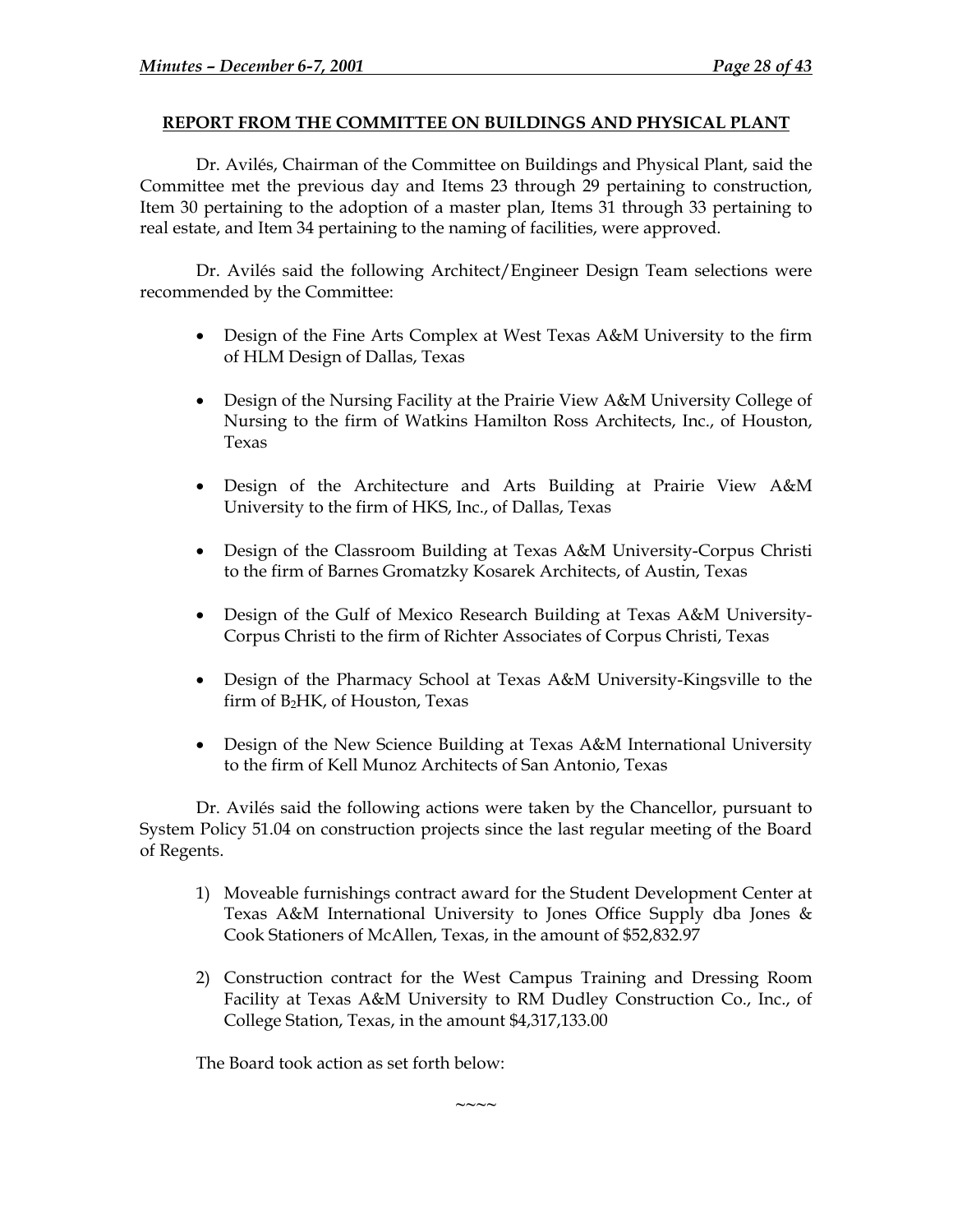## REPORT FROM THE COMMITTEE ON BUILDINGS AND PHYSICAL PLANT

Dr. Avilés, Chairman of the Committee on Buildings and Physical Plant, said the Committee met the previous day and Items 23 through 29 pertaining to construction, Item 30 pertaining to the adoption of a master plan, Items 31 through 33 pertaining to real estate, and Item 34 pertaining to the naming of facilities, were approved.

Dr. Avilés said the following Architect/Engineer Design Team selections were recommended by the Committee:

- Design of the Fine Arts Complex at West Texas A&M University to the firm of HLM Design of Dallas, Texas
- Design of the Nursing Facility at the Prairie View A&M University College of Nursing to the firm of Watkins Hamilton Ross Architects, Inc., of Houston, Texas
- Design of the Architecture and Arts Building at Prairie View A&M University to the firm of HKS, Inc., of Dallas, Texas
- Design of the Classroom Building at Texas A&M University-Corpus Christi to the firm of Barnes Gromatzky Kosarek Architects, of Austin, Texas
- Design of the Gulf of Mexico Research Building at Texas A&M University-Corpus Christi to the firm of Richter Associates of Corpus Christi, Texas
- Design of the Pharmacy School at Texas A&M University-Kingsville to the firm of $B_2$HK, of Houston, Texas
- Design of the New Science Building at Texas A&M International University to the firm of Kell Munoz Architects of San Antonio, Texas

Dr. Avilés said the following actions were taken by the Chancellor, pursuant to System Policy 51.04 on construction projects since the last regular meeting of the Board of Regents.

1) Moveable furnishings contract award for the Student Development Center at Texas A&M International University to Jones Office Supply dba Jones & Cook Stationers of McAllen, Texas, in the amount of $52,832.97
2) Construction contract for the West Campus Training and Dressing Room Facility at Texas A&M University to RM Dudley Construction Co., Inc., of College Station, Texas, in the amount $4,317,133.00

The Board took action as set forth below:

~~~~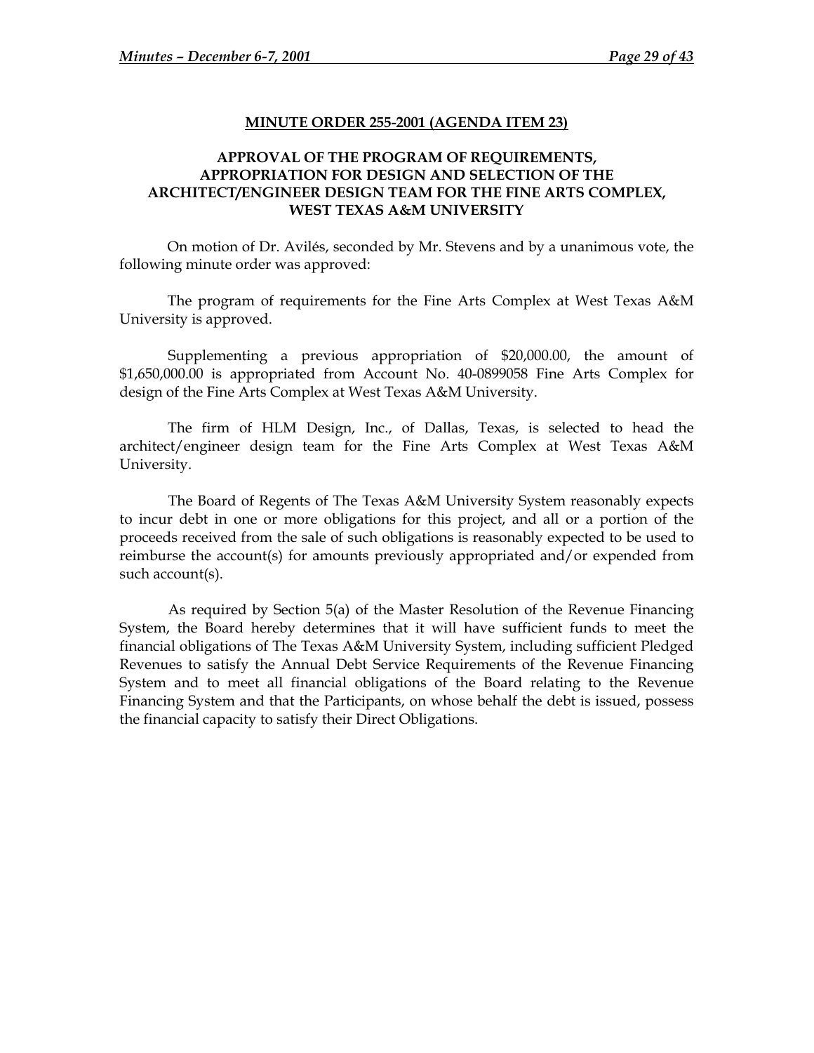**MINUTE ORDER 255-2001 (AGENDA ITEM 23)**

**APPROVAL OF THE PROGRAM OF REQUIREMENTS, APPROPRIATION FOR DESIGN AND SELECTION OF THE ARCHITECT/ENGINEER DESIGN TEAM FOR THE FINE ARTS COMPLEX, WEST TEXAS A&M UNIVERSITY**

On motion of Dr. Avilés, seconded by Mr. Stevens and by a unanimous vote, the following minute order was approved:

The program of requirements for the Fine Arts Complex at West Texas A&M University is approved.

Supplementing a previous appropriation of $20,000.00, the amount of $1,650,000.00 is appropriated from Account No. 40-0899058 Fine Arts Complex for design of the Fine Arts Complex at West Texas A&M University.

The firm of HLM Design, Inc., of Dallas, Texas, is selected to head the architect/engineer design team for the Fine Arts Complex at West Texas A&M University.

The Board of Regents of The Texas A&M University System reasonably expects to incur debt in one or more obligations for this project, and all or a portion of the proceeds received from the sale of such obligations is reasonably expected to be used to reimburse the account(s) for amounts previously appropriated and/or expended from such account(s).

As required by Section 5(a) of the Master Resolution of the Revenue Financing System, the Board hereby determines that it will have sufficient funds to meet the financial obligations of The Texas A&M University System, including sufficient Pledged Revenues to satisfy the Annual Debt Service Requirements of the Revenue Financing System and to meet all financial obligations of the Board relating to the Revenue Financing System and that the Participants, on whose behalf the debt is issued, possess the financial capacity to satisfy their Direct Obligations.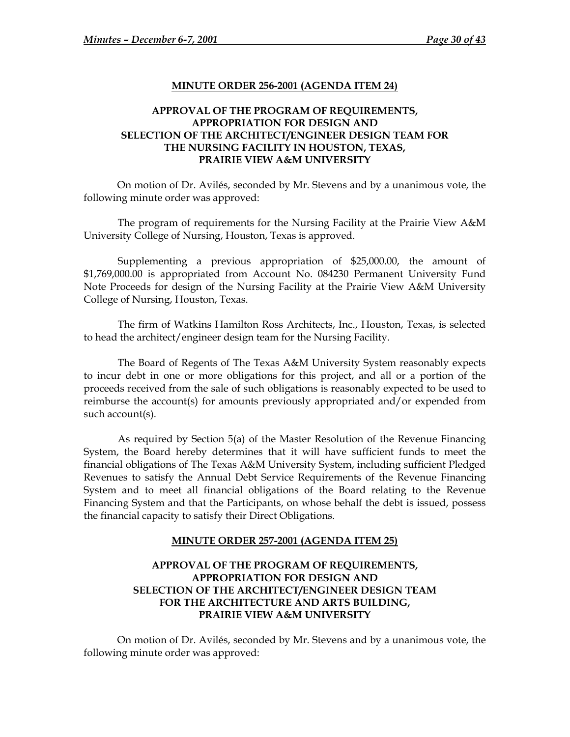## MINUTE ORDER 256-2001 (AGENDA ITEM 24)

### APPROVAL OF THE PROGRAM OF REQUIREMENTS, APPROPRIATION FOR DESIGN AND SELECTION OF THE ARCHITECT/ENGINEER DESIGN TEAM FOR THE NURSING FACILITY IN HOUSTON, TEXAS, PRAIRIE VIEW A&M UNIVERSITY

On motion of Dr. Avilés, seconded by Mr. Stevens and by a unanimous vote, the following minute order was approved:

The program of requirements for the Nursing Facility at the Prairie View A&M University College of Nursing, Houston, Texas is approved.

Supplementing a previous appropriation of $25,000.00, the amount of $1,769,000.00 is appropriated from Account No. 084230 Permanent University Fund Note Proceeds for design of the Nursing Facility at the Prairie View A&M University College of Nursing, Houston, Texas.

The firm of Watkins Hamilton Ross Architects, Inc., Houston, Texas, is selected to head the architect/engineer design team for the Nursing Facility.

The Board of Regents of The Texas A&M University System reasonably expects to incur debt in one or more obligations for this project, and all or a portion of the proceeds received from the sale of such obligations is reasonably expected to be used to reimburse the account(s) for amounts previously appropriated and/or expended from such account(s).

As required by Section 5(a) of the Master Resolution of the Revenue Financing System, the Board hereby determines that it will have sufficient funds to meet the financial obligations of The Texas A&M University System, including sufficient Pledged Revenues to satisfy the Annual Debt Service Requirements of the Revenue Financing System and to meet all financial obligations of the Board relating to the Revenue Financing System and that the Participants, on whose behalf the debt is issued, possess the financial capacity to satisfy their Direct Obligations.

## MINUTE ORDER 257-2001 (AGENDA ITEM 25)

### APPROVAL OF THE PROGRAM OF REQUIREMENTS, APPROPRIATION FOR DESIGN AND SELECTION OF THE ARCHITECT/ENGINEER DESIGN TEAM FOR THE ARCHITECTURE AND ARTS BUILDING, PRAIRIE VIEW A&M UNIVERSITY

On motion of Dr. Avilés, seconded by Mr. Stevens and by a unanimous vote, the following minute order was approved: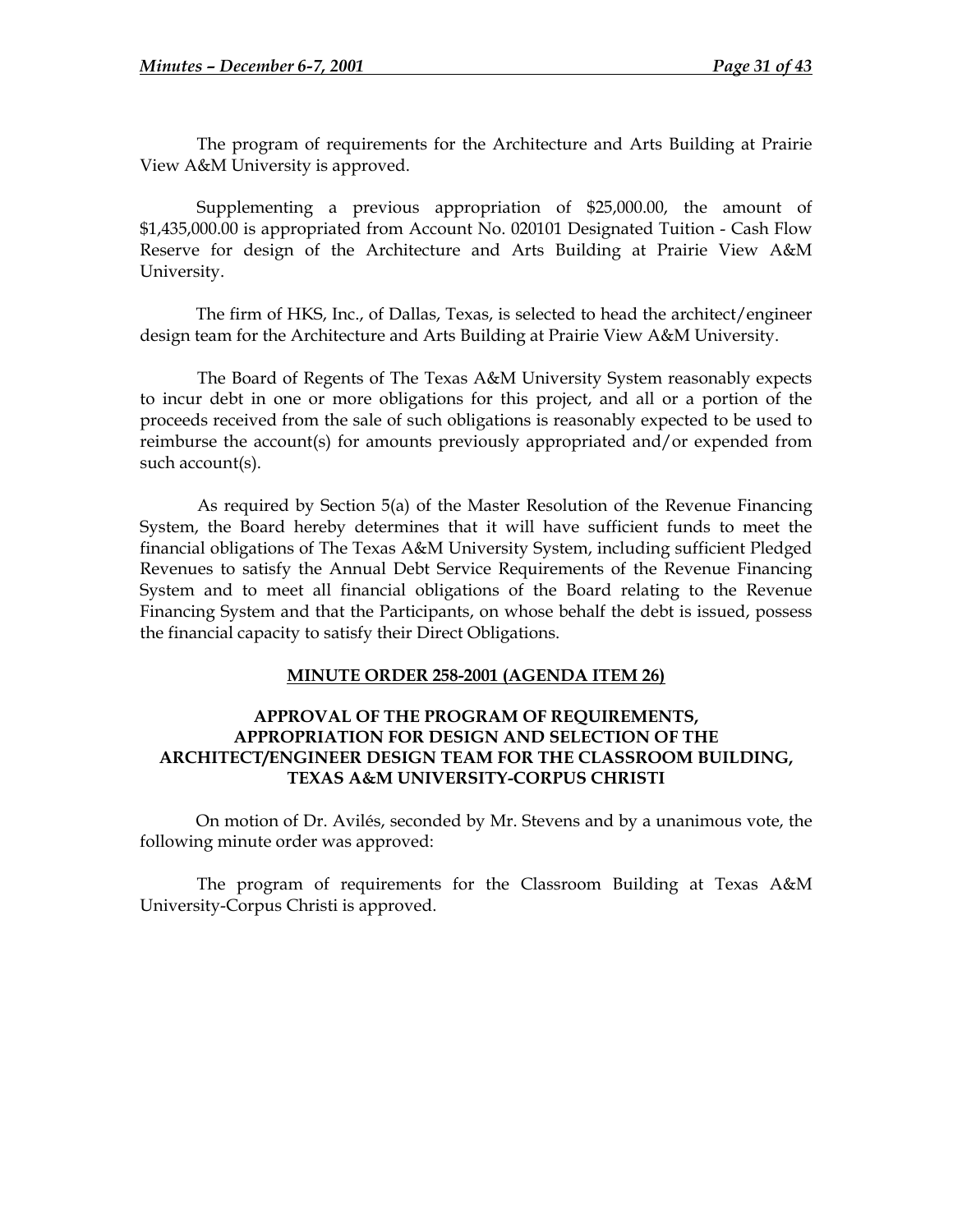The program of requirements for the Architecture and Arts Building at Prairie View A&M University is approved.

Supplementing a previous appropriation of $25,000.00, the amount of $1,435,000.00 is appropriated from Account No. 020101 Designated Tuition - Cash Flow Reserve for design of the Architecture and Arts Building at Prairie View A&M University.

The firm of HKS, Inc., of Dallas, Texas, is selected to head the architect/engineer design team for the Architecture and Arts Building at Prairie View A&M University.

The Board of Regents of The Texas A&M University System reasonably expects to incur debt in one or more obligations for this project, and all or a portion of the proceeds received from the sale of such obligations is reasonably expected to be used to reimburse the account(s) for amounts previously appropriated and/or expended from such account(s).

As required by Section 5(a) of the Master Resolution of the Revenue Financing System, the Board hereby determines that it will have sufficient funds to meet the financial obligations of The Texas A&M University System, including sufficient Pledged Revenues to satisfy the Annual Debt Service Requirements of the Revenue Financing System and to meet all financial obligations of the Board relating to the Revenue Financing System and that the Participants, on whose behalf the debt is issued, possess the financial capacity to satisfy their Direct Obligations.

## MINUTE ORDER 258-2001 (AGENDA ITEM 26)

### APPROVAL OF THE PROGRAM OF REQUIREMENTS, APPROPRIATION FOR DESIGN AND SELECTION OF THE ARCHITECT/ENGINEER DESIGN TEAM FOR THE CLASSROOM BUILDING, TEXAS A&M UNIVERSITY-CORPUS CHRISTI

On motion of Dr. Avilés, seconded by Mr. Stevens and by a unanimous vote, the following minute order was approved:

The program of requirements for the Classroom Building at Texas A&M University-Corpus Christi is approved.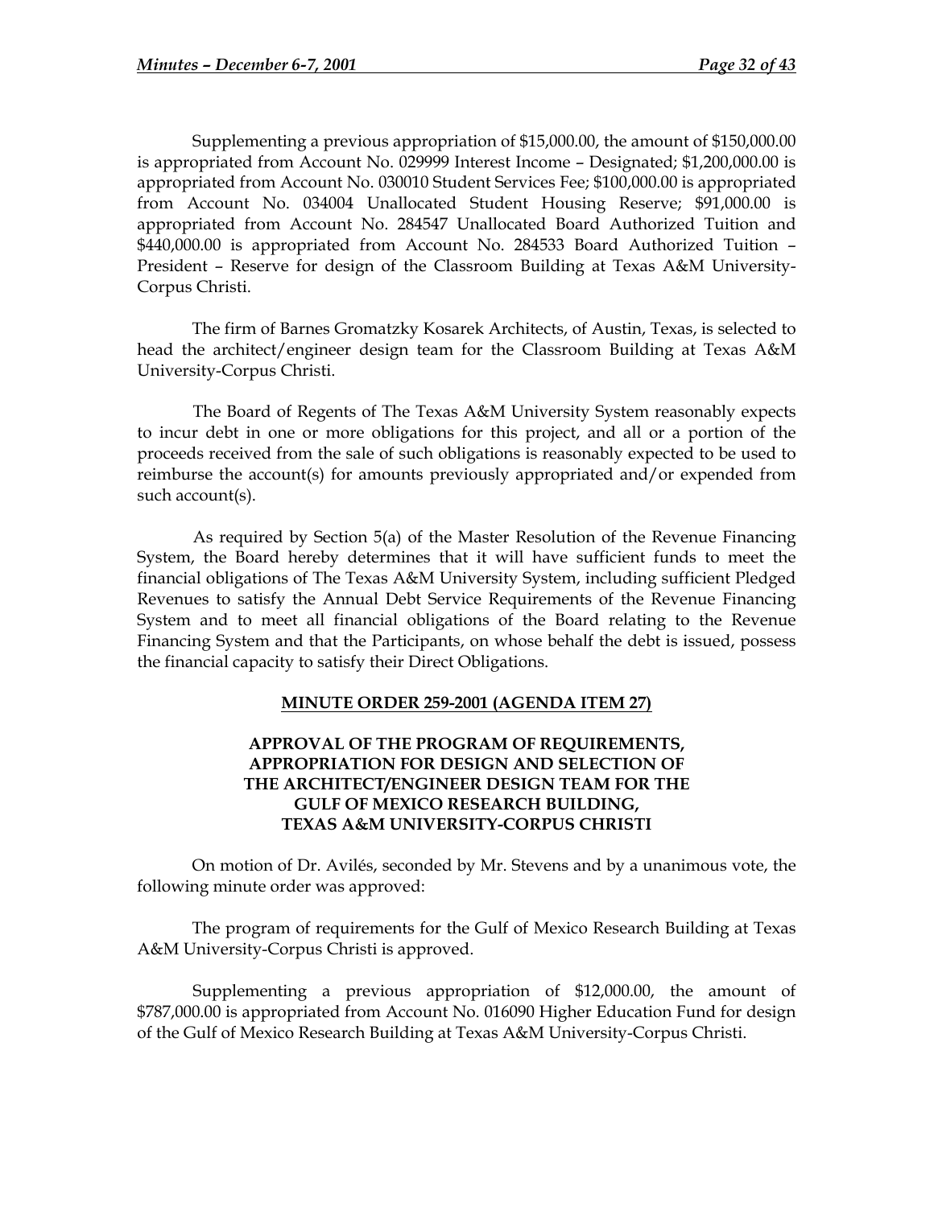Supplementing a previous appropriation of $15,000.00, the amount of $150,000.00 is appropriated from Account No. 029999 Interest Income – Designated; $1,200,000.00 is appropriated from Account No. 030010 Student Services Fee; $100,000.00 is appropriated from Account No. 034004 Unallocated Student Housing Reserve; $91,000.00 is appropriated from Account No. 284547 Unallocated Board Authorized Tuition and $440,000.00 is appropriated from Account No. 284533 Board Authorized Tuition – President – Reserve for design of the Classroom Building at Texas A&M University-Corpus Christi.

The firm of Barnes Gromatzky Kosarek Architects, of Austin, Texas, is selected to head the architect/engineer design team for the Classroom Building at Texas A&M University-Corpus Christi.

The Board of Regents of The Texas A&M University System reasonably expects to incur debt in one or more obligations for this project, and all or a portion of the proceeds received from the sale of such obligations is reasonably expected to be used to reimburse the account(s) for amounts previously appropriated and/or expended from such account(s).

As required by Section 5(a) of the Master Resolution of the Revenue Financing System, the Board hereby determines that it will have sufficient funds to meet the financial obligations of The Texas A&M University System, including sufficient Pledged Revenues to satisfy the Annual Debt Service Requirements of the Revenue Financing System and to meet all financial obligations of the Board relating to the Revenue Financing System and that the Participants, on whose behalf the debt is issued, possess the financial capacity to satisfy their Direct Obligations.

**MINUTE ORDER 259-2001 (AGENDA ITEM 27)**

**APPROVAL OF THE PROGRAM OF REQUIREMENTS, APPROPRIATION FOR DESIGN AND SELECTION OF THE ARCHITECT/ENGINEER DESIGN TEAM FOR THE GULF OF MEXICO RESEARCH BUILDING, TEXAS A&M UNIVERSITY-CORPUS CHRISTI**

On motion of Dr. Avilés, seconded by Mr. Stevens and by a unanimous vote, the following minute order was approved:

The program of requirements for the Gulf of Mexico Research Building at Texas A&M University-Corpus Christi is approved.

Supplementing a previous appropriation of $12,000.00, the amount of $787,000.00 is appropriated from Account No. 016090 Higher Education Fund for design of the Gulf of Mexico Research Building at Texas A&M University-Corpus Christi.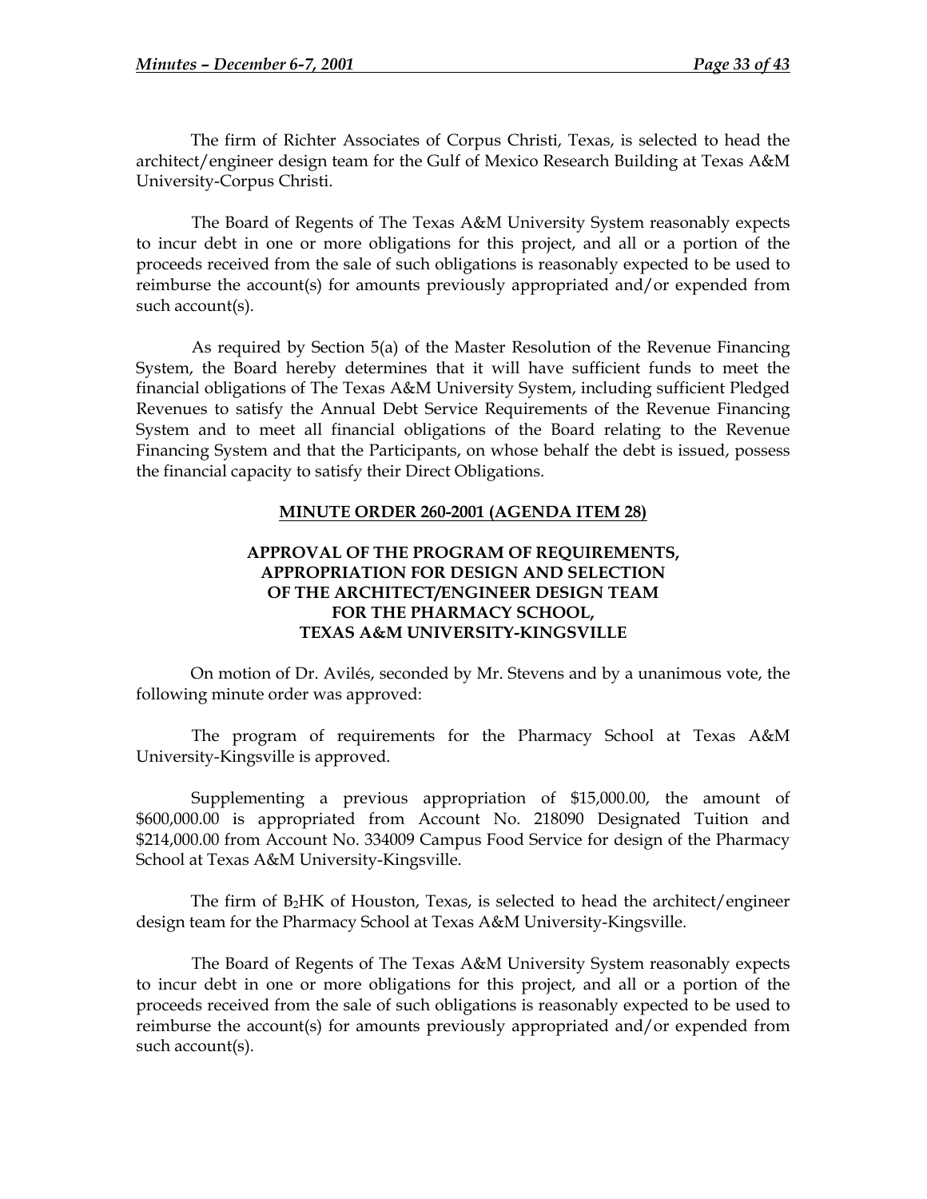The firm of Richter Associates of Corpus Christi, Texas, is selected to head the architect/engineer design team for the Gulf of Mexico Research Building at Texas A&M University-Corpus Christi.

The Board of Regents of The Texas A&M University System reasonably expects to incur debt in one or more obligations for this project, and all or a portion of the proceeds received from the sale of such obligations is reasonably expected to be used to reimburse the account(s) for amounts previously appropriated and/or expended from such account(s).

As required by Section 5(a) of the Master Resolution of the Revenue Financing System, the Board hereby determines that it will have sufficient funds to meet the financial obligations of The Texas A&M University System, including sufficient Pledged Revenues to satisfy the Annual Debt Service Requirements of the Revenue Financing System and to meet all financial obligations of the Board relating to the Revenue Financing System and that the Participants, on whose behalf the debt is issued, possess the financial capacity to satisfy their Direct Obligations.

## MINUTE ORDER 260-2001 (AGENDA ITEM 28)

### APPROVAL OF THE PROGRAM OF REQUIREMENTS, APPROPRIATION FOR DESIGN AND SELECTION OF THE ARCHITECT/ENGINEER DESIGN TEAM FOR THE PHARMACY SCHOOL, TEXAS A&M UNIVERSITY-KINGSVILLE

On motion of Dr. Avilés, seconded by Mr. Stevens and by a unanimous vote, the following minute order was approved:

The program of requirements for the Pharmacy School at Texas A&M University-Kingsville is approved.

Supplementing a previous appropriation of $15,000.00, the amount of $600,000.00 is appropriated from Account No. 218090 Designated Tuition and $214,000.00 from Account No. 334009 Campus Food Service for design of the Pharmacy School at Texas A&M University-Kingsville.

The firm of $B_2$HK of Houston, Texas, is selected to head the architect/engineer design team for the Pharmacy School at Texas A&M University-Kingsville.

The Board of Regents of The Texas A&M University System reasonably expects to incur debt in one or more obligations for this project, and all or a portion of the proceeds received from the sale of such obligations is reasonably expected to be used to reimburse the account(s) for amounts previously appropriated and/or expended from such account(s).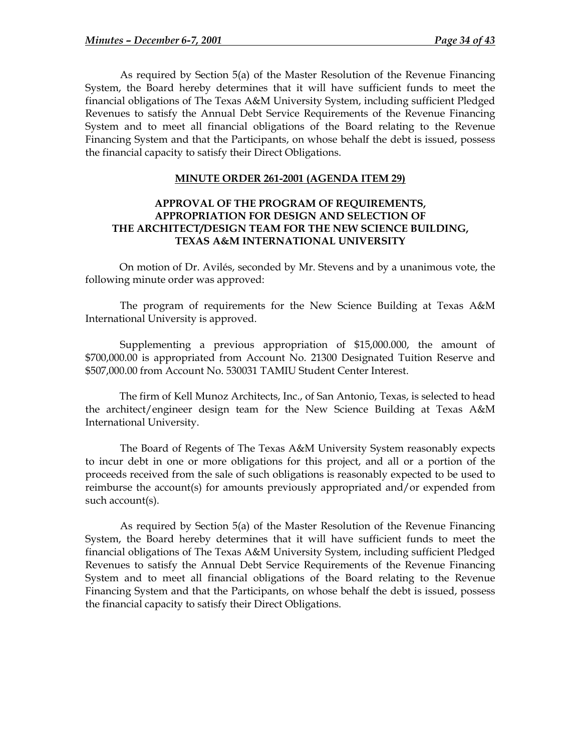As required by Section 5(a) of the Master Resolution of the Revenue Financing System, the Board hereby determines that it will have sufficient funds to meet the financial obligations of The Texas A&M University System, including sufficient Pledged Revenues to satisfy the Annual Debt Service Requirements of the Revenue Financing System and to meet all financial obligations of the Board relating to the Revenue Financing System and that the Participants, on whose behalf the debt is issued, possess the financial capacity to satisfy their Direct Obligations.

**MINUTE ORDER 261-2001 (AGENDA ITEM 29)**

**APPROVAL OF THE PROGRAM OF REQUIREMENTS, APPROPRIATION FOR DESIGN AND SELECTION OF THE ARCHITECT/DESIGN TEAM FOR THE NEW SCIENCE BUILDING, TEXAS A&M INTERNATIONAL UNIVERSITY**

On motion of Dr. Avilés, seconded by Mr. Stevens and by a unanimous vote, the following minute order was approved:

The program of requirements for the New Science Building at Texas A&M International University is approved.

Supplementing a previous appropriation of $15,000.000, the amount of $700,000.00 is appropriated from Account No. 21300 Designated Tuition Reserve and $507,000.00 from Account No. 530031 TAMIU Student Center Interest.

The firm of Kell Munoz Architects, Inc., of San Antonio, Texas, is selected to head the architect/engineer design team for the New Science Building at Texas A&M International University.

The Board of Regents of The Texas A&M University System reasonably expects to incur debt in one or more obligations for this project, and all or a portion of the proceeds received from the sale of such obligations is reasonably expected to be used to reimburse the account(s) for amounts previously appropriated and/or expended from such account(s).

As required by Section 5(a) of the Master Resolution of the Revenue Financing System, the Board hereby determines that it will have sufficient funds to meet the financial obligations of The Texas A&M University System, including sufficient Pledged Revenues to satisfy the Annual Debt Service Requirements of the Revenue Financing System and to meet all financial obligations of the Board relating to the Revenue Financing System and that the Participants, on whose behalf the debt is issued, possess the financial capacity to satisfy their Direct Obligations.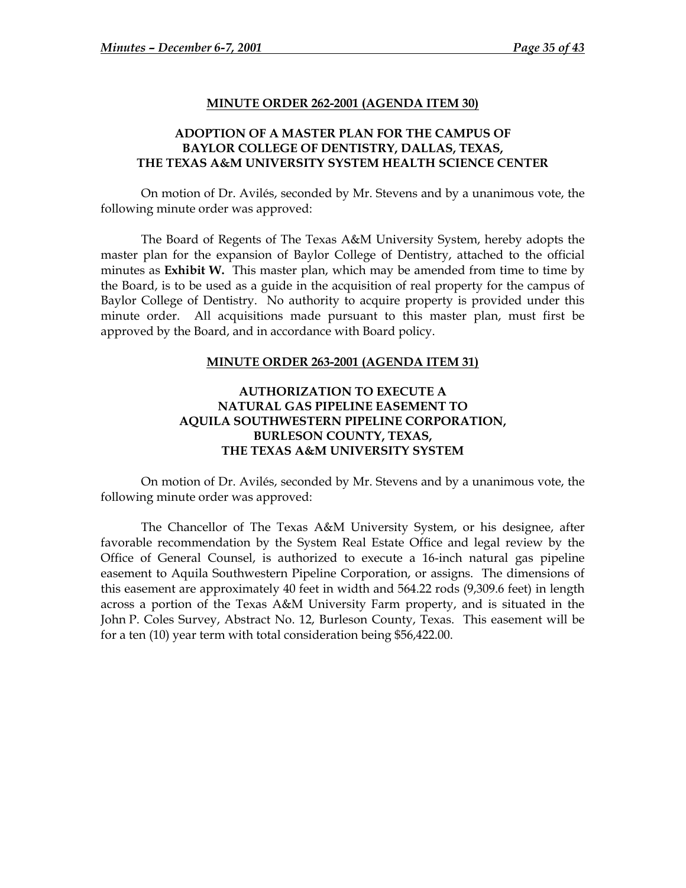**MINUTE ORDER 262-2001 (AGENDA ITEM 30)**

**ADOPTION OF A MASTER PLAN FOR THE CAMPUS OF BAYLOR COLLEGE OF DENTISTRY, DALLAS, TEXAS, THE TEXAS A&M UNIVERSITY SYSTEM HEALTH SCIENCE CENTER**

On motion of Dr. Avilés, seconded by Mr. Stevens and by a unanimous vote, the following minute order was approved:

The Board of Regents of The Texas A&M University System, hereby adopts the master plan for the expansion of Baylor College of Dentistry, attached to the official minutes as **Exhibit W.** This master plan, which may be amended from time to time by the Board, is to be used as a guide in the acquisition of real property for the campus of Baylor College of Dentistry. No authority to acquire property is provided under this minute order. All acquisitions made pursuant to this master plan, must first be approved by the Board, and in accordance with Board policy.

**MINUTE ORDER 263-2001 (AGENDA ITEM 31)**

**AUTHORIZATION TO EXECUTE A NATURAL GAS PIPELINE EASEMENT TO AQUILA SOUTHWESTERN PIPELINE CORPORATION, BURLESON COUNTY, TEXAS, THE TEXAS A&M UNIVERSITY SYSTEM**

On motion of Dr. Avilés, seconded by Mr. Stevens and by a unanimous vote, the following minute order was approved:

The Chancellor of The Texas A&M University System, or his designee, after favorable recommendation by the System Real Estate Office and legal review by the Office of General Counsel, is authorized to execute a 16-inch natural gas pipeline easement to Aquila Southwestern Pipeline Corporation, or assigns. The dimensions of this easement are approximately 40 feet in width and 564.22 rods (9,309.6 feet) in length across a portion of the Texas A&M University Farm property, and is situated in the John P. Coles Survey, Abstract No. 12, Burleson County, Texas. This easement will be for a ten (10) year term with total consideration being $56,422.00.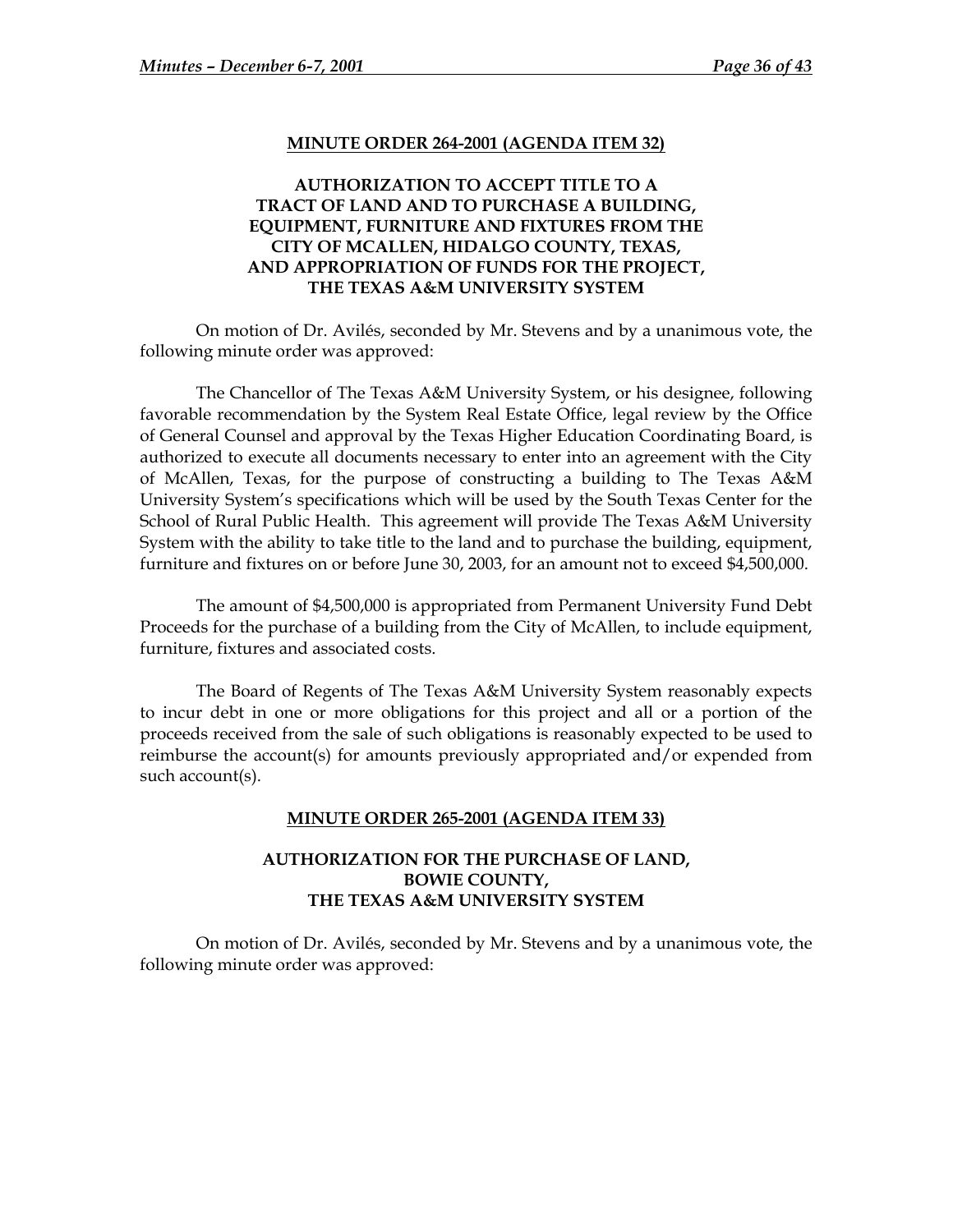**MINUTE ORDER 264-2001 (AGENDA ITEM 32)**

**AUTHORIZATION TO ACCEPT TITLE TO A TRACT OF LAND AND TO PURCHASE A BUILDING, EQUIPMENT, FURNITURE AND FIXTURES FROM THE CITY OF MCALLEN, HIDALGO COUNTY, TEXAS, AND APPROPRIATION OF FUNDS FOR THE PROJECT, THE TEXAS A&M UNIVERSITY SYSTEM**

On motion of Dr. Avilés, seconded by Mr. Stevens and by a unanimous vote, the following minute order was approved:

The Chancellor of The Texas A&M University System, or his designee, following favorable recommendation by the System Real Estate Office, legal review by the Office of General Counsel and approval by the Texas Higher Education Coordinating Board, is authorized to execute all documents necessary to enter into an agreement with the City of McAllen, Texas, for the purpose of constructing a building to The Texas A&M University System's specifications which will be used by the South Texas Center for the School of Rural Public Health. This agreement will provide The Texas A&M University System with the ability to take title to the land and to purchase the building, equipment, furniture and fixtures on or before June 30, 2003, for an amount not to exceed $4,500,000.

The amount of $4,500,000 is appropriated from Permanent University Fund Debt Proceeds for the purchase of a building from the City of McAllen, to include equipment, furniture, fixtures and associated costs.

The Board of Regents of The Texas A&M University System reasonably expects to incur debt in one or more obligations for this project and all or a portion of the proceeds received from the sale of such obligations is reasonably expected to be used to reimburse the account(s) for amounts previously appropriated and/or expended from such account(s).

**MINUTE ORDER 265-2001 (AGENDA ITEM 33)**

**AUTHORIZATION FOR THE PURCHASE OF LAND, BOWIE COUNTY, THE TEXAS A&M UNIVERSITY SYSTEM**

On motion of Dr. Avilés, seconded by Mr. Stevens and by a unanimous vote, the following minute order was approved: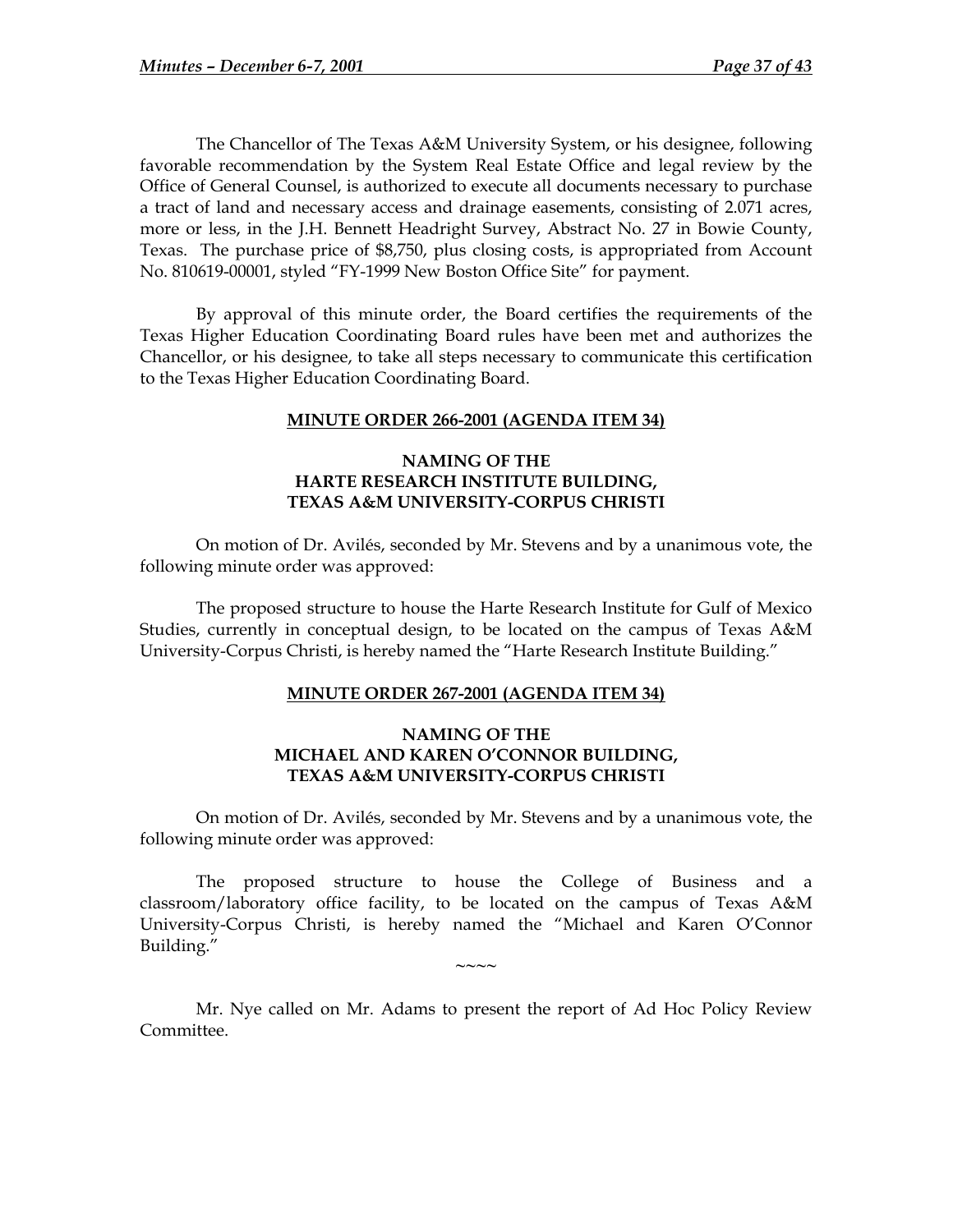The Chancellor of The Texas A&M University System, or his designee, following favorable recommendation by the System Real Estate Office and legal review by the Office of General Counsel, is authorized to execute all documents necessary to purchase a tract of land and necessary access and drainage easements, consisting of 2.071 acres, more or less, in the J.H. Bennett Headright Survey, Abstract No. 27 in Bowie County, Texas. The purchase price of $8,750, plus closing costs, is appropriated from Account No. 810619-00001, styled "FY-1999 New Boston Office Site" for payment.

By approval of this minute order, the Board certifies the requirements of the Texas Higher Education Coordinating Board rules have been met and authorizes the Chancellor, or his designee, to take all steps necessary to communicate this certification to the Texas Higher Education Coordinating Board.

**MINUTE ORDER 266-2001 (AGENDA ITEM 34)**

**NAMING OF THE HARTE RESEARCH INSTITUTE BUILDING, TEXAS A&M UNIVERSITY-CORPUS CHRISTI**

On motion of Dr. Avilés, seconded by Mr. Stevens and by a unanimous vote, the following minute order was approved:

The proposed structure to house the Harte Research Institute for Gulf of Mexico Studies, currently in conceptual design, to be located on the campus of Texas A&M University-Corpus Christi, is hereby named the "Harte Research Institute Building."

**MINUTE ORDER 267-2001 (AGENDA ITEM 34)**

**NAMING OF THE MICHAEL AND KAREN O'CONNOR BUILDING, TEXAS A&M UNIVERSITY-CORPUS CHRISTI**

On motion of Dr. Avilés, seconded by Mr. Stevens and by a unanimous vote, the following minute order was approved:

The proposed structure to house the College of Business and a classroom/laboratory office facility, to be located on the campus of Texas A&M University-Corpus Christi, is hereby named the "Michael and Karen O'Connor Building."

~~~~

Mr. Nye called on Mr. Adams to present the report of Ad Hoc Policy Review Committee.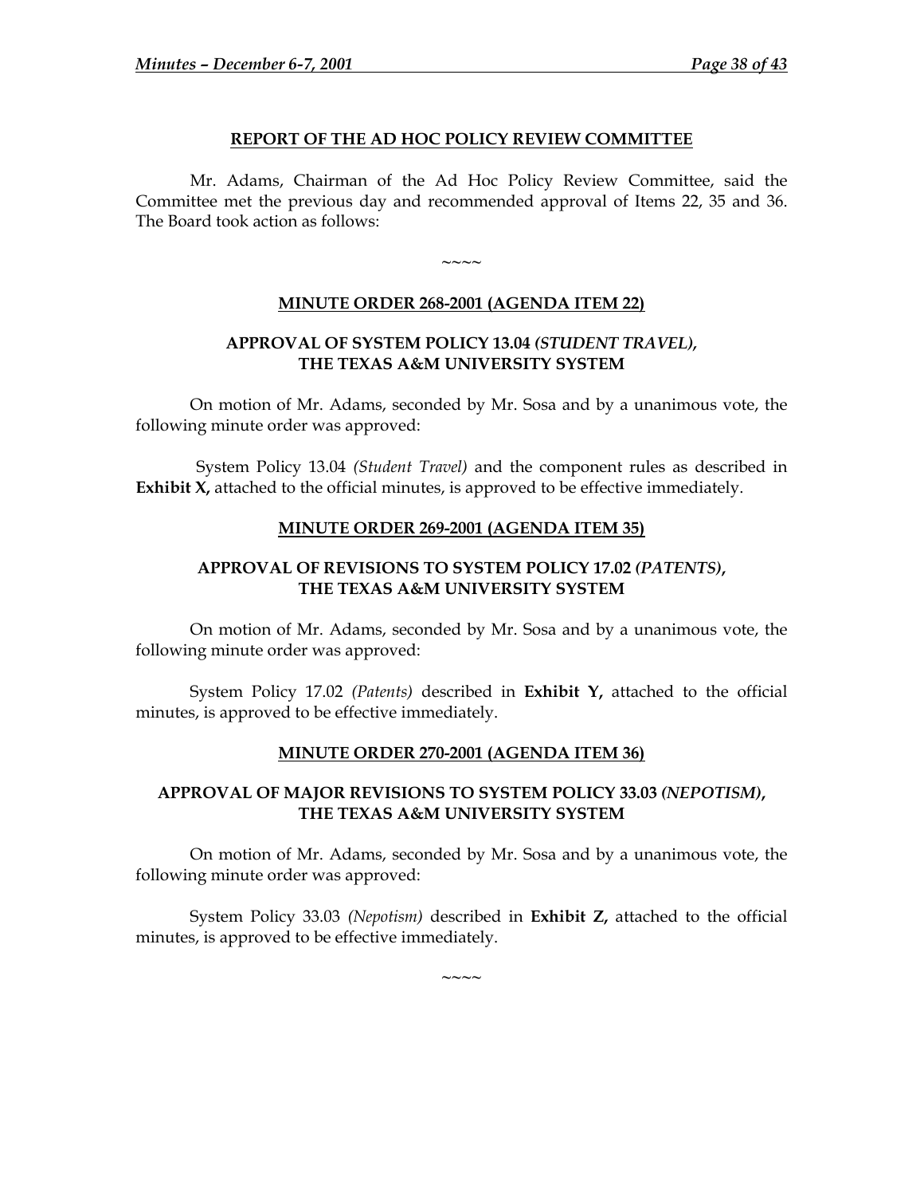## REPORT OF THE AD HOC POLICY REVIEW COMMITTEE

Mr. Adams, Chairman of the Ad Hoc Policy Review Committee, said the Committee met the previous day and recommended approval of Items 22, 35 and 36. The Board took action as follows:

~~~~

### MINUTE ORDER 268-2001 (AGENDA ITEM 22)

### APPROVAL OF SYSTEM POLICY 13.04 *(STUDENT TRAVEL)*, THE TEXAS A&M UNIVERSITY SYSTEM

On motion of Mr. Adams, seconded by Mr. Sosa and by a unanimous vote, the following minute order was approved:

System Policy 13.04 *(Student Travel)* and the component rules as described in **Exhibit X,** attached to the official minutes, is approved to be effective immediately.

### MINUTE ORDER 269-2001 (AGENDA ITEM 35)

### APPROVAL OF REVISIONS TO SYSTEM POLICY 17.02 *(PATENTS)*, THE TEXAS A&M UNIVERSITY SYSTEM

On motion of Mr. Adams, seconded by Mr. Sosa and by a unanimous vote, the following minute order was approved:

System Policy 17.02 *(Patents)* described in **Exhibit Y,** attached to the official minutes, is approved to be effective immediately.

### MINUTE ORDER 270-2001 (AGENDA ITEM 36)

### APPROVAL OF MAJOR REVISIONS TO SYSTEM POLICY 33.03 *(NEPOTISM)*, THE TEXAS A&M UNIVERSITY SYSTEM

On motion of Mr. Adams, seconded by Mr. Sosa and by a unanimous vote, the following minute order was approved:

System Policy 33.03 *(Nepotism)* described in **Exhibit Z,** attached to the official minutes, is approved to be effective immediately.

~~~~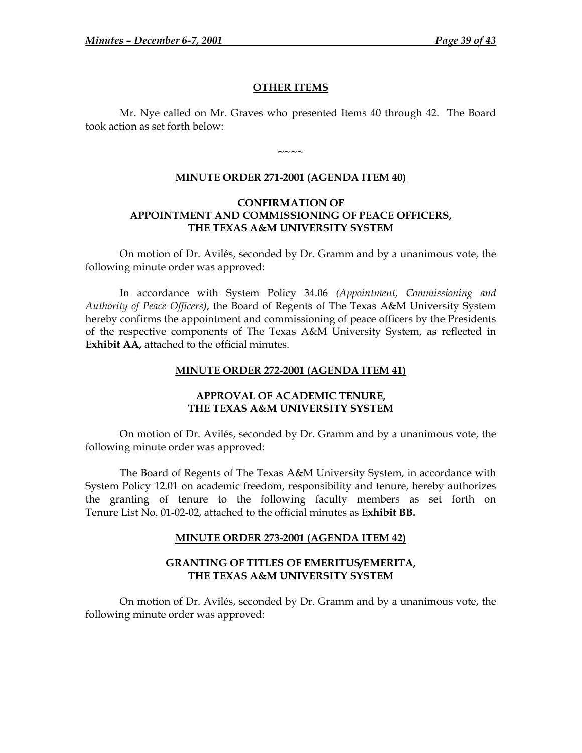## OTHER ITEMS

Mr. Nye called on Mr. Graves who presented Items 40 through 42. The Board took action as set forth below:

~~~~

### MINUTE ORDER 271-2001 (AGENDA ITEM 40)

### CONFIRMATION OF APPOINTMENT AND COMMISSIONING OF PEACE OFFICERS, THE TEXAS A&M UNIVERSITY SYSTEM

On motion of Dr. Avilés, seconded by Dr. Gramm and by a unanimous vote, the following minute order was approved:

In accordance with System Policy 34.06 *(Appointment, Commissioning and Authority of Peace Officers)*, the Board of Regents of The Texas A&M University System hereby confirms the appointment and commissioning of peace officers by the Presidents of the respective components of The Texas A&M University System, as reflected in **Exhibit AA,** attached to the official minutes.

### MINUTE ORDER 272-2001 (AGENDA ITEM 41)

### APPROVAL OF ACADEMIC TENURE, THE TEXAS A&M UNIVERSITY SYSTEM

On motion of Dr. Avilés, seconded by Dr. Gramm and by a unanimous vote, the following minute order was approved:

The Board of Regents of The Texas A&M University System, in accordance with System Policy 12.01 on academic freedom, responsibility and tenure, hereby authorizes the granting of tenure to the following faculty members as set forth on Tenure List No. 01-02-02, attached to the official minutes as **Exhibit BB.**

### MINUTE ORDER 273-2001 (AGENDA ITEM 42)

### GRANTING OF TITLES OF EMERITUS/EMERITA, THE TEXAS A&M UNIVERSITY SYSTEM

On motion of Dr. Avilés, seconded by Dr. Gramm and by a unanimous vote, the following minute order was approved: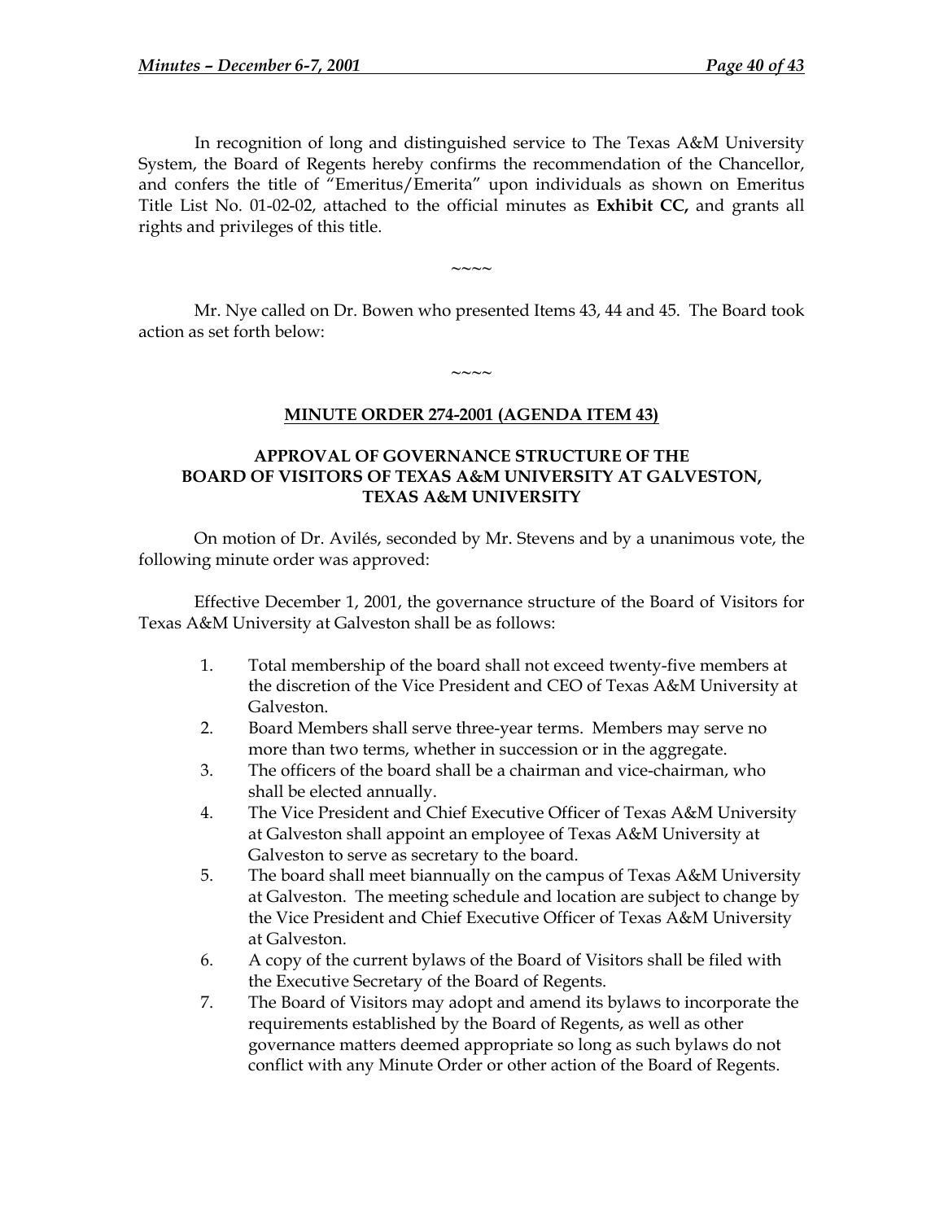In recognition of long and distinguished service to The Texas A&M University System, the Board of Regents hereby confirms the recommendation of the Chancellor, and confers the title of "Emeritus/Emerita" upon individuals as shown on Emeritus Title List No. 01-02-02, attached to the official minutes as **Exhibit CC,** and grants all rights and privileges of this title.

~~~~

Mr. Nye called on Dr. Bowen who presented Items 43, 44 and 45. The Board took action as set forth below:

~~~~

**MINUTE ORDER 274-2001 (AGENDA ITEM 43)**

**APPROVAL OF GOVERNANCE STRUCTURE OF THE BOARD OF VISITORS OF TEXAS A&M UNIVERSITY AT GALVESTON, TEXAS A&M UNIVERSITY**

On motion of Dr. Avilés, seconded by Mr. Stevens and by a unanimous vote, the following minute order was approved:

Effective December 1, 2001, the governance structure of the Board of Visitors for Texas A&M University at Galveston shall be as follows:

1. Total membership of the board shall not exceed twenty-five members at the discretion of the Vice President and CEO of Texas A&M University at Galveston.
2. Board Members shall serve three-year terms. Members may serve no more than two terms, whether in succession or in the aggregate.
3. The officers of the board shall be a chairman and vice-chairman, who shall be elected annually.
4. The Vice President and Chief Executive Officer of Texas A&M University at Galveston shall appoint an employee of Texas A&M University at Galveston to serve as secretary to the board.
5. The board shall meet biannually on the campus of Texas A&M University at Galveston. The meeting schedule and location are subject to change by the Vice President and Chief Executive Officer of Texas A&M University at Galveston.
6. A copy of the current bylaws of the Board of Visitors shall be filed with the Executive Secretary of the Board of Regents.
7. The Board of Visitors may adopt and amend its bylaws to incorporate the requirements established by the Board of Regents, as well as other governance matters deemed appropriate so long as such bylaws do not conflict with any Minute Order or other action of the Board of Regents.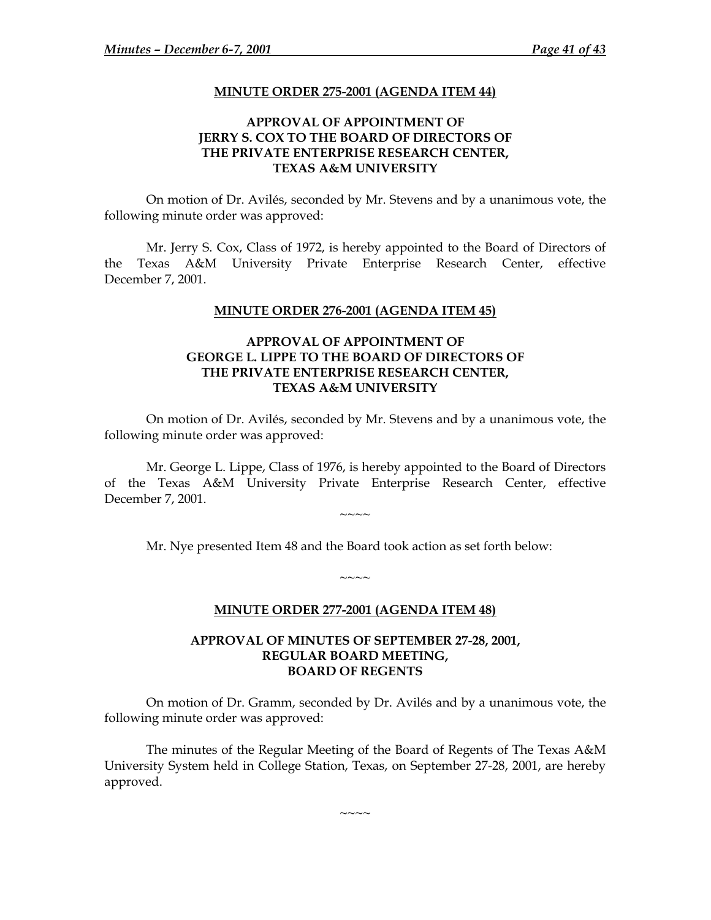**MINUTE ORDER 275-2001 (AGENDA ITEM 44)**

**APPROVAL OF APPOINTMENT OF JERRY S. COX TO THE BOARD OF DIRECTORS OF THE PRIVATE ENTERPRISE RESEARCH CENTER, TEXAS A&M UNIVERSITY**

On motion of Dr. Avilés, seconded by Mr. Stevens and by a unanimous vote, the following minute order was approved:

Mr. Jerry S. Cox, Class of 1972, is hereby appointed to the Board of Directors of the Texas A&M University Private Enterprise Research Center, effective December 7, 2001.

**MINUTE ORDER 276-2001 (AGENDA ITEM 45)**

**APPROVAL OF APPOINTMENT OF GEORGE L. LIPPE TO THE BOARD OF DIRECTORS OF THE PRIVATE ENTERPRISE RESEARCH CENTER, TEXAS A&M UNIVERSITY**

On motion of Dr. Avilés, seconded by Mr. Stevens and by a unanimous vote, the following minute order was approved:

Mr. George L. Lippe, Class of 1976, is hereby appointed to the Board of Directors of the Texas A&M University Private Enterprise Research Center, effective December 7, 2001.

~~~~

Mr. Nye presented Item 48 and the Board took action as set forth below:

~~~~

**MINUTE ORDER 277-2001 (AGENDA ITEM 48)**

**APPROVAL OF MINUTES OF SEPTEMBER 27-28, 2001, REGULAR BOARD MEETING, BOARD OF REGENTS**

On motion of Dr. Gramm, seconded by Dr. Avilés and by a unanimous vote, the following minute order was approved:

The minutes of the Regular Meeting of the Board of Regents of The Texas A&M University System held in College Station, Texas, on September 27-28, 2001, are hereby approved.

~~~~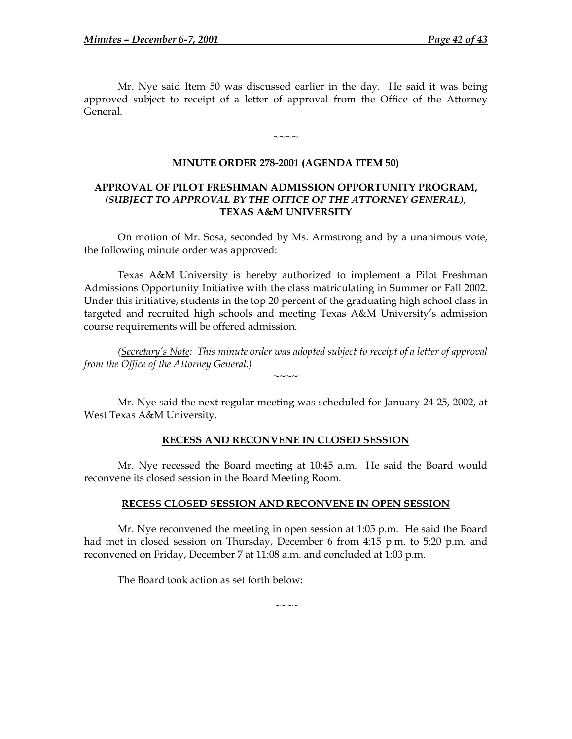Mr. Nye said Item 50 was discussed earlier in the day. He said it was being approved subject to receipt of a letter of approval from the Office of the Attorney General.

~~~~

**MINUTE ORDER 278-2001 (AGENDA ITEM 50)**

**APPROVAL OF PILOT FRESHMAN ADMISSION OPPORTUNITY PROGRAM, *(SUBJECT TO APPROVAL BY THE OFFICE OF THE ATTORNEY GENERAL),* TEXAS A&M UNIVERSITY**

On motion of Mr. Sosa, seconded by Ms. Armstrong and by a unanimous vote, the following minute order was approved:

Texas A&M University is hereby authorized to implement a Pilot Freshman Admissions Opportunity Initiative with the class matriculating in Summer or Fall 2002. Under this initiative, students in the top 20 percent of the graduating high school class in targeted and recruited high schools and meeting Texas A&M University's admission course requirements will be offered admission.

*(Secretary's Note: This minute order was adopted subject to receipt of a letter of approval from the Office of the Attorney General.)*

~~~~

Mr. Nye said the next regular meeting was scheduled for January 24-25, 2002, at West Texas A&M University.

**RECESS AND RECONVENE IN CLOSED SESSION**

Mr. Nye recessed the Board meeting at 10:45 a.m. He said the Board would reconvene its closed session in the Board Meeting Room.

**RECESS CLOSED SESSION AND RECONVENE IN OPEN SESSION**

Mr. Nye reconvened the meeting in open session at 1:05 p.m. He said the Board had met in closed session on Thursday, December 6 from 4:15 p.m. to 5:20 p.m. and reconvened on Friday, December 7 at 11:08 a.m. and concluded at 1:03 p.m.

The Board took action as set forth below:

~~~~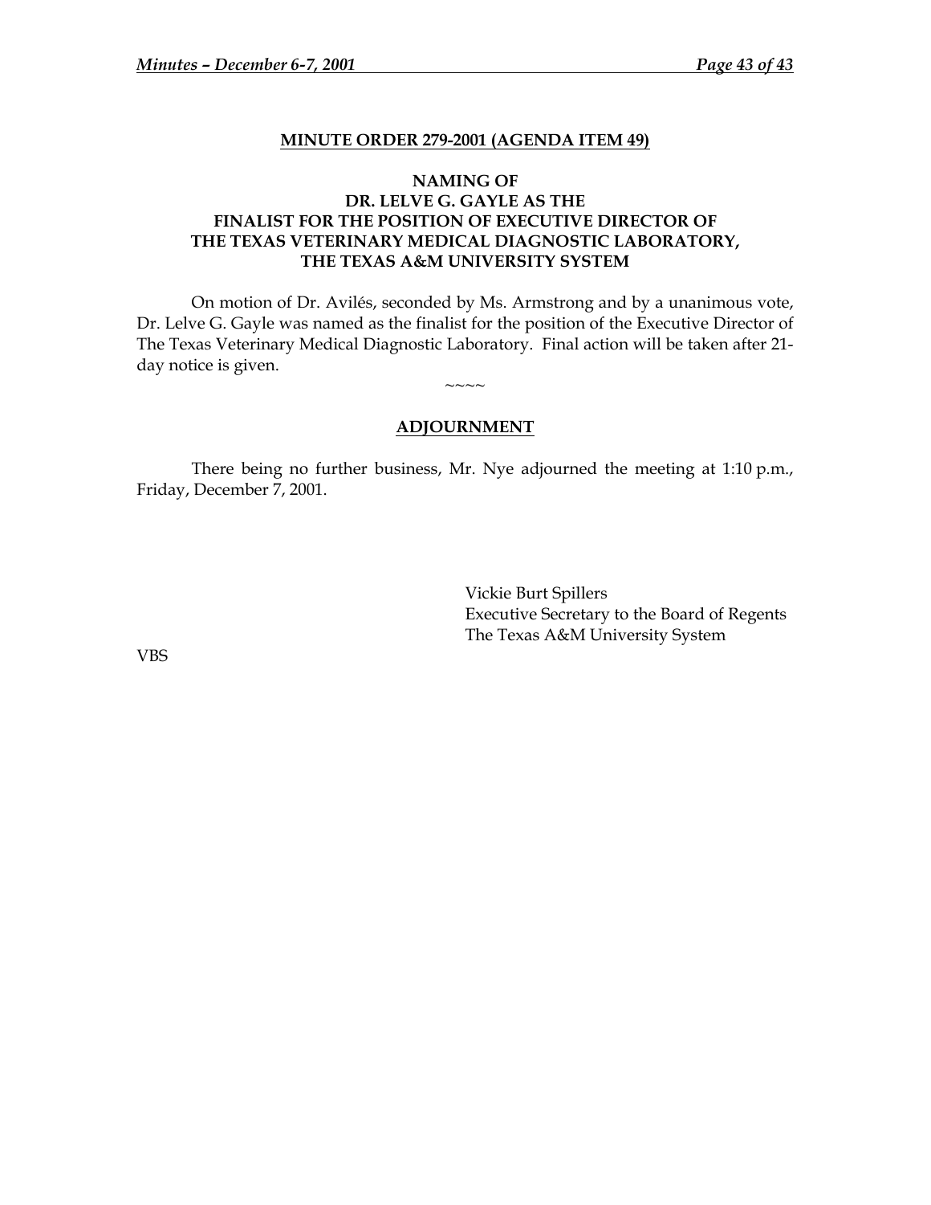**MINUTE ORDER 279-2001 (AGENDA ITEM 49)**

**NAMING OF**
**DR. LELVE G. GAYLE AS THE**
**FINALIST FOR THE POSITION OF EXECUTIVE DIRECTOR OF**
**THE TEXAS VETERINARY MEDICAL DIAGNOSTIC LABORATORY,**
**THE TEXAS A&M UNIVERSITY SYSTEM**

On motion of Dr. Avilés, seconded by Ms. Armstrong and by a unanimous vote, Dr. Lelve G. Gayle was named as the finalist for the position of the Executive Director of The Texas Veterinary Medical Diagnostic Laboratory. Final action will be taken after 21-day notice is given.

~~~~

**ADJOURNMENT**

There being no further business, Mr. Nye adjourned the meeting at 1:10 p.m., Friday, December 7, 2001.

Vickie Burt Spillers
Executive Secretary to the Board of Regents
The Texas A&M University System

VBS